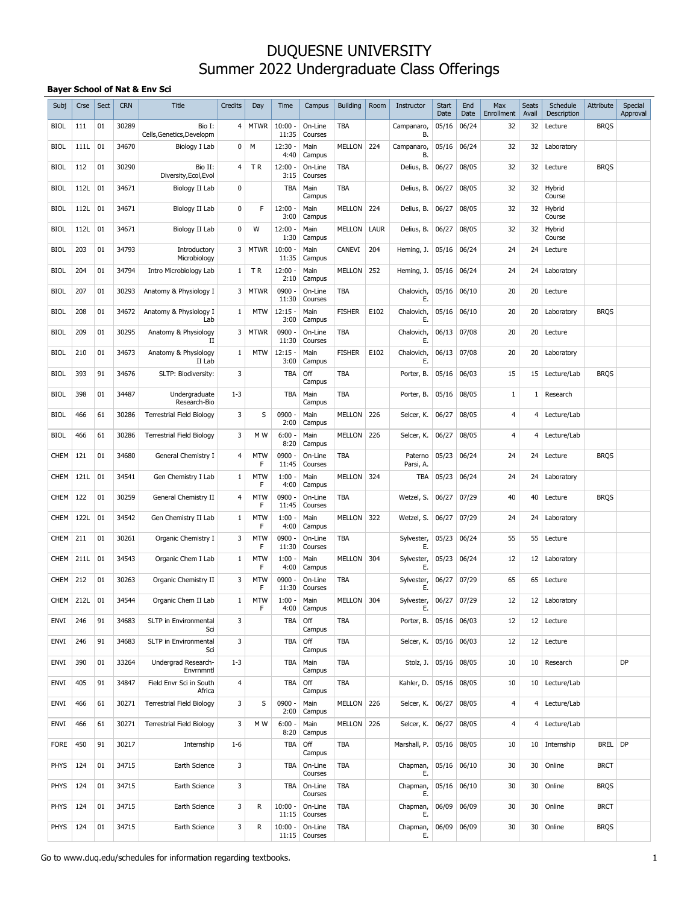# DUQUESNE UNIVERSITY
# Summer 2022 Undergraduate Class Offerings

### Bayer School of Nat & Env Sci

| Subj | Crse | Sect | CRN | Title | Credits | Day | Time | Campus | Building | Room | Instructor | Start Date | End Date | Max Enrollment | Seats Avail | Schedule Description | Attribute | Special Approval |
|---|---|---|---|---|---|---|---|---|---|---|---|---|---|---|---|---|---|---|
| BIOL | 111 | 01 | 30289 | Bio I: Cells,Genetics,Developm | 4 | MTWR | 10:00 - 11:35 | On-Line Courses | TBA | | Campanaro, B. | 05/16 | 06/24 | 32 | 32 | Lecture | BRQS | |
| BIOL | 111L | 01 | 34670 | Biology I Lab | 0 | M | 12:30 - 4:40 | Main Campus | MELLON | 224 | Campanaro, B. | 05/16 | 06/24 | 32 | 32 | Laboratory | | |
| BIOL | 112 | 01 | 30290 | Bio II: Diversity,Ecol,Evol | 4 | T R | 12:00 - 3:15 | On-Line Courses | TBA | | Delius, B. | 06/27 | 08/05 | 32 | 32 | Lecture | BRQS | |
| BIOL | 112L | 01 | 34671 | Biology II Lab | 0 | | TBA | Main Campus | TBA | | Delius, B. | 06/27 | 08/05 | 32 | 32 | Hybrid Course | | |
| BIOL | 112L | 01 | 34671 | Biology II Lab | 0 | F | 12:00 - 3:00 | Main Campus | MELLON | 224 | Delius, B. | 06/27 | 08/05 | 32 | 32 | Hybrid Course | | |
| BIOL | 112L | 01 | 34671 | Biology II Lab | 0 | W | 12:00 - 1:30 | Main Campus | MELLON | LAUR | Delius, B. | 06/27 | 08/05 | 32 | 32 | Hybrid Course | | |
| BIOL | 203 | 01 | 34793 | Introductory Microbiology | 3 | MTWR | 10:00 - 11:35 | Main Campus | CANEVI | 204 | Heming, J. | 05/16 | 06/24 | 24 | 24 | Lecture | | |
| BIOL | 204 | 01 | 34794 | Intro Microbiology Lab | 1 | T R | 12:00 - 2:10 | Main Campus | MELLON | 252 | Heming, J. | 05/16 | 06/24 | 24 | 24 | Laboratory | | |
| BIOL | 207 | 01 | 30293 | Anatomy & Physiology I | 3 | MTWR | 0900 - 11:30 | On-Line Courses | TBA | | Chalovich, E. | 05/16 | 06/10 | 20 | 20 | Lecture | | |
| BIOL | 208 | 01 | 34672 | Anatomy & Physiology I Lab | 1 | MTW | 12:15 - 3:00 | Main Campus | FISHER | E102 | Chalovich, E. | 05/16 | 06/10 | 20 | 20 | Laboratory | BRQS | |
| BIOL | 209 | 01 | 30295 | Anatomy & Physiology II | 3 | MTWR | 0900 - 11:30 | On-Line Courses | TBA | | Chalovich, E. | 06/13 | 07/08 | 20 | 20 | Lecture | | |
| BIOL | 210 | 01 | 34673 | Anatomy & Physiology II Lab | 1 | MTW | 12:15 - 3:00 | Main Campus | FISHER | E102 | Chalovich, E. | 06/13 | 07/08 | 20 | 20 | Laboratory | | |
| BIOL | 393 | 91 | 34676 | SLTP: Biodiversity: | 3 | | TBA | Off Campus | TBA | | Porter, B. | 05/16 | 06/03 | 15 | 15 | Lecture/Lab | BRQS | |
| BIOL | 398 | 01 | 34487 | Undergraduate Research-Bio | 1-3 | | TBA | Main Campus | TBA | | Porter, B. | 05/16 | 08/05 | 1 | 1 | Research | | |
| BIOL | 466 | 61 | 30286 | Terrestrial Field Biology | 3 | S | 0900 - 2:00 | Main Campus | MELLON | 226 | Selcer, K. | 06/27 | 08/05 | 4 | 4 | Lecture/Lab | | |
| BIOL | 466 | 61 | 30286 | Terrestrial Field Biology | 3 | M W | 6:00 - 8:20 | Main Campus | MELLON | 226 | Selcer, K. | 06/27 | 08/05 | 4 | 4 | Lecture/Lab | | |
| CHEM | 121 | 01 | 34680 | General Chemistry I | 4 | MTW F | 0900 - 11:45 | On-Line Courses | TBA | | Paterno Parsi, A. | 05/23 | 06/24 | 24 | 24 | Lecture | BRQS | |
| CHEM | 121L | 01 | 34541 | Gen Chemistry I Lab | 1 | MTW F | 1:00 - 4:00 | Main Campus | MELLON | 324 | TBA | 05/23 | 06/24 | 24 | 24 | Laboratory | | |
| CHEM | 122 | 01 | 30259 | General Chemistry II | 4 | MTW F | 0900 - 11:45 | On-Line Courses | TBA | | Wetzel, S. | 06/27 | 07/29 | 40 | 40 | Lecture | BRQS | |
| CHEM | 122L | 01 | 34542 | Gen Chemistry II Lab | 1 | MTW F | 1:00 - 4:00 | Main Campus | MELLON | 322 | Wetzel, S. | 06/27 | 07/29 | 24 | 24 | Laboratory | | |
| CHEM | 211 | 01 | 30261 | Organic Chemistry I | 3 | MTW F | 0900 - 11:30 | On-Line Courses | TBA | | Sylvester, E. | 05/23 | 06/24 | 55 | 55 | Lecture | | |
| CHEM | 211L | 01 | 34543 | Organic Chem I Lab | 1 | MTW F | 1:00 - 4:00 | Main Campus | MELLON | 304 | Sylvester, E. | 05/23 | 06/24 | 12 | 12 | Laboratory | | |
| CHEM | 212 | 01 | 30263 | Organic Chemistry II | 3 | MTW F | 0900 - 11:30 | On-Line Courses | TBA | | Sylvester, E. | 06/27 | 07/29 | 65 | 65 | Lecture | | |
| CHEM | 212L | 01 | 34544 | Organic Chem II Lab | 1 | MTW F | 1:00 - 4:00 | Main Campus | MELLON | 304 | Sylvester, E. | 06/27 | 07/29 | 12 | 12 | Laboratory | | |
| ENVI | 246 | 91 | 34683 | SLTP in Environmental Sci | 3 | | TBA | Off Campus | TBA | | Porter, B. | 05/16 | 06/03 | 12 | 12 | Lecture | | |
| ENVI | 246 | 91 | 34683 | SLTP in Environmental Sci | 3 | | TBA | Off Campus | TBA | | Selcer, K. | 05/16 | 06/03 | 12 | 12 | Lecture | | |
| ENVI | 390 | 01 | 33264 | Undergrad Research-Envrnmntl | 1-3 | | TBA | Main Campus | TBA | | Stolz, J. | 05/16 | 08/05 | 10 | 10 | Research | | DP |
| ENVI | 405 | 91 | 34847 | Field Envr Sci in South Africa | 4 | | TBA | Off Campus | TBA | | Kahler, D. | 05/16 | 08/05 | 10 | 10 | Lecture/Lab | | |
| ENVI | 466 | 61 | 30271 | Terrestrial Field Biology | 3 | S | 0900 - 2:00 | Main Campus | MELLON | 226 | Selcer, K. | 06/27 | 08/05 | 4 | 4 | Lecture/Lab | | |
| ENVI | 466 | 61 | 30271 | Terrestrial Field Biology | 3 | M W | 6:00 - 8:20 | Main Campus | MELLON | 226 | Selcer, K. | 06/27 | 08/05 | 4 | 4 | Lecture/Lab | | |
| FORE | 450 | 91 | 30217 | Internship | 1-6 | | TBA | Off Campus | TBA | | Marshall, P. | 05/16 | 08/05 | 10 | 10 | Internship | BREL | DP |
| PHYS | 124 | 01 | 34715 | Earth Science | 3 | | TBA | On-Line Courses | TBA | | Chapman, E. | 05/16 | 06/10 | 30 | 30 | Online | BRCT | |
| PHYS | 124 | 01 | 34715 | Earth Science | 3 | | TBA | On-Line Courses | TBA | | Chapman, E. | 05/16 | 06/10 | 30 | 30 | Online | BRQS | |
| PHYS | 124 | 01 | 34715 | Earth Science | 3 | R | 10:00 - 11:15 | On-Line Courses | TBA | | Chapman, E. | 06/09 | 06/09 | 30 | 30 | Online | BRCT | |
| PHYS | 124 | 01 | 34715 | Earth Science | 3 | R | 10:00 - 11:15 | On-Line Courses | TBA | | Chapman, E. | 06/09 | 06/09 | 30 | 30 | Online | BRQS | |

Go to www.duq.edu/schedules for information regarding textbooks.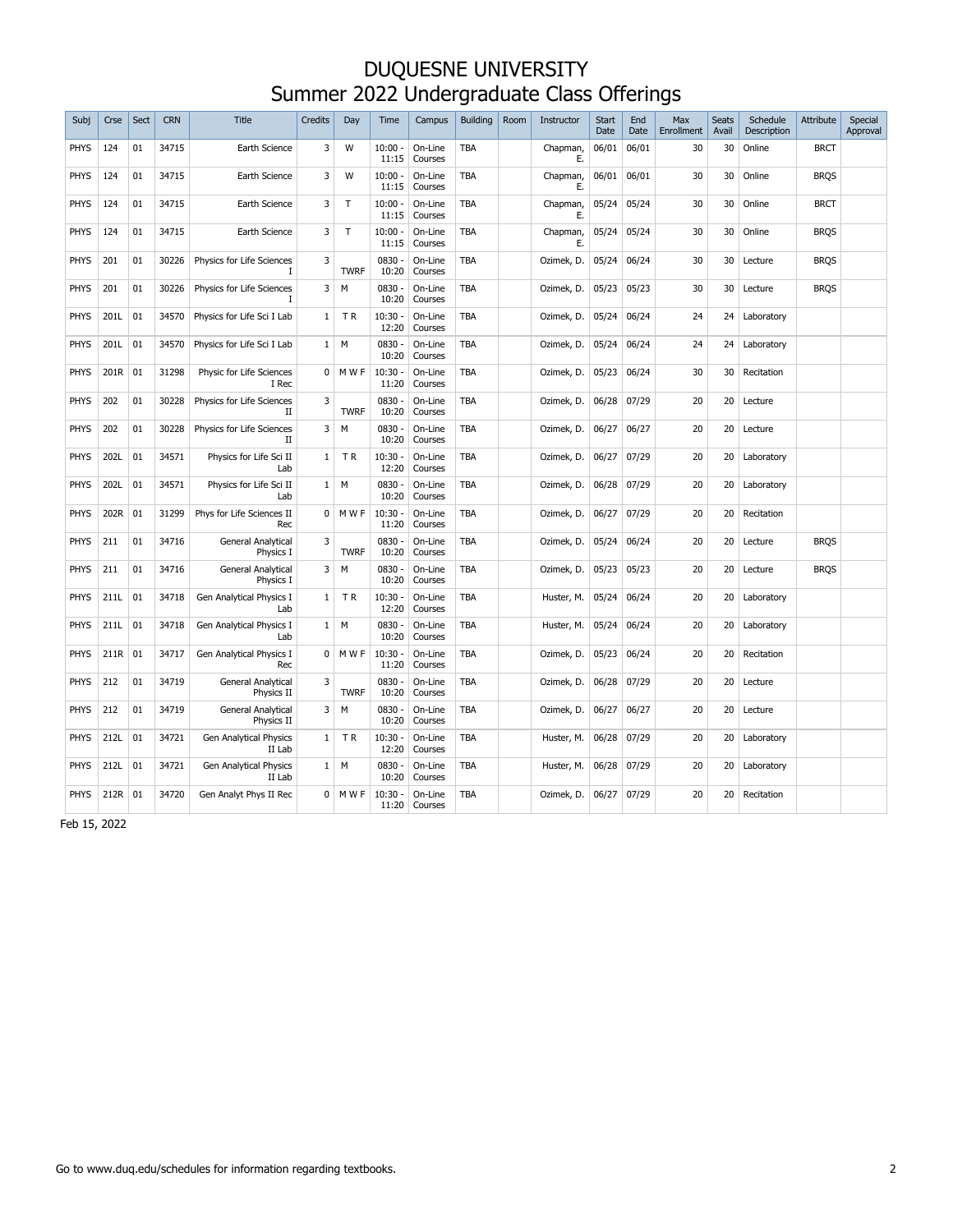# DUQUESNE UNIVERSITY
# Summer 2022 Undergraduate Class Offerings

| Subj | Crse | Sect | CRN | Title | Credits | Day | Time | Campus | Building | Room | Instructor | Start Date | End Date | Max Enrollment | Seats Avail | Schedule Description | Attribute | Special Approval |
|---|---|---|---|---|---|---|---|---|---|---|---|---|---|---|---|---|---|---|
| PHYS | 124 | 01 | 34715 | Earth Science | 3 | W | 10:00 - 11:15 | On-Line Courses | TBA | | Chapman, E. | 06/01 | 06/01 | 30 | 30 | Online | BRCT | |
| PHYS | 124 | 01 | 34715 | Earth Science | 3 | W | 10:00 - 11:15 | On-Line Courses | TBA | | Chapman, E. | 06/01 | 06/01 | 30 | 30 | Online | BRQS | |
| PHYS | 124 | 01 | 34715 | Earth Science | 3 | T | 10:00 - 11:15 | On-Line Courses | TBA | | Chapman, E. | 05/24 | 05/24 | 30 | 30 | Online | BRCT | |
| PHYS | 124 | 01 | 34715 | Earth Science | 3 | T | 10:00 - 11:15 | On-Line Courses | TBA | | Chapman, E. | 05/24 | 05/24 | 30 | 30 | Online | BRQS | |
| PHYS | 201 | 01 | 30226 | Physics for Life Sciences I | 3 | TWRF | 0830 - 10:20 | On-Line Courses | TBA | | Ozimek, D. | 05/24 | 06/24 | 30 | 30 | Lecture | BRQS | |
| PHYS | 201 | 01 | 30226 | Physics for Life Sciences I | 3 | M | 0830 - 10:20 | On-Line Courses | TBA | | Ozimek, D. | 05/23 | 05/23 | 30 | 30 | Lecture | BRQS | |
| PHYS | 201L | 01 | 34570 | Physics for Life Sci I Lab | 1 | T R | 10:30 - 12:20 | On-Line Courses | TBA | | Ozimek, D. | 05/24 | 06/24 | 24 | 24 | Laboratory | | |
| PHYS | 201L | 01 | 34570 | Physics for Life Sci I Lab | 1 | M | 0830 - 10:20 | On-Line Courses | TBA | | Ozimek, D. | 05/24 | 06/24 | 24 | 24 | Laboratory | | |
| PHYS | 201R | 01 | 31298 | Physic for Life Sciences I Rec | 0 | M W F | 10:30 - 11:20 | On-Line Courses | TBA | | Ozimek, D. | 05/23 | 06/24 | 30 | 30 | Recitation | | |
| PHYS | 202 | 01 | 30228 | Physics for Life Sciences II | 3 | TWRF | 0830 - 10:20 | On-Line Courses | TBA | | Ozimek, D. | 06/28 | 07/29 | 20 | 20 | Lecture | | |
| PHYS | 202 | 01 | 30228 | Physics for Life Sciences II | 3 | M | 0830 - 10:20 | On-Line Courses | TBA | | Ozimek, D. | 06/27 | 06/27 | 20 | 20 | Lecture | | |
| PHYS | 202L | 01 | 34571 | Physics for Life Sci II Lab | 1 | T R | 10:30 - 12:20 | On-Line Courses | TBA | | Ozimek, D. | 06/27 | 07/29 | 20 | 20 | Laboratory | | |
| PHYS | 202L | 01 | 34571 | Physics for Life Sci II Lab | 1 | M | 0830 - 10:20 | On-Line Courses | TBA | | Ozimek, D. | 06/28 | 07/29 | 20 | 20 | Laboratory | | |
| PHYS | 202R | 01 | 31299 | Phys for Life Sciences II Rec | 0 | M W F | 10:30 - 11:20 | On-Line Courses | TBA | | Ozimek, D. | 06/27 | 07/29 | 20 | 20 | Recitation | | |
| PHYS | 211 | 01 | 34716 | General Analytical Physics I | 3 | TWRF | 0830 - 10:20 | On-Line Courses | TBA | | Ozimek, D. | 05/24 | 06/24 | 20 | 20 | Lecture | BRQS | |
| PHYS | 211 | 01 | 34716 | General Analytical Physics I | 3 | M | 0830 - 10:20 | On-Line Courses | TBA | | Ozimek, D. | 05/23 | 05/23 | 20 | 20 | Lecture | BRQS | |
| PHYS | 211L | 01 | 34718 | Gen Analytical Physics I Lab | 1 | T R | 10:30 - 12:20 | On-Line Courses | TBA | | Huster, M. | 05/24 | 06/24 | 20 | 20 | Laboratory | | |
| PHYS | 211L | 01 | 34718 | Gen Analytical Physics I Lab | 1 | M | 0830 - 10:20 | On-Line Courses | TBA | | Huster, M. | 05/24 | 06/24 | 20 | 20 | Laboratory | | |
| PHYS | 211R | 01 | 34717 | Gen Analytical Physics I Rec | 0 | M W F | 10:30 - 11:20 | On-Line Courses | TBA | | Ozimek, D. | 05/23 | 06/24 | 20 | 20 | Recitation | | |
| PHYS | 212 | 01 | 34719 | General Analytical Physics II | 3 | TWRF | 0830 - 10:20 | On-Line Courses | TBA | | Ozimek, D. | 06/28 | 07/29 | 20 | 20 | Lecture | | |
| PHYS | 212 | 01 | 34719 | General Analytical Physics II | 3 | M | 0830 - 10:20 | On-Line Courses | TBA | | Ozimek, D. | 06/27 | 06/27 | 20 | 20 | Lecture | | |
| PHYS | 212L | 01 | 34721 | Gen Analytical Physics II Lab | 1 | T R | 10:30 - 12:20 | On-Line Courses | TBA | | Huster, M. | 06/28 | 07/29 | 20 | 20 | Laboratory | | |
| PHYS | 212L | 01 | 34721 | Gen Analytical Physics II Lab | 1 | M | 0830 - 10:20 | On-Line Courses | TBA | | Huster, M. | 06/28 | 07/29 | 20 | 20 | Laboratory | | |
| PHYS | 212R | 01 | 34720 | Gen Analyt Phys II Rec | 0 | M W F | 10:30 - 11:20 | On-Line Courses | TBA | | Ozimek, D. | 06/27 | 07/29 | 20 | 20 | Recitation | | |

Feb 15, 2022

Go to www.duq.edu/schedules for information regarding textbooks.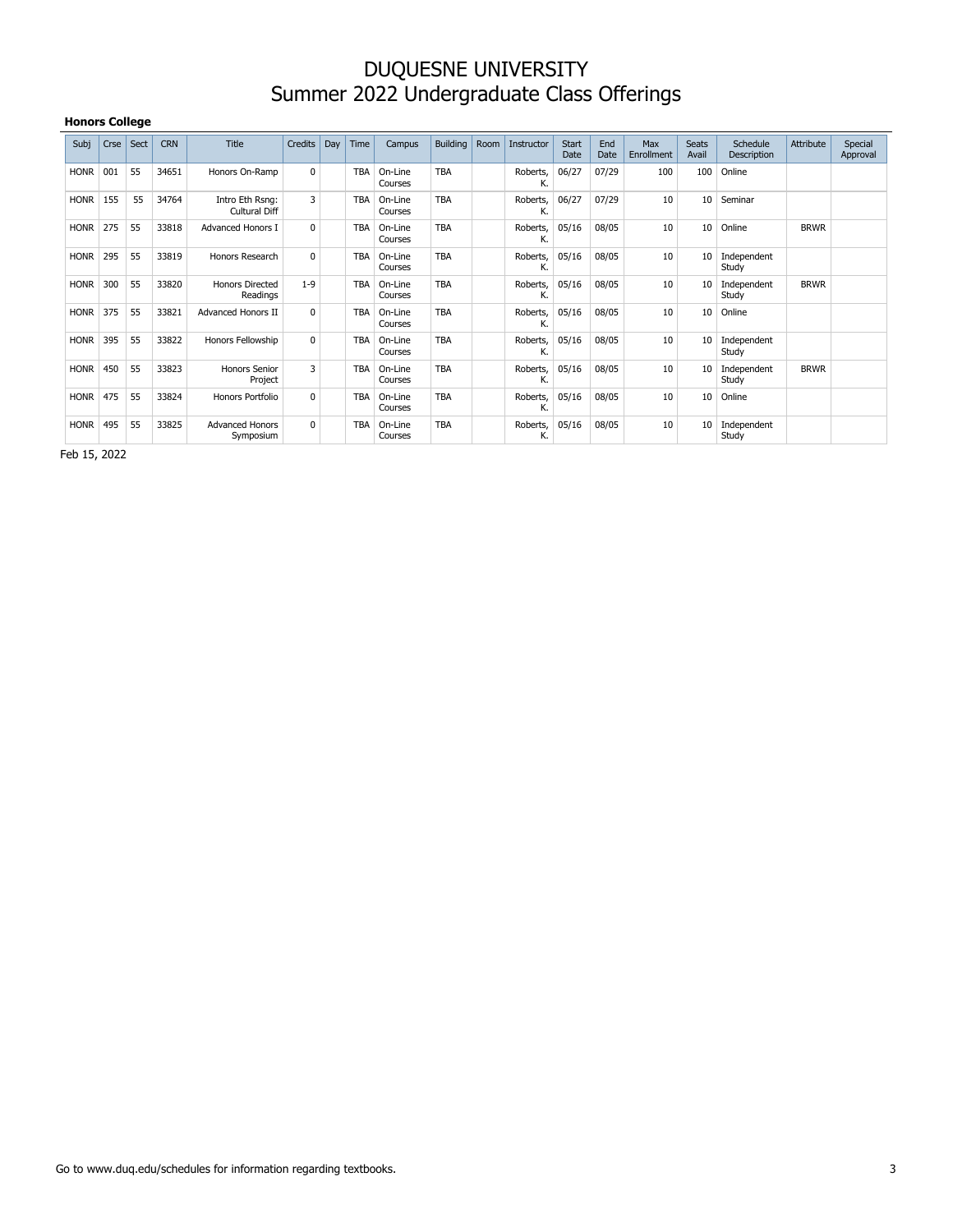# DUQUESNE UNIVERSITY
# Summer 2022 Undergraduate Class Offerings

**Honors College**

| Subj | Crse | Sect | CRN | Title | Credits | Day | Time | Campus | Building | Room | Instructor | Start Date | End Date | Max Enrollment | Seats Avail | Schedule Description | Attribute | Special Approval |
|---|---|---|---|---|---|---|---|---|---|---|---|---|---|---|---|---|---|---|
| HONR | 001 | 55 | 34651 | Honors On-Ramp | 0 | | TBA | On-Line Courses | TBA | | Roberts, K. | 06/27 | 07/29 | 100 | 100 | Online | | |
| HONR | 155 | 55 | 34764 | Intro Eth Rsng: Cultural Diff | 3 | | TBA | On-Line Courses | TBA | | Roberts, K. | 06/27 | 07/29 | 10 | 10 | Seminar | | |
| HONR | 275 | 55 | 33818 | Advanced Honors I | 0 | | TBA | On-Line Courses | TBA | | Roberts, K. | 05/16 | 08/05 | 10 | 10 | Online | BRWR | |
| HONR | 295 | 55 | 33819 | Honors Research | 0 | | TBA | On-Line Courses | TBA | | Roberts, K. | 05/16 | 08/05 | 10 | 10 | Independent Study | | |
| HONR | 300 | 55 | 33820 | Honors Directed Readings | 1-9 | | TBA | On-Line Courses | TBA | | Roberts, K. | 05/16 | 08/05 | 10 | 10 | Independent Study | BRWR | |
| HONR | 375 | 55 | 33821 | Advanced Honors II | 0 | | TBA | On-Line Courses | TBA | | Roberts, K. | 05/16 | 08/05 | 10 | 10 | Online | | |
| HONR | 395 | 55 | 33822 | Honors Fellowship | 0 | | TBA | On-Line Courses | TBA | | Roberts, K. | 05/16 | 08/05 | 10 | 10 | Independent Study | | |
| HONR | 450 | 55 | 33823 | Honors Senior Project | 3 | | TBA | On-Line Courses | TBA | | Roberts, K. | 05/16 | 08/05 | 10 | 10 | Independent Study | BRWR | |
| HONR | 475 | 55 | 33824 | Honors Portfolio | 0 | | TBA | On-Line Courses | TBA | | Roberts, K. | 05/16 | 08/05 | 10 | 10 | Online | | |
| HONR | 495 | 55 | 33825 | Advanced Honors Symposium | 0 | | TBA | On-Line Courses | TBA | | Roberts, K. | 05/16 | 08/05 | 10 | 10 | Independent Study | | |

Feb 15, 2022

Go to www.duq.edu/schedules for information regarding textbooks.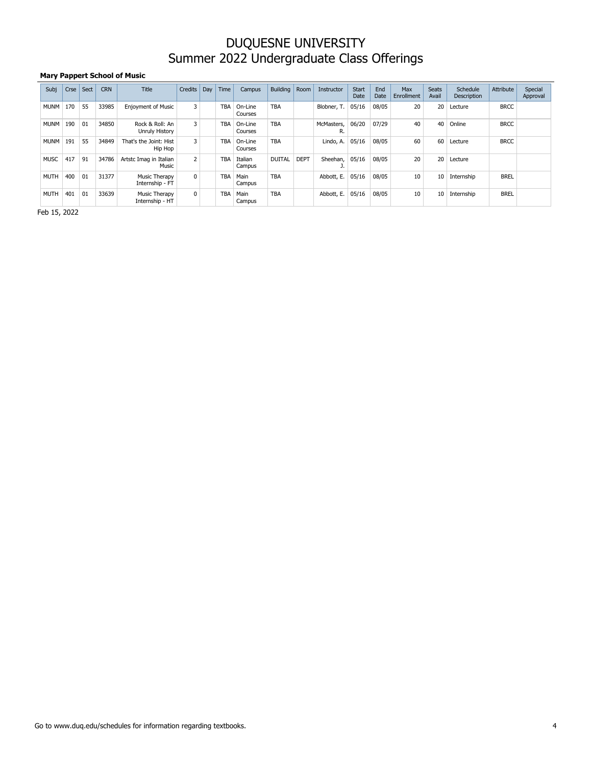# DUQUESNE UNIVERSITY
## Summer 2022 Undergraduate Class Offerings

**Mary Pappert School of Music**

| Subj | Crse | Sect | CRN | Title | Credits | Day | Time | Campus | Building | Room | Instructor | Start Date | End Date | Max Enrollment | Seats Avail | Schedule Description | Attribute | Special Approval |
|---|---|---|---|---|---|---|---|---|---|---|---|---|---|---|---|---|---|---|
| MUNM | 170 | 55 | 33985 | Enjoyment of Music | 3 | | TBA | On-Line Courses | TBA | | Blobner, T. | 05/16 | 08/05 | 20 | 20 | Lecture | BRCC | |
| MUNM | 190 | 01 | 34850 | Rock & Roll: An Unruly History | 3 | | TBA | On-Line Courses | TBA | | McMasters, R. | 06/20 | 07/29 | 40 | 40 | Online | BRCC | |
| MUNM | 191 | 55 | 34849 | That's the Joint: Hist Hip Hop | 3 | | TBA | On-Line Courses | TBA | | Lindo, A. | 05/16 | 08/05 | 60 | 60 | Lecture | BRCC | |
| MUSC | 417 | 91 | 34786 | Artstc Imag in Italian Music | 2 | | TBA | Italian Campus | DUITAL | DEPT | Sheehan, J. | 05/16 | 08/05 | 20 | 20 | Lecture | | |
| MUTH | 400 | 01 | 31377 | Music Therapy Internship - FT | 0 | | TBA | Main Campus | TBA | | Abbott, E. | 05/16 | 08/05 | 10 | 10 | Internship | BREL | |
| MUTH | 401 | 01 | 33639 | Music Therapy Internship - HT | 0 | | TBA | Main Campus | TBA | | Abbott, E. | 05/16 | 08/05 | 10 | 10 | Internship | BREL | |

Feb 15, 2022

Go to www.duq.edu/schedules for information regarding textbooks.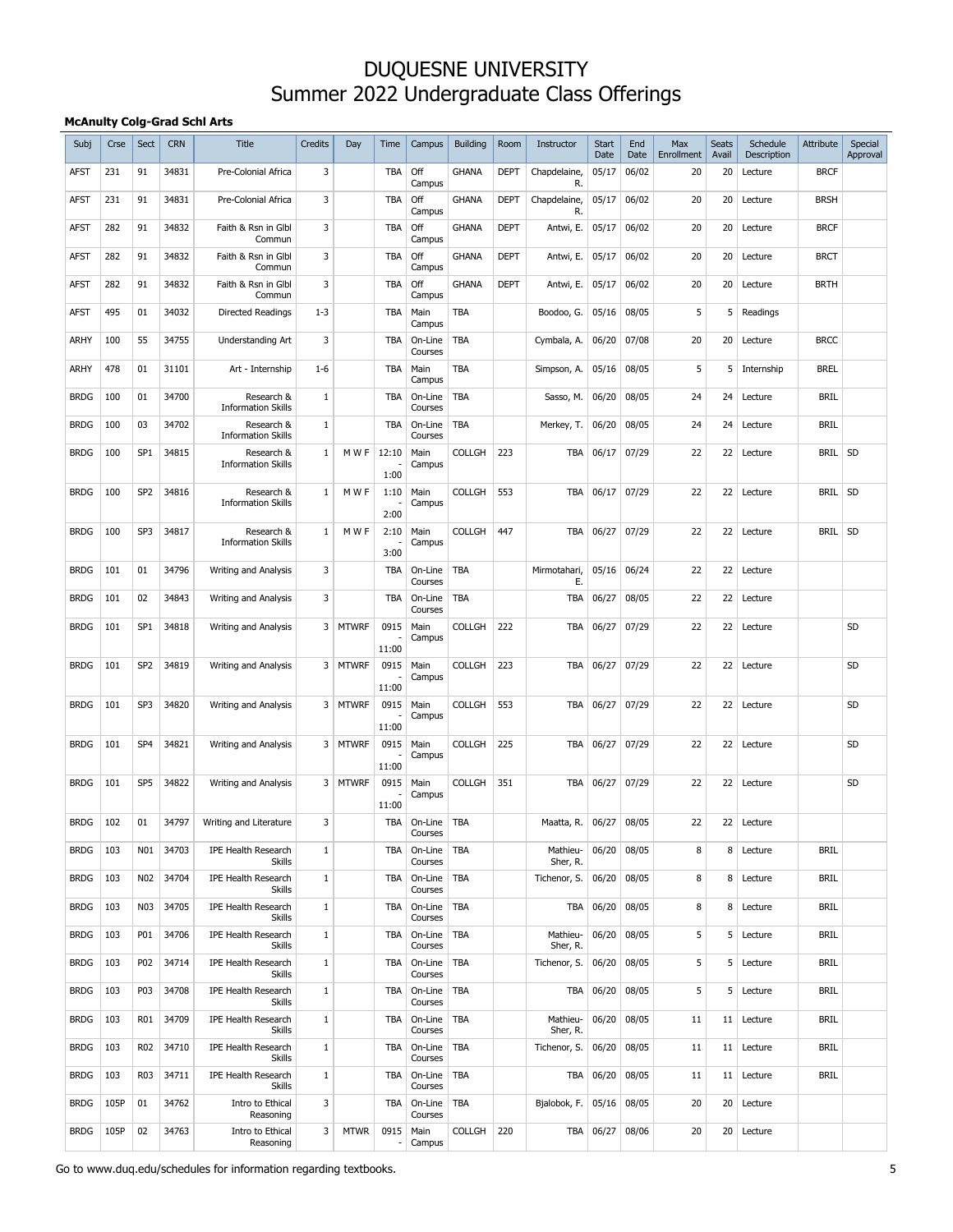# DUQUESNE UNIVERSITY
# Summer 2022 Undergraduate Class Offerings

**McAnulty Colg-Grad Schl Arts**

| Subj | Crse | Sect | CRN | Title | Credits | Day | Time | Campus | Building | Room | Instructor | Start Date | End Date | Max Enrollment | Seats Avail | Schedule Description | Attribute | Special Approval |
|---|---|---|---|---|---|---|---|---|---|---|---|---|---|---|---|---|---|---|
| AFST | 231 | 91 | 34831 | Pre-Colonial Africa | 3 | | TBA | Off Campus | GHANA | DEPT | Chapdelaine, R. | 05/17 | 06/02 | 20 | 20 | Lecture | BRCF | |
| AFST | 231 | 91 | 34831 | Pre-Colonial Africa | 3 | | TBA | Off Campus | GHANA | DEPT | Chapdelaine, R. | 05/17 | 06/02 | 20 | 20 | Lecture | BRSH | |
| AFST | 282 | 91 | 34832 | Faith & Rsn in Glbl Commun | 3 | | TBA | Off Campus | GHANA | DEPT | Antwi, E. | 05/17 | 06/02 | 20 | 20 | Lecture | BRCF | |
| AFST | 282 | 91 | 34832 | Faith & Rsn in Glbl Commun | 3 | | TBA | Off Campus | GHANA | DEPT | Antwi, E. | 05/17 | 06/02 | 20 | 20 | Lecture | BRCT | |
| AFST | 282 | 91 | 34832 | Faith & Rsn in Glbl Commun | 3 | | TBA | Off Campus | GHANA | DEPT | Antwi, E. | 05/17 | 06/02 | 20 | 20 | Lecture | BRTH | |
| AFST | 495 | 01 | 34032 | Directed Readings | 1-3 | | TBA | Main Campus | TBA | | Boodoo, G. | 05/16 | 08/05 | 5 | 5 | Readings | | |
| ARHY | 100 | 55 | 34755 | Understanding Art | 3 | | TBA | On-Line Courses | TBA | | Cymbala, A. | 06/20 | 07/08 | 20 | 20 | Lecture | BRCC | |
| ARHY | 478 | 01 | 31101 | Art - Internship | 1-6 | | TBA | Main Campus | TBA | | Simpson, A. | 05/16 | 08/05 | 5 | 5 | Internship | BREL | |
| BRDG | 100 | 01 | 34700 | Research & Information Skills | 1 | | TBA | On-Line Courses | TBA | | Sasso, M. | 06/20 | 08/05 | 24 | 24 | Lecture | BRIL | |
| BRDG | 100 | 03 | 34702 | Research & Information Skills | 1 | | TBA | On-Line Courses | TBA | | Merkey, T. | 06/20 | 08/05 | 24 | 24 | Lecture | BRIL | |
| BRDG | 100 | SP1 | 34815 | Research & Information Skills | 1 | M W F | 12:10 - 1:00 | Main Campus | COLLGH | 223 | TBA | 06/17 | 07/29 | 22 | 22 | Lecture | BRIL | SD |
| BRDG | 100 | SP2 | 34816 | Research & Information Skills | 1 | M W F | 1:10 - 2:00 | Main Campus | COLLGH | 553 | TBA | 06/17 | 07/29 | 22 | 22 | Lecture | BRIL | SD |
| BRDG | 100 | SP3 | 34817 | Research & Information Skills | 1 | M W F | 2:10 - 3:00 | Main Campus | COLLGH | 447 | TBA | 06/27 | 07/29 | 22 | 22 | Lecture | BRIL | SD |
| BRDG | 101 | 01 | 34796 | Writing and Analysis | 3 | | TBA | On-Line Courses | TBA | | Mirmotahari, E. | 05/16 | 06/24 | 22 | 22 | Lecture | | |
| BRDG | 101 | 02 | 34843 | Writing and Analysis | 3 | | TBA | On-Line Courses | TBA | | TBA | 06/27 | 08/05 | 22 | 22 | Lecture | | |
| BRDG | 101 | SP1 | 34818 | Writing and Analysis | 3 | MTWRF | 0915 - 11:00 | Main Campus | COLLGH | 222 | TBA | 06/27 | 07/29 | 22 | 22 | Lecture | | SD |
| BRDG | 101 | SP2 | 34819 | Writing and Analysis | 3 | MTWRF | 0915 - 11:00 | Main Campus | COLLGH | 223 | TBA | 06/27 | 07/29 | 22 | 22 | Lecture | | SD |
| BRDG | 101 | SP3 | 34820 | Writing and Analysis | 3 | MTWRF | 0915 - 11:00 | Main Campus | COLLGH | 553 | TBA | 06/27 | 07/29 | 22 | 22 | Lecture | | SD |
| BRDG | 101 | SP4 | 34821 | Writing and Analysis | 3 | MTWRF | 0915 - 11:00 | Main Campus | COLLGH | 225 | TBA | 06/27 | 07/29 | 22 | 22 | Lecture | | SD |
| BRDG | 101 | SP5 | 34822 | Writing and Analysis | 3 | MTWRF | 0915 - 11:00 | Main Campus | COLLGH | 351 | TBA | 06/27 | 07/29 | 22 | 22 | Lecture | | SD |
| BRDG | 102 | 01 | 34797 | Writing and Literature | 3 | | TBA | On-Line Courses | TBA | | Maatta, R. | 06/27 | 08/05 | 22 | 22 | Lecture | | |
| BRDG | 103 | N01 | 34703 | IPE Health Research Skills | 1 | | TBA | On-Line Courses | TBA | | Mathieu-Sher, R. | 06/20 | 08/05 | 8 | 8 | Lecture | BRIL | |
| BRDG | 103 | N02 | 34704 | IPE Health Research Skills | 1 | | TBA | On-Line Courses | TBA | | Tichenor, S. | 06/20 | 08/05 | 8 | 8 | Lecture | BRIL | |
| BRDG | 103 | N03 | 34705 | IPE Health Research Skills | 1 | | TBA | On-Line Courses | TBA | | TBA | 06/20 | 08/05 | 8 | 8 | Lecture | BRIL | |
| BRDG | 103 | P01 | 34706 | IPE Health Research Skills | 1 | | TBA | On-Line Courses | TBA | | Mathieu-Sher, R. | 06/20 | 08/05 | 5 | 5 | Lecture | BRIL | |
| BRDG | 103 | P02 | 34714 | IPE Health Research Skills | 1 | | TBA | On-Line Courses | TBA | | Tichenor, S. | 06/20 | 08/05 | 5 | 5 | Lecture | BRIL | |
| BRDG | 103 | P03 | 34708 | IPE Health Research Skills | 1 | | TBA | On-Line Courses | TBA | | TBA | 06/20 | 08/05 | 5 | 5 | Lecture | BRIL | |
| BRDG | 103 | R01 | 34709 | IPE Health Research Skills | 1 | | TBA | On-Line Courses | TBA | | Mathieu-Sher, R. | 06/20 | 08/05 | 11 | 11 | Lecture | BRIL | |
| BRDG | 103 | R02 | 34710 | IPE Health Research Skills | 1 | | TBA | On-Line Courses | TBA | | Tichenor, S. | 06/20 | 08/05 | 11 | 11 | Lecture | BRIL | |
| BRDG | 103 | R03 | 34711 | IPE Health Research Skills | 1 | | TBA | On-Line Courses | TBA | | TBA | 06/20 | 08/05 | 11 | 11 | Lecture | BRIL | |
| BRDG | 105P | 01 | 34762 | Intro to Ethical Reasoning | 3 | | TBA | On-Line Courses | TBA | | Bjalobok, F. | 05/16 | 08/05 | 20 | 20 | Lecture | | |
| BRDG | 105P | 02 | 34763 | Intro to Ethical Reasoning | 3 | MTWR | 0915 - | Main Campus | COLLGH | 220 | TBA | 06/27 | 08/06 | 20 | 20 | Lecture | | |

Go to www.duq.edu/schedules for information regarding textbooks.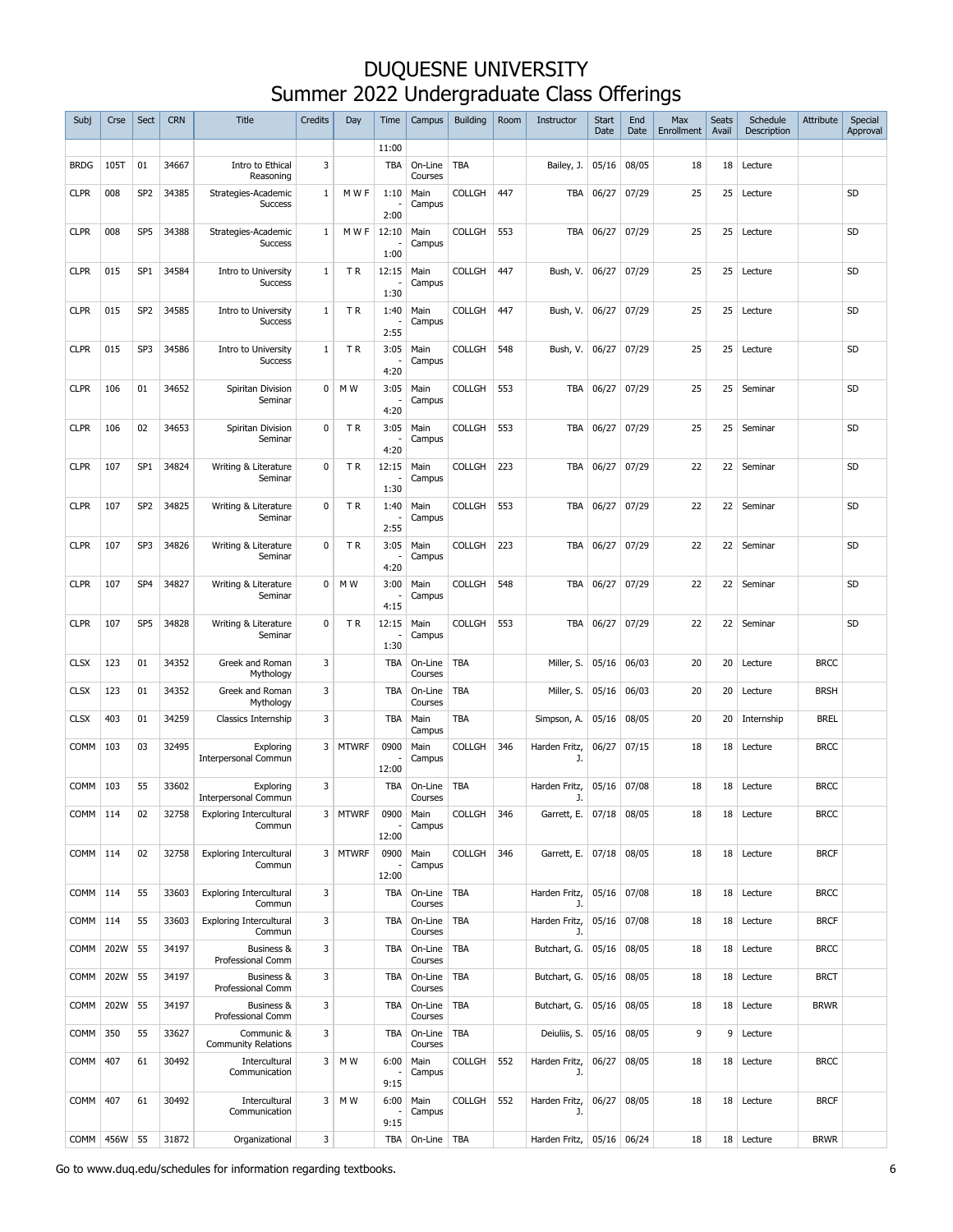# DUQUESNE UNIVERSITY
## Summer 2022 Undergraduate Class Offerings

| Subj | Crse | Sect | CRN | Title | Credits | Day | Time | Campus | Building | Room | Instructor | Start Date | End Date | Max Enrollment | Seats Avail | Schedule Description | Attribute | Special Approval |
|---|---|---|---|---|---|---|---|---|---|---|---|---|---|---|---|---|---|---|
| | | | | | | | 11:00 | | | | | | | | | | | |
| BRDG | 105T | 01 | 34667 | Intro to Ethical Reasoning | 3 | | TBA | On-Line Courses | TBA | | Bailey, J. | 05/16 | 08/05 | 18 | 18 | Lecture | | |
| CLPR | 008 | SP2 | 34385 | Strategies-Academic Success | 1 | M W F | 1:10 - 2:00 | Main Campus | COLLGH | 447 | TBA | 06/27 | 07/29 | 25 | 25 | Lecture | | SD |
| CLPR | 008 | SP5 | 34388 | Strategies-Academic Success | 1 | M W F | 12:10 - 1:00 | Main Campus | COLLGH | 553 | TBA | 06/27 | 07/29 | 25 | 25 | Lecture | | SD |
| CLPR | 015 | SP1 | 34584 | Intro to University Success | 1 | T R | 12:15 - 1:30 | Main Campus | COLLGH | 447 | Bush, V. | 06/27 | 07/29 | 25 | 25 | Lecture | | SD |
| CLPR | 015 | SP2 | 34585 | Intro to University Success | 1 | T R | 1:40 - 2:55 | Main Campus | COLLGH | 447 | Bush, V. | 06/27 | 07/29 | 25 | 25 | Lecture | | SD |
| CLPR | 015 | SP3 | 34586 | Intro to University Success | 1 | T R | 3:05 - 4:20 | Main Campus | COLLGH | 548 | Bush, V. | 06/27 | 07/29 | 25 | 25 | Lecture | | SD |
| CLPR | 106 | 01 | 34652 | Spiritan Division Seminar | 0 | M W | 3:05 - 4:20 | Main Campus | COLLGH | 553 | TBA | 06/27 | 07/29 | 25 | 25 | Seminar | | SD |
| CLPR | 106 | 02 | 34653 | Spiritan Division Seminar | 0 | T R | 3:05 - 4:20 | Main Campus | COLLGH | 553 | TBA | 06/27 | 07/29 | 25 | 25 | Seminar | | SD |
| CLPR | 107 | SP1 | 34824 | Writing & Literature Seminar | 0 | T R | 12:15 - 1:30 | Main Campus | COLLGH | 223 | TBA | 06/27 | 07/29 | 22 | 22 | Seminar | | SD |
| CLPR | 107 | SP2 | 34825 | Writing & Literature Seminar | 0 | T R | 1:40 - 2:55 | Main Campus | COLLGH | 553 | TBA | 06/27 | 07/29 | 22 | 22 | Seminar | | SD |
| CLPR | 107 | SP3 | 34826 | Writing & Literature Seminar | 0 | T R | 3:05 - 4:20 | Main Campus | COLLGH | 223 | TBA | 06/27 | 07/29 | 22 | 22 | Seminar | | SD |
| CLPR | 107 | SP4 | 34827 | Writing & Literature Seminar | 0 | M W | 3:00 - 4:15 | Main Campus | COLLGH | 548 | TBA | 06/27 | 07/29 | 22 | 22 | Seminar | | SD |
| CLPR | 107 | SP5 | 34828 | Writing & Literature Seminar | 0 | T R | 12:15 - 1:30 | Main Campus | COLLGH | 553 | TBA | 06/27 | 07/29 | 22 | 22 | Seminar | | SD |
| CLSX | 123 | 01 | 34352 | Greek and Roman Mythology | 3 | | TBA | On-Line Courses | TBA | | Miller, S. | 05/16 | 06/03 | 20 | 20 | Lecture | BRCC | |
| CLSX | 123 | 01 | 34352 | Greek and Roman Mythology | 3 | | TBA | On-Line Courses | TBA | | Miller, S. | 05/16 | 06/03 | 20 | 20 | Lecture | BRSH | |
| CLSX | 403 | 01 | 34259 | Classics Internship | 3 | | TBA | Main Campus | TBA | | Simpson, A. | 05/16 | 08/05 | 20 | 20 | Internship | BREL | |
| COMM | 103 | 03 | 32495 | Exploring Interpersonal Commun | 3 | MTWRF | 0900 - 12:00 | Main Campus | COLLGH | 346 | Harden Fritz, J. | 06/27 | 07/15 | 18 | 18 | Lecture | BRCC | |
| COMM | 103 | 55 | 33602 | Exploring Interpersonal Commun | 3 | | TBA | On-Line Courses | TBA | | Harden Fritz, J. | 05/16 | 07/08 | 18 | 18 | Lecture | BRCC | |
| COMM | 114 | 02 | 32758 | Exploring Intercultural Commun | 3 | MTWRF | 0900 - 12:00 | Main Campus | COLLGH | 346 | Garrett, E. | 07/18 | 08/05 | 18 | 18 | Lecture | BRCC | |
| COMM | 114 | 02 | 32758 | Exploring Intercultural Commun | 3 | MTWRF | 0900 - 12:00 | Main Campus | COLLGH | 346 | Garrett, E. | 07/18 | 08/05 | 18 | 18 | Lecture | BRCF | |
| COMM | 114 | 55 | 33603 | Exploring Intercultural Commun | 3 | | TBA | On-Line Courses | TBA | | Harden Fritz, J. | 05/16 | 07/08 | 18 | 18 | Lecture | BRCC | |
| COMM | 114 | 55 | 33603 | Exploring Intercultural Commun | 3 | | TBA | On-Line Courses | TBA | | Harden Fritz, J. | 05/16 | 07/08 | 18 | 18 | Lecture | BRCF | |
| COMM | 202W | 55 | 34197 | Business & Professional Comm | 3 | | TBA | On-Line Courses | TBA | | Butchart, G. | 05/16 | 08/05 | 18 | 18 | Lecture | BRCC | |
| COMM | 202W | 55 | 34197 | Business & Professional Comm | 3 | | TBA | On-Line Courses | TBA | | Butchart, G. | 05/16 | 08/05 | 18 | 18 | Lecture | BRCT | |
| COMM | 202W | 55 | 34197 | Business & Professional Comm | 3 | | TBA | On-Line Courses | TBA | | Butchart, G. | 05/16 | 08/05 | 18 | 18 | Lecture | BRWR | |
| COMM | 350 | 55 | 33627 | Communic & Community Relations | 3 | | TBA | On-Line Courses | TBA | | Deiuliis, S. | 05/16 | 08/05 | 9 | 9 | Lecture | | |
| COMM | 407 | 61 | 30492 | Intercultural Communication | 3 | M W | 6:00 - 9:15 | Main Campus | COLLGH | 552 | Harden Fritz, J. | 06/27 | 08/05 | 18 | 18 | Lecture | BRCC | |
| COMM | 407 | 61 | 30492 | Intercultural Communication | 3 | M W | 6:00 - 9:15 | Main Campus | COLLGH | 552 | Harden Fritz, J. | 06/27 | 08/05 | 18 | 18 | Lecture | BRCF | |
| COMM | 456W | 55 | 31872 | Organizational | 3 | | TBA | On-Line | TBA | | Harden Fritz, | 05/16 | 06/24 | 18 | 18 | Lecture | BRWR | |

Go to www.duq.edu/schedules for information regarding textbooks.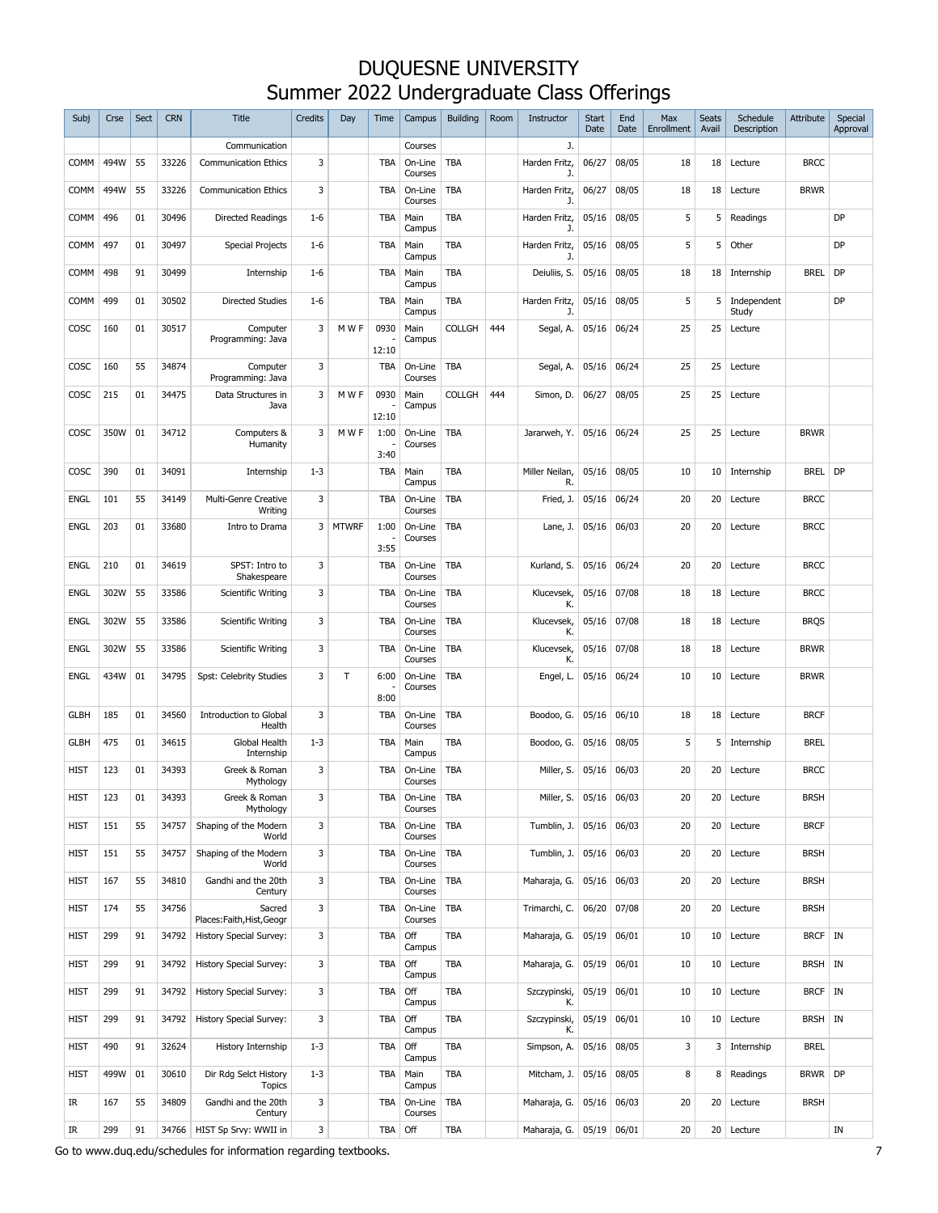# DUQUESNE UNIVERSITY
## Summer 2022 Undergraduate Class Offerings

| Subj | Crse | Sect | CRN | Title | Credits | Day | Time | Campus | Building | Room | Instructor | Start Date | End Date | Max Enrollment | Seats Avail | Schedule Description | Attribute | Special Approval |
|---|---|---|---|---|---|---|---|---|---|---|---|---|---|---|---|---|---|---|
| | | | | Communication | | | | Courses | | | J. | | | | | | | |
| COMM | 494W | 55 | 33226 | Communication Ethics | 3 | | TBA | On-Line Courses | TBA | | Harden Fritz, J. | 06/27 | 08/05 | 18 | 18 | Lecture | BRCC | |
| COMM | 494W | 55 | 33226 | Communication Ethics | 3 | | TBA | On-Line Courses | TBA | | Harden Fritz, J. | 06/27 | 08/05 | 18 | 18 | Lecture | BRWR | |
| COMM | 496 | 01 | 30496 | Directed Readings | 1-6 | | TBA | Main Campus | TBA | | Harden Fritz, J. | 05/16 | 08/05 | 5 | 5 | Readings | | DP |
| COMM | 497 | 01 | 30497 | Special Projects | 1-6 | | TBA | Main Campus | TBA | | Harden Fritz, J. | 05/16 | 08/05 | 5 | 5 | Other | | DP |
| COMM | 498 | 91 | 30499 | Internship | 1-6 | | TBA | Main Campus | TBA | | Deiuliis, S. | 05/16 | 08/05 | 18 | 18 | Internship | BREL | DP |
| COMM | 499 | 01 | 30502 | Directed Studies | 1-6 | | TBA | Main Campus | TBA | | Harden Fritz, J. | 05/16 | 08/05 | 5 | 5 | Independent Study | | DP |
| COSC | 160 | 01 | 30517 | Computer Programming: Java | 3 | M W F | 0930 - 12:10 | Main Campus | COLLGH | 444 | Segal, A. | 05/16 | 06/24 | 25 | 25 | Lecture | | |
| COSC | 160 | 55 | 34874 | Computer Programming: Java | 3 | | TBA | On-Line Courses | TBA | | Segal, A. | 05/16 | 06/24 | 25 | 25 | Lecture | | |
| COSC | 215 | 01 | 34475 | Data Structures in Java | 3 | M W F | 0930 - 12:10 | Main Campus | COLLGH | 444 | Simon, D. | 06/27 | 08/05 | 25 | 25 | Lecture | | |
| COSC | 350W | 01 | 34712 | Computers & Humanity | 3 | M W F | 1:00 - 3:40 | On-Line Courses | TBA | | Jararweh, Y. | 05/16 | 06/24 | 25 | 25 | Lecture | BRWR | |
| COSC | 390 | 01 | 34091 | Internship | 1-3 | | TBA | Main Campus | TBA | | Miller Neilan, R. | 05/16 | 08/05 | 10 | 10 | Internship | BREL | DP |
| ENGL | 101 | 55 | 34149 | Multi-Genre Creative Writing | 3 | | TBA | On-Line Courses | TBA | | Fried, J. | 05/16 | 06/24 | 20 | 20 | Lecture | BRCC | |
| ENGL | 203 | 01 | 33680 | Intro to Drama | 3 | MTWRF | 1:00 - 3:55 | On-Line Courses | TBA | | Lane, J. | 05/16 | 06/03 | 20 | 20 | Lecture | BRCC | |
| ENGL | 210 | 01 | 34619 | SPST: Intro to Shakespeare | 3 | | TBA | On-Line Courses | TBA | | Kurland, S. | 05/16 | 06/24 | 20 | 20 | Lecture | BRCC | |
| ENGL | 302W | 55 | 33586 | Scientific Writing | 3 | | TBA | On-Line Courses | TBA | | Klucevsek, K. | 05/16 | 07/08 | 18 | 18 | Lecture | BRCC | |
| ENGL | 302W | 55 | 33586 | Scientific Writing | 3 | | TBA | On-Line Courses | TBA | | Klucevsek, K. | 05/16 | 07/08 | 18 | 18 | Lecture | BRQS | |
| ENGL | 302W | 55 | 33586 | Scientific Writing | 3 | | TBA | On-Line Courses | TBA | | Klucevsek, K. | 05/16 | 07/08 | 18 | 18 | Lecture | BRWR | |
| ENGL | 434W | 01 | 34795 | Spst: Celebrity Studies | 3 | T | 6:00 - 8:00 | On-Line Courses | TBA | | Engel, L. | 05/16 | 06/24 | 10 | 10 | Lecture | BRWR | |
| GLBH | 185 | 01 | 34560 | Introduction to Global Health | 3 | | TBA | On-Line Courses | TBA | | Boodoo, G. | 05/16 | 06/10 | 18 | 18 | Lecture | BRCF | |
| GLBH | 475 | 01 | 34615 | Global Health Internship | 1-3 | | TBA | Main Campus | TBA | | Boodoo, G. | 05/16 | 08/05 | 5 | 5 | Internship | BREL | |
| HIST | 123 | 01 | 34393 | Greek & Roman Mythology | 3 | | TBA | On-Line Courses | TBA | | Miller, S. | 05/16 | 06/03 | 20 | 20 | Lecture | BRCC | |
| HIST | 123 | 01 | 34393 | Greek & Roman Mythology | 3 | | TBA | On-Line Courses | TBA | | Miller, S. | 05/16 | 06/03 | 20 | 20 | Lecture | BRSH | |
| HIST | 151 | 55 | 34757 | Shaping of the Modern World | 3 | | TBA | On-Line Courses | TBA | | Tumblin, J. | 05/16 | 06/03 | 20 | 20 | Lecture | BRCF | |
| HIST | 151 | 55 | 34757 | Shaping of the Modern World | 3 | | TBA | On-Line Courses | TBA | | Tumblin, J. | 05/16 | 06/03 | 20 | 20 | Lecture | BRSH | |
| HIST | 167 | 55 | 34810 | Gandhi and the 20th Century | 3 | | TBA | On-Line Courses | TBA | | Maharaja, G. | 05/16 | 06/03 | 20 | 20 | Lecture | BRSH | |
| HIST | 174 | 55 | 34756 | Sacred Places:Faith,Hist,Geogr | 3 | | TBA | On-Line Courses | TBA | | Trimarchi, C. | 06/20 | 07/08 | 20 | 20 | Lecture | BRSH | |
| HIST | 299 | 91 | 34792 | History Special Survey: | 3 | | TBA | Off Campus | TBA | | Maharaja, G. | 05/19 | 06/01 | 10 | 10 | Lecture | BRCF | IN |
| HIST | 299 | 91 | 34792 | History Special Survey: | 3 | | TBA | Off Campus | TBA | | Maharaja, G. | 05/19 | 06/01 | 10 | 10 | Lecture | BRSH | IN |
| HIST | 299 | 91 | 34792 | History Special Survey: | 3 | | TBA | Off Campus | TBA | | Szczypinski, K. | 05/19 | 06/01 | 10 | 10 | Lecture | BRCF | IN |
| HIST | 299 | 91 | 34792 | History Special Survey: | 3 | | TBA | Off Campus | TBA | | Szczypinski, K. | 05/19 | 06/01 | 10 | 10 | Lecture | BRSH | IN |
| HIST | 490 | 91 | 32624 | History Internship | 1-3 | | TBA | Off Campus | TBA | | Simpson, A. | 05/16 | 08/05 | 3 | 3 | Internship | BREL | |
| HIST | 499W | 01 | 30610 | Dir Rdg Selct History Topics | 1-3 | | TBA | Main Campus | TBA | | Mitcham, J. | 05/16 | 08/05 | 8 | 8 | Readings | BRWR | DP |
| IR | 167 | 55 | 34809 | Gandhi and the 20th Century | 3 | | TBA | On-Line Courses | TBA | | Maharaja, G. | 05/16 | 06/03 | 20 | 20 | Lecture | BRSH | |
| IR | 299 | 91 | 34766 | HIST Sp Srvy: WWII in | 3 | | TBA | Off | TBA | | Maharaja, G. | 05/19 | 06/01 | 20 | 20 | Lecture | | IN |

Go to www.duq.edu/schedules for information regarding textbooks.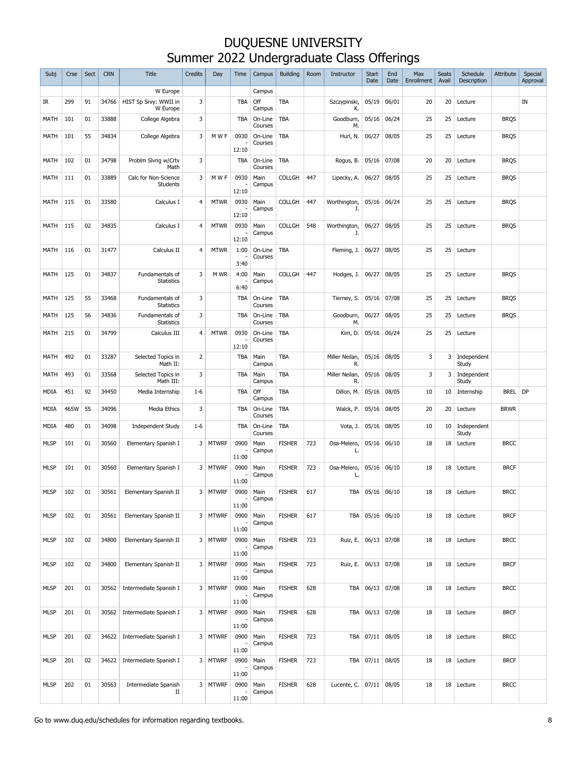# DUQUESNE UNIVERSITY
## Summer 2022 Undergraduate Class Offerings

| Subj | Crse | Sect | CRN | Title | Credits | Day | Time | Campus | Building | Room | Instructor | Start Date | End Date | Max Enrollment | Seats Avail | Schedule Description | Attribute | Special Approval |
|---|---|---|---|---|---|---|---|---|---|---|---|---|---|---|---|---|---|---|
| | | | | W Europe | | | | Campus | | | | | | | | | | |
| IR | 299 | 91 | 34766 | HIST Sp Srvy: WWII in W Europe | 3 | | TBA | Off Campus | TBA | | Szczypinski, K. | 05/19 | 06/01 | 20 | 20 | Lecture | | IN |
| MATH | 101 | 01 | 33888 | College Algebra | 3 | | TBA | On-Line Courses | TBA | | Goodburn, M. | 05/16 | 06/24 | 25 | 25 | Lecture | BRQS | |
| MATH | 101 | 55 | 34834 | College Algebra | 3 | M W F | 0930 - 12:10 | On-Line Courses | TBA | | Hurl, N. | 06/27 | 08/05 | 25 | 25 | Lecture | BRQS | |
| MATH | 102 | 01 | 34798 | Problm Slvng w/Crtv Math | 3 | | TBA | On-Line Courses | TBA | | Rogus, B. | 05/16 | 07/08 | 20 | 20 | Lecture | BRQS | |
| MATH | 111 | 01 | 33889 | Calc for Non-Science Students | 3 | M W F | 0930 - 12:10 | Main Campus | COLLGH | 447 | Lipecky, A. | 06/27 | 08/05 | 25 | 25 | Lecture | BRQS | |
| MATH | 115 | 01 | 33580 | Calculus I | 4 | MTWR | 0930 - 12:10 | Main Campus | COLLGH | 447 | Worthington, J. | 05/16 | 06/24 | 25 | 25 | Lecture | BRQS | |
| MATH | 115 | 02 | 34835 | Calculus I | 4 | MTWR | 0930 - 12:10 | Main Campus | COLLGH | 548 | Worthington, J. | 06/27 | 08/05 | 25 | 25 | Lecture | BRQS | |
| MATH | 116 | 01 | 31477 | Calculus II | 4 | MTWR | 1:00 - 3:40 | On-Line Courses | TBA | | Fleming, J. | 06/27 | 08/05 | 25 | 25 | Lecture | | |
| MATH | 125 | 01 | 34837 | Fundamentals of Statistics | 3 | M WR | 4:00 - 6:40 | Main Campus | COLLGH | 447 | Hodges, J. | 06/27 | 08/05 | 25 | 25 | Lecture | BRQS | |
| MATH | 125 | 55 | 33468 | Fundamentals of Statistics | 3 | | TBA | On-Line Courses | TBA | | Tierney, S. | 05/16 | 07/08 | 25 | 25 | Lecture | BRQS | |
| MATH | 125 | 56 | 34836 | Fundamentals of Statistics | 3 | | TBA | On-Line Courses | TBA | | Goodburn, M. | 06/27 | 08/05 | 25 | 25 | Lecture | BRQS | |
| MATH | 215 | 01 | 34799 | Calculus III | 4 | MTWR | 0930 - 12:10 | On-Line Courses | TBA | | Kim, D. | 05/16 | 06/24 | 25 | 25 | Lecture | | |
| MATH | 492 | 01 | 33287 | Selected Topics in Math II: | 2 | | TBA | Main Campus | TBA | | Miller Neilan, R. | 05/16 | 08/05 | 3 | 3 | Independent Study | | |
| MATH | 493 | 01 | 33568 | Selected Topics in Math III: | 3 | | TBA | Main Campus | TBA | | Miller Neilan, R. | 05/16 | 08/05 | 3 | 3 | Independent Study | | |
| MDIA | 451 | 92 | 34450 | Media Internship | 1-6 | | TBA | Off Campus | TBA | | Dillon, M. | 05/16 | 08/05 | 10 | 10 | Internship | BREL | DP |
| MDIA | 465W | 55 | 34096 | Media Ethics | 3 | | TBA | On-Line Courses | TBA | | Walck, P. | 05/16 | 08/05 | 20 | 20 | Lecture | BRWR | |
| MDIA | 480 | 01 | 34098 | Independent Study | 1-6 | | TBA | On-Line Courses | TBA | | Vota, J. | 05/16 | 08/05 | 10 | 10 | Independent Study | | |
| MLSP | 101 | 01 | 30560 | Elementary Spanish I | 3 | MTWRF | 0900 - 11:00 | Main Campus | FISHER | 723 | Osa-Melero, L. | 05/16 | 06/10 | 18 | 18 | Lecture | BRCC | |
| MLSP | 101 | 01 | 30560 | Elementary Spanish I | 3 | MTWRF | 0900 - 11:00 | Main Campus | FISHER | 723 | Osa-Melero, L. | 05/16 | 06/10 | 18 | 18 | Lecture | BRCF | |
| MLSP | 102 | 01 | 30561 | Elementary Spanish II | 3 | MTWRF | 0900 - 11:00 | Main Campus | FISHER | 617 | TBA | 05/16 | 06/10 | 18 | 18 | Lecture | BRCC | |
| MLSP | 102 | 01 | 30561 | Elementary Spanish II | 3 | MTWRF | 0900 - 11:00 | Main Campus | FISHER | 617 | TBA | 05/16 | 06/10 | 18 | 18 | Lecture | BRCF | |
| MLSP | 102 | 02 | 34800 | Elementary Spanish II | 3 | MTWRF | 0900 - 11:00 | Main Campus | FISHER | 723 | Ruiz, E. | 06/13 | 07/08 | 18 | 18 | Lecture | BRCC | |
| MLSP | 102 | 02 | 34800 | Elementary Spanish II | 3 | MTWRF | 0900 - 11:00 | Main Campus | FISHER | 723 | Ruiz, E. | 06/13 | 07/08 | 18 | 18 | Lecture | BRCF | |
| MLSP | 201 | 01 | 30562 | Intermediate Spanish I | 3 | MTWRF | 0900 - 11:00 | Main Campus | FISHER | 628 | TBA | 06/13 | 07/08 | 18 | 18 | Lecture | BRCC | |
| MLSP | 201 | 01 | 30562 | Intermediate Spanish I | 3 | MTWRF | 0900 - 11:00 | Main Campus | FISHER | 628 | TBA | 06/13 | 07/08 | 18 | 18 | Lecture | BRCF | |
| MLSP | 201 | 02 | 34622 | Intermediate Spanish I | 3 | MTWRF | 0900 - 11:00 | Main Campus | FISHER | 723 | TBA | 07/11 | 08/05 | 18 | 18 | Lecture | BRCC | |
| MLSP | 201 | 02 | 34622 | Intermediate Spanish I | 3 | MTWRF | 0900 - 11:00 | Main Campus | FISHER | 723 | TBA | 07/11 | 08/05 | 18 | 18 | Lecture | BRCF | |
| MLSP | 202 | 01 | 30563 | Intermediate Spanish II | 3 | MTWRF | 0900 - 11:00 | Main Campus | FISHER | 628 | Lucente, C. | 07/11 | 08/05 | 18 | 18 | Lecture | BRCC | |

Go to www.duq.edu/schedules for information regarding textbooks.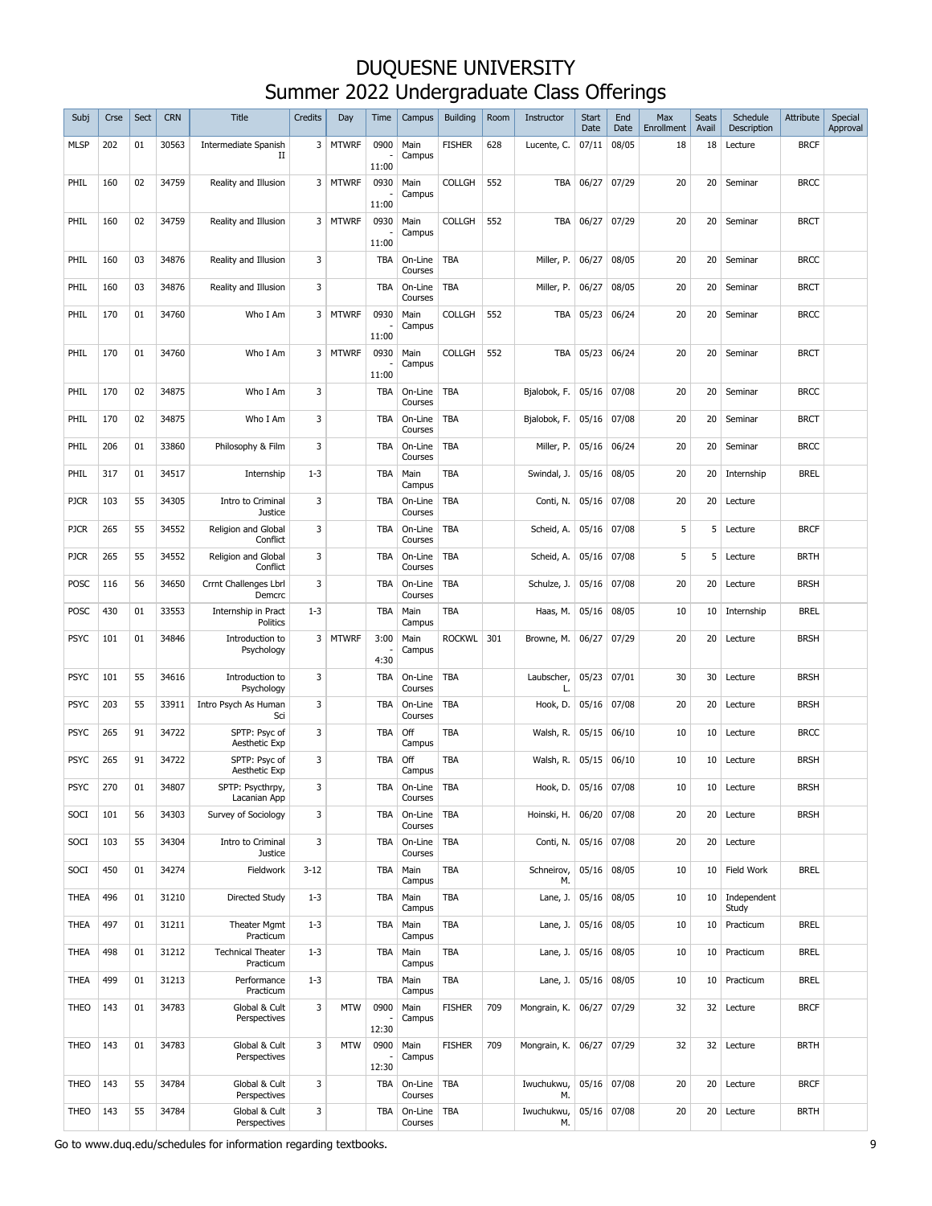# DUQUESNE UNIVERSITY
# Summer 2022 Undergraduate Class Offerings

| Subj | Crse | Sect | CRN | Title | Credits | Day | Time | Campus | Building | Room | Instructor | Start Date | End Date | Max Enrollment | Seats Avail | Schedule Description | Attribute | Special Approval |
|---|---|---|---|---|---|---|---|---|---|---|---|---|---|---|---|---|---|---|
| MLSP | 202 | 01 | 30563 | Intermediate Spanish II | 3 | MTWRF | 0900 - 11:00 | Main Campus | FISHER | 628 | Lucente, C. | 07/11 | 08/05 | 18 | 18 | Lecture | BRCF | |
| PHIL | 160 | 02 | 34759 | Reality and Illusion | 3 | MTWRF | 0930 - 11:00 | Main Campus | COLLGH | 552 | TBA | 06/27 | 07/29 | 20 | 20 | Seminar | BRCC | |
| PHIL | 160 | 02 | 34759 | Reality and Illusion | 3 | MTWRF | 0930 - 11:00 | Main Campus | COLLGH | 552 | TBA | 06/27 | 07/29 | 20 | 20 | Seminar | BRCT | |
| PHIL | 160 | 03 | 34876 | Reality and Illusion | 3 | | TBA | On-Line Courses | TBA | | Miller, P. | 06/27 | 08/05 | 20 | 20 | Seminar | BRCC | |
| PHIL | 160 | 03 | 34876 | Reality and Illusion | 3 | | TBA | On-Line Courses | TBA | | Miller, P. | 06/27 | 08/05 | 20 | 20 | Seminar | BRCT | |
| PHIL | 170 | 01 | 34760 | Who I Am | 3 | MTWRF | 0930 - 11:00 | Main Campus | COLLGH | 552 | TBA | 05/23 | 06/24 | 20 | 20 | Seminar | BRCC | |
| PHIL | 170 | 01 | 34760 | Who I Am | 3 | MTWRF | 0930 - 11:00 | Main Campus | COLLGH | 552 | TBA | 05/23 | 06/24 | 20 | 20 | Seminar | BRCT | |
| PHIL | 170 | 02 | 34875 | Who I Am | 3 | | TBA | On-Line Courses | TBA | | Bjalobok, F. | 05/16 | 07/08 | 20 | 20 | Seminar | BRCC | |
| PHIL | 170 | 02 | 34875 | Who I Am | 3 | | TBA | On-Line Courses | TBA | | Bjalobok, F. | 05/16 | 07/08 | 20 | 20 | Seminar | BRCT | |
| PHIL | 206 | 01 | 33860 | Philosophy & Film | 3 | | TBA | On-Line Courses | TBA | | Miller, P. | 05/16 | 06/24 | 20 | 20 | Seminar | BRCC | |
| PHIL | 317 | 01 | 34517 | Internship | 1-3 | | TBA | Main Campus | TBA | | Swindal, J. | 05/16 | 08/05 | 20 | 20 | Internship | BREL | |
| PJCR | 103 | 55 | 34305 | Intro to Criminal Justice | 3 | | TBA | On-Line Courses | TBA | | Conti, N. | 05/16 | 07/08 | 20 | 20 | Lecture | | |
| PJCR | 265 | 55 | 34552 | Religion and Global Conflict | 3 | | TBA | On-Line Courses | TBA | | Scheid, A. | 05/16 | 07/08 | 5 | 5 | Lecture | BRCF | |
| PJCR | 265 | 55 | 34552 | Religion and Global Conflict | 3 | | TBA | On-Line Courses | TBA | | Scheid, A. | 05/16 | 07/08 | 5 | 5 | Lecture | BRTH | |
| POSC | 116 | 56 | 34650 | Crrnt Challenges Lbrl Demcrc | 3 | | TBA | On-Line Courses | TBA | | Schulze, J. | 05/16 | 07/08 | 20 | 20 | Lecture | BRSH | |
| POSC | 430 | 01 | 33553 | Internship in Pract Politics | 1-3 | | TBA | Main Campus | TBA | | Haas, M. | 05/16 | 08/05 | 10 | 10 | Internship | BREL | |
| PSYC | 101 | 01 | 34846 | Introduction to Psychology | 3 | MTWRF | 3:00 - 4:30 | Main Campus | ROCKWL | 301 | Browne, M. | 06/27 | 07/29 | 20 | 20 | Lecture | BRSH | |
| PSYC | 101 | 55 | 34616 | Introduction to Psychology | 3 | | TBA | On-Line Courses | TBA | | Laubscher, L. | 05/23 | 07/01 | 30 | 30 | Lecture | BRSH | |
| PSYC | 203 | 55 | 33911 | Intro Psych As Human Sci | 3 | | TBA | On-Line Courses | TBA | | Hook, D. | 05/16 | 07/08 | 20 | 20 | Lecture | BRSH | |
| PSYC | 265 | 91 | 34722 | SPTP: Psyc of Aesthetic Exp | 3 | | TBA | Off Campus | TBA | | Walsh, R. | 05/15 | 06/10 | 10 | 10 | Lecture | BRCC | |
| PSYC | 265 | 91 | 34722 | SPTP: Psyc of Aesthetic Exp | 3 | | TBA | Off Campus | TBA | | Walsh, R. | 05/15 | 06/10 | 10 | 10 | Lecture | BRSH | |
| PSYC | 270 | 01 | 34807 | SPTP: Psycthrpy, Lacanian App | 3 | | TBA | On-Line Courses | TBA | | Hook, D. | 05/16 | 07/08 | 10 | 10 | Lecture | BRSH | |
| SOCI | 101 | 56 | 34303 | Survey of Sociology | 3 | | TBA | On-Line Courses | TBA | | Hoinski, H. | 06/20 | 07/08 | 20 | 20 | Lecture | BRSH | |
| SOCI | 103 | 55 | 34304 | Intro to Criminal Justice | 3 | | TBA | On-Line Courses | TBA | | Conti, N. | 05/16 | 07/08 | 20 | 20 | Lecture | | |
| SOCI | 450 | 01 | 34274 | Fieldwork | 3-12 | | TBA | Main Campus | TBA | | Schneirov, M. | 05/16 | 08/05 | 10 | 10 | Field Work | BREL | |
| THEA | 496 | 01 | 31210 | Directed Study | 1-3 | | TBA | Main Campus | TBA | | Lane, J. | 05/16 | 08/05 | 10 | 10 | Independent Study | | |
| THEA | 497 | 01 | 31211 | Theater Mgmt Practicum | 1-3 | | TBA | Main Campus | TBA | | Lane, J. | 05/16 | 08/05 | 10 | 10 | Practicum | BREL | |
| THEA | 498 | 01 | 31212 | Technical Theater Practicum | 1-3 | | TBA | Main Campus | TBA | | Lane, J. | 05/16 | 08/05 | 10 | 10 | Practicum | BREL | |
| THEA | 499 | 01 | 31213 | Performance Practicum | 1-3 | | TBA | Main Campus | TBA | | Lane, J. | 05/16 | 08/05 | 10 | 10 | Practicum | BREL | |
| THEO | 143 | 01 | 34783 | Global & Cult Perspectives | 3 | MTW | 0900 - 12:30 | Main Campus | FISHER | 709 | Mongrain, K. | 06/27 | 07/29 | 32 | 32 | Lecture | BRCF | |
| THEO | 143 | 01 | 34783 | Global & Cult Perspectives | 3 | MTW | 0900 - 12:30 | Main Campus | FISHER | 709 | Mongrain, K. | 06/27 | 07/29 | 32 | 32 | Lecture | BRTH | |
| THEO | 143 | 55 | 34784 | Global & Cult Perspectives | 3 | | TBA | On-Line Courses | TBA | | Iwuchukwu, M. | 05/16 | 07/08 | 20 | 20 | Lecture | BRCF | |
| THEO | 143 | 55 | 34784 | Global & Cult Perspectives | 3 | | TBA | On-Line Courses | TBA | | Iwuchukwu, M. | 05/16 | 07/08 | 20 | 20 | Lecture | BRTH | |

Go to www.duq.edu/schedules for information regarding textbooks.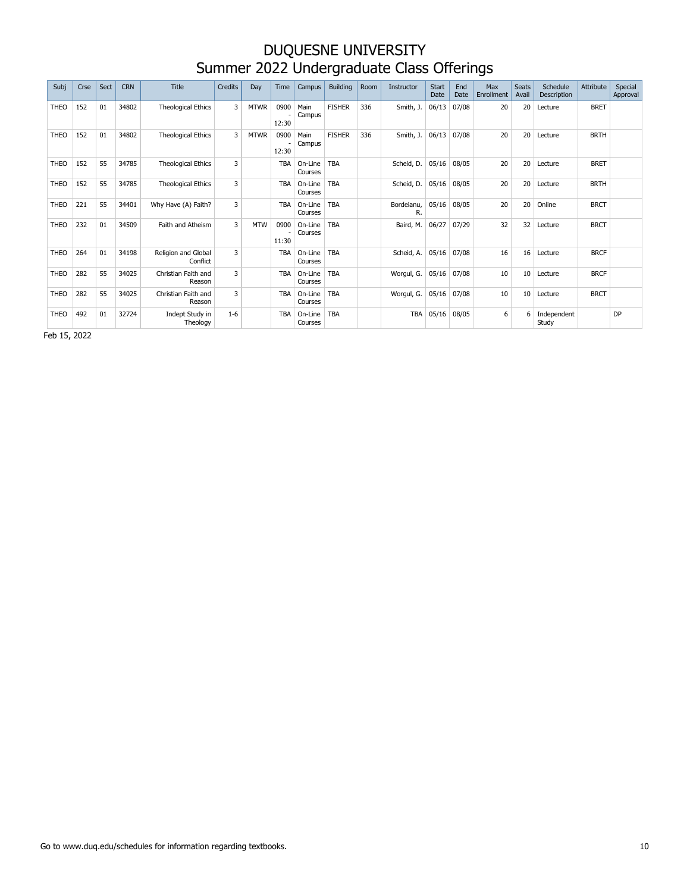# DUQUESNE UNIVERSITY
## Summer 2022 Undergraduate Class Offerings

| Subj | Crse | Sect | CRN | Title | Credits | Day | Time | Campus | Building | Room | Instructor | Start Date | End Date | Max Enrollment | Seats Avail | Schedule Description | Attribute | Special Approval |
|---|---|---|---|---|---|---|---|---|---|---|---|---|---|---|---|---|---|---|
| THEO | 152 | 01 | 34802 | Theological Ethics | 3 | MTWR | 0900 - 12:30 | Main Campus | FISHER | 336 | Smith, J. | 06/13 | 07/08 | 20 | 20 | Lecture | BRET | |
| THEO | 152 | 01 | 34802 | Theological Ethics | 3 | MTWR | 0900 - 12:30 | Main Campus | FISHER | 336 | Smith, J. | 06/13 | 07/08 | 20 | 20 | Lecture | BRTH | |
| THEO | 152 | 55 | 34785 | Theological Ethics | 3 | | TBA | On-Line Courses | TBA | | Scheid, D. | 05/16 | 08/05 | 20 | 20 | Lecture | BRET | |
| THEO | 152 | 55 | 34785 | Theological Ethics | 3 | | TBA | On-Line Courses | TBA | | Scheid, D. | 05/16 | 08/05 | 20 | 20 | Lecture | BRTH | |
| THEO | 221 | 55 | 34401 | Why Have (A) Faith? | 3 | | TBA | On-Line Courses | TBA | | Bordeianu, R. | 05/16 | 08/05 | 20 | 20 | Online | BRCT | |
| THEO | 232 | 01 | 34509 | Faith and Atheism | 3 | MTW | 0900 - 11:30 | On-Line Courses | TBA | | Baird, M. | 06/27 | 07/29 | 32 | 32 | Lecture | BRCT | |
| THEO | 264 | 01 | 34198 | Religion and Global Conflict | 3 | | TBA | On-Line Courses | TBA | | Scheid, A. | 05/16 | 07/08 | 16 | 16 | Lecture | BRCF | |
| THEO | 282 | 55 | 34025 | Christian Faith and Reason | 3 | | TBA | On-Line Courses | TBA | | Worgul, G. | 05/16 | 07/08 | 10 | 10 | Lecture | BRCF | |
| THEO | 282 | 55 | 34025 | Christian Faith and Reason | 3 | | TBA | On-Line Courses | TBA | | Worgul, G. | 05/16 | 07/08 | 10 | 10 | Lecture | BRCT | |
| THEO | 492 | 01 | 32724 | Indept Study in Theology | 1-6 | | TBA | On-Line Courses | TBA | | TBA | 05/16 | 08/05 | 6 | 6 | Independent Study | | DP |

Feb 15, 2022

Go to www.duq.edu/schedules for information regarding textbooks.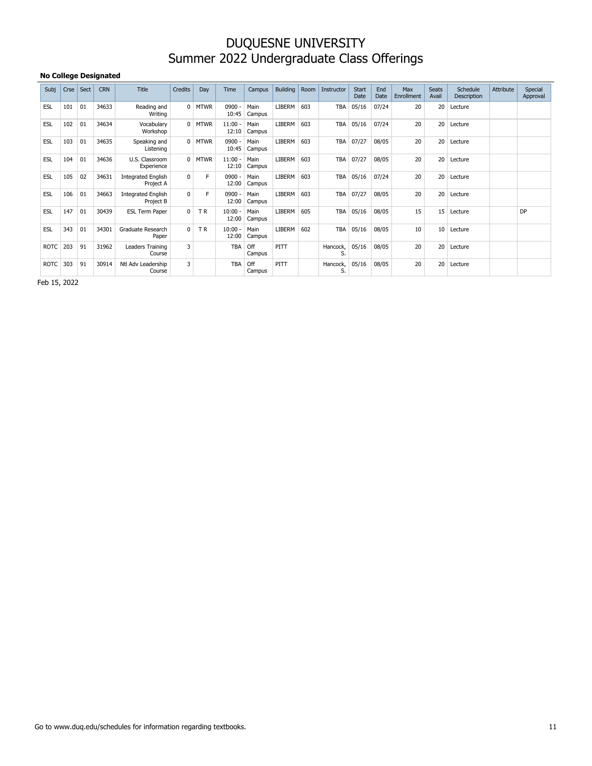# DUQUESNE UNIVERSITY
# Summer 2022 Undergraduate Class Offerings

**No College Designated**

| Subj | Crse | Sect | CRN | Title | Credits | Day | Time | Campus | Building | Room | Instructor | Start Date | End Date | Max Enrollment | Seats Avail | Schedule Description | Attribute | Special Approval |
|---|---|---|---|---|---|---|---|---|---|---|---|---|---|---|---|---|---|---|
| ESL | 101 | 01 | 34633 | Reading and Writing | 0 | MTWR | 0900 - 10:45 | Main Campus | LIBERM | 603 | TBA | 05/16 | 07/24 | 20 | 20 | Lecture | | |
| ESL | 102 | 01 | 34634 | Vocabulary Workshop | 0 | MTWR | 11:00 - 12:10 | Main Campus | LIBERM | 603 | TBA | 05/16 | 07/24 | 20 | 20 | Lecture | | |
| ESL | 103 | 01 | 34635 | Speaking and Listening | 0 | MTWR | 0900 - 10:45 | Main Campus | LIBERM | 603 | TBA | 07/27 | 08/05 | 20 | 20 | Lecture | | |
| ESL | 104 | 01 | 34636 | U.S. Classroom Experience | 0 | MTWR | 11:00 - 12:10 | Main Campus | LIBERM | 603 | TBA | 07/27 | 08/05 | 20 | 20 | Lecture | | |
| ESL | 105 | 02 | 34631 | Integrated English Project A | 0 | F | 0900 - 12:00 | Main Campus | LIBERM | 603 | TBA | 05/16 | 07/24 | 20 | 20 | Lecture | | |
| ESL | 106 | 01 | 34663 | Integrated English Project B | 0 | F | 0900 - 12:00 | Main Campus | LIBERM | 603 | TBA | 07/27 | 08/05 | 20 | 20 | Lecture | | |
| ESL | 147 | 01 | 30439 | ESL Term Paper | 0 | T R | 10:00 - 12:00 | Main Campus | LIBERM | 605 | TBA | 05/16 | 08/05 | 15 | 15 | Lecture | | DP |
| ESL | 343 | 01 | 34301 | Graduate Research Paper | 0 | T R | 10:00 - 12:00 | Main Campus | LIBERM | 602 | TBA | 05/16 | 08/05 | 10 | 10 | Lecture | | |
| ROTC | 203 | 91 | 31962 | Leaders Training Course | 3 | | TBA | Off Campus | PITT | | Hancock, S. | 05/16 | 08/05 | 20 | 20 | Lecture | | |
| ROTC | 303 | 91 | 30914 | Ntl Adv Leadership Course | 3 | | TBA | Off Campus | PITT | | Hancock, S. | 05/16 | 08/05 | 20 | 20 | Lecture | | |

Feb 15, 2022

Go to www.duq.edu/schedules for information regarding textbooks.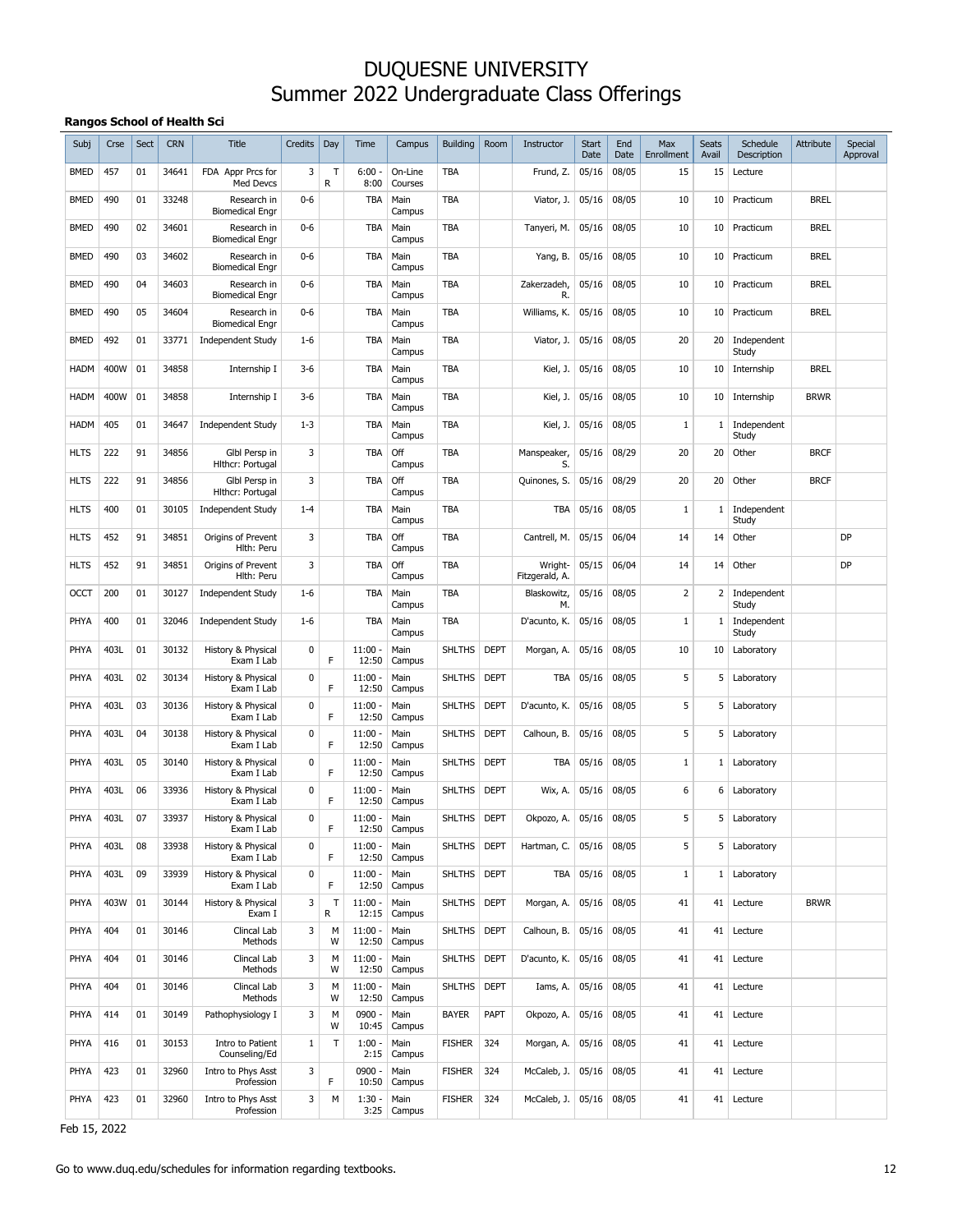# DUQUESNE UNIVERSITY
# Summer 2022 Undergraduate Class Offerings

### Rangos School of Health Sci

| Subj | Crse | Sect | CRN | Title | Credits | Day | Time | Campus | Building | Room | Instructor | Start Date | End Date | Max Enrollment | Seats Avail | Schedule Description | Attribute | Special Approval |
|---|---|---|---|---|---|---|---|---|---|---|---|---|---|---|---|---|---|---|
| BMED | 457 | 01 | 34641 | FDA Appr Prcs for Med Devcs | 3 | T R | 6:00 - 8:00 | On-Line Courses | TBA | | Frund, Z. | 05/16 | 08/05 | 15 | 15 | Lecture | | |
| BMED | 490 | 01 | 33248 | Research in Biomedical Engr | 0-6 | | TBA | Main Campus | TBA | | Viator, J. | 05/16 | 08/05 | 10 | 10 | Practicum | BREL | |
| BMED | 490 | 02 | 34601 | Research in Biomedical Engr | 0-6 | | TBA | Main Campus | TBA | | Tanyeri, M. | 05/16 | 08/05 | 10 | 10 | Practicum | BREL | |
| BMED | 490 | 03 | 34602 | Research in Biomedical Engr | 0-6 | | TBA | Main Campus | TBA | | Yang, B. | 05/16 | 08/05 | 10 | 10 | Practicum | BREL | |
| BMED | 490 | 04 | 34603 | Research in Biomedical Engr | 0-6 | | TBA | Main Campus | TBA | | Zakerzadeh, R. | 05/16 | 08/05 | 10 | 10 | Practicum | BREL | |
| BMED | 490 | 05 | 34604 | Research in Biomedical Engr | 0-6 | | TBA | Main Campus | TBA | | Williams, K. | 05/16 | 08/05 | 10 | 10 | Practicum | BREL | |
| BMED | 492 | 01 | 33771 | Independent Study | 1-6 | | TBA | Main Campus | TBA | | Viator, J. | 05/16 | 08/05 | 20 | 20 | Independent Study | | |
| HADM | 400W | 01 | 34858 | Internship I | 3-6 | | TBA | Main Campus | TBA | | Kiel, J. | 05/16 | 08/05 | 10 | 10 | Internship | BREL | |
| HADM | 400W | 01 | 34858 | Internship I | 3-6 | | TBA | Main Campus | TBA | | Kiel, J. | 05/16 | 08/05 | 10 | 10 | Internship | BRWR | |
| HADM | 405 | 01 | 34647 | Independent Study | 1-3 | | TBA | Main Campus | TBA | | Kiel, J. | 05/16 | 08/05 | 1 | 1 | Independent Study | | |
| HLTS | 222 | 91 | 34856 | Glbl Persp in Hlthcr: Portugal | 3 | | TBA | Off Campus | TBA | | Manspeaker, S. | 05/16 | 08/29 | 20 | 20 | Other | BRCF | |
| HLTS | 222 | 91 | 34856 | Glbl Persp in Hlthcr: Portugal | 3 | | TBA | Off Campus | TBA | | Quinones, S. | 05/16 | 08/29 | 20 | 20 | Other | BRCF | |
| HLTS | 400 | 01 | 30105 | Independent Study | 1-4 | | TBA | Main Campus | TBA | | TBA | 05/16 | 08/05 | 1 | 1 | Independent Study | | |
| HLTS | 452 | 91 | 34851 | Origins of Prevent Hlth: Peru | 3 | | TBA | Off Campus | TBA | | Cantrell, M. | 05/15 | 06/04 | 14 | 14 | Other | | DP |
| HLTS | 452 | 91 | 34851 | Origins of Prevent Hlth: Peru | 3 | | TBA | Off Campus | TBA | | Wright-Fitzgerald, A. | 05/15 | 06/04 | 14 | 14 | Other | | DP |
| OCCT | 200 | 01 | 30127 | Independent Study | 1-6 | | TBA | Main Campus | TBA | | Blaskowitz, M. | 05/16 | 08/05 | 2 | 2 | Independent Study | | |
| PHYA | 400 | 01 | 32046 | Independent Study | 1-6 | | TBA | Main Campus | TBA | | D'acunto, K. | 05/16 | 08/05 | 1 | 1 | Independent Study | | |
| PHYA | 403L | 01 | 30132 | History & Physical Exam I Lab | 0 | F | 11:00 - 12:50 | Main Campus | SHLTHS | DEPT | Morgan, A. | 05/16 | 08/05 | 10 | 10 | Laboratory | | |
| PHYA | 403L | 02 | 30134 | History & Physical Exam I Lab | 0 | F | 11:00 - 12:50 | Main Campus | SHLTHS | DEPT | TBA | 05/16 | 08/05 | 5 | 5 | Laboratory | | |
| PHYA | 403L | 03 | 30136 | History & Physical Exam I Lab | 0 | F | 11:00 - 12:50 | Main Campus | SHLTHS | DEPT | D'acunto, K. | 05/16 | 08/05 | 5 | 5 | Laboratory | | |
| PHYA | 403L | 04 | 30138 | History & Physical Exam I Lab | 0 | F | 11:00 - 12:50 | Main Campus | SHLTHS | DEPT | Calhoun, B. | 05/16 | 08/05 | 5 | 5 | Laboratory | | |
| PHYA | 403L | 05 | 30140 | History & Physical Exam I Lab | 0 | F | 11:00 - 12:50 | Main Campus | SHLTHS | DEPT | TBA | 05/16 | 08/05 | 1 | 1 | Laboratory | | |
| PHYA | 403L | 06 | 33936 | History & Physical Exam I Lab | 0 | F | 11:00 - 12:50 | Main Campus | SHLTHS | DEPT | Wix, A. | 05/16 | 08/05 | 6 | 6 | Laboratory | | |
| PHYA | 403L | 07 | 33937 | History & Physical Exam I Lab | 0 | F | 11:00 - 12:50 | Main Campus | SHLTHS | DEPT | Okpozo, A. | 05/16 | 08/05 | 5 | 5 | Laboratory | | |
| PHYA | 403L | 08 | 33938 | History & Physical Exam I Lab | 0 | F | 11:00 - 12:50 | Main Campus | SHLTHS | DEPT | Hartman, C. | 05/16 | 08/05 | 5 | 5 | Laboratory | | |
| PHYA | 403L | 09 | 33939 | History & Physical Exam I Lab | 0 | F | 11:00 - 12:50 | Main Campus | SHLTHS | DEPT | TBA | 05/16 | 08/05 | 1 | 1 | Laboratory | | |
| PHYA | 403W | 01 | 30144 | History & Physical Exam I | 3 | T R | 11:00 - 12:15 | Main Campus | SHLTHS | DEPT | Morgan, A. | 05/16 | 08/05 | 41 | 41 | Lecture | BRWR | |
| PHYA | 404 | 01 | 30146 | Clincal Lab Methods | 3 | M W | 11:00 - 12:50 | Main Campus | SHLTHS | DEPT | Calhoun, B. | 05/16 | 08/05 | 41 | 41 | Lecture | | |
| PHYA | 404 | 01 | 30146 | Clincal Lab Methods | 3 | M W | 11:00 - 12:50 | Main Campus | SHLTHS | DEPT | D'acunto, K. | 05/16 | 08/05 | 41 | 41 | Lecture | | |
| PHYA | 404 | 01 | 30146 | Clincal Lab Methods | 3 | M W | 11:00 - 12:50 | Main Campus | SHLTHS | DEPT | Iams, A. | 05/16 | 08/05 | 41 | 41 | Lecture | | |
| PHYA | 414 | 01 | 30149 | Pathophysiology I | 3 | M W | 0900 - 10:45 | Main Campus | BAYER | PAPT | Okpozo, A. | 05/16 | 08/05 | 41 | 41 | Lecture | | |
| PHYA | 416 | 01 | 30153 | Intro to Patient Counseling/Ed | 1 | T | 1:00 - 2:15 | Main Campus | FISHER | 324 | Morgan, A. | 05/16 | 08/05 | 41 | 41 | Lecture | | |
| PHYA | 423 | 01 | 32960 | Intro to Phys Asst Profession | 3 | F | 0900 - 10:50 | Main Campus | FISHER | 324 | McCaleb, J. | 05/16 | 08/05 | 41 | 41 | Lecture | | |
| PHYA | 423 | 01 | 32960 | Intro to Phys Asst Profession | 3 | M | 1:30 - 3:25 | Main Campus | FISHER | 324 | McCaleb, J. | 05/16 | 08/05 | 41 | 41 | Lecture | | |

Feb 15, 2022

Go to www.duq.edu/schedules for information regarding textbooks.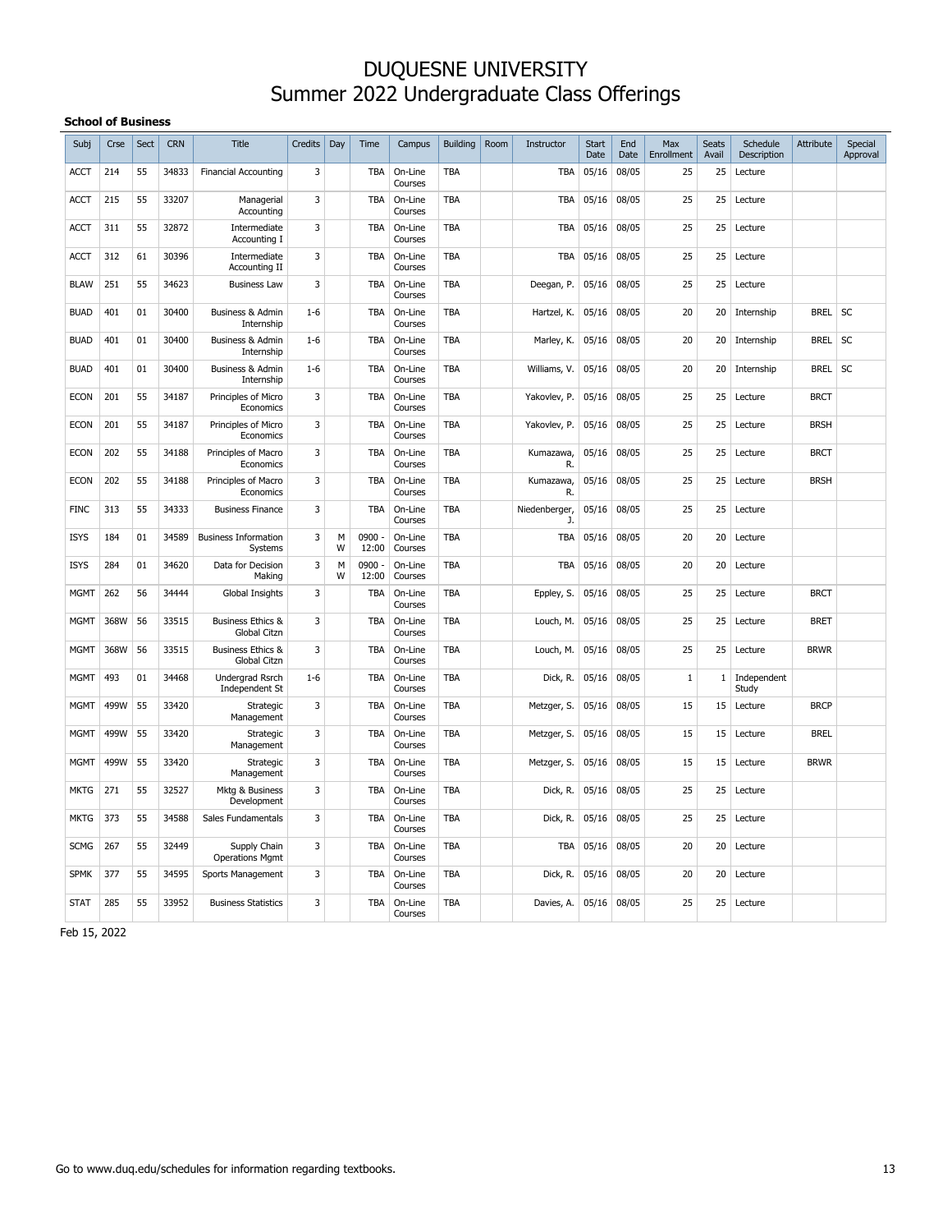# DUQUESNE UNIVERSITY
# Summer 2022 Undergraduate Class Offerings

**School of Business**

| Subj | Crse | Sect | CRN | Title | Credits | Day | Time | Campus | Building | Room | Instructor | Start Date | End Date | Max Enrollment | Seats Avail | Schedule Description | Attribute | Special Approval |
|---|---|---|---|---|---|---|---|---|---|---|---|---|---|---|---|---|---|---|
| ACCT | 214 | 55 | 34833 | Financial Accounting | 3 | | TBA | On-Line Courses | TBA | | TBA | 05/16 | 08/05 | 25 | 25 | Lecture | | |
| ACCT | 215 | 55 | 33207 | Managerial Accounting | 3 | | TBA | On-Line Courses | TBA | | TBA | 05/16 | 08/05 | 25 | 25 | Lecture | | |
| ACCT | 311 | 55 | 32872 | Intermediate Accounting I | 3 | | TBA | On-Line Courses | TBA | | TBA | 05/16 | 08/05 | 25 | 25 | Lecture | | |
| ACCT | 312 | 61 | 30396 | Intermediate Accounting II | 3 | | TBA | On-Line Courses | TBA | | TBA | 05/16 | 08/05 | 25 | 25 | Lecture | | |
| BLAW | 251 | 55 | 34623 | Business Law | 3 | | TBA | On-Line Courses | TBA | | Deegan, P. | 05/16 | 08/05 | 25 | 25 | Lecture | | |
| BUAD | 401 | 01 | 30400 | Business & Admin Internship | 1-6 | | TBA | On-Line Courses | TBA | | Hartzel, K. | 05/16 | 08/05 | 20 | 20 | Internship | BREL | SC |
| BUAD | 401 | 01 | 30400 | Business & Admin Internship | 1-6 | | TBA | On-Line Courses | TBA | | Marley, K. | 05/16 | 08/05 | 20 | 20 | Internship | BREL | SC |
| BUAD | 401 | 01 | 30400 | Business & Admin Internship | 1-6 | | TBA | On-Line Courses | TBA | | Williams, V. | 05/16 | 08/05 | 20 | 20 | Internship | BREL | SC |
| ECON | 201 | 55 | 34187 | Principles of Micro Economics | 3 | | TBA | On-Line Courses | TBA | | Yakovlev, P. | 05/16 | 08/05 | 25 | 25 | Lecture | BRCT | |
| ECON | 201 | 55 | 34187 | Principles of Micro Economics | 3 | | TBA | On-Line Courses | TBA | | Yakovlev, P. | 05/16 | 08/05 | 25 | 25 | Lecture | BRSH | |
| ECON | 202 | 55 | 34188 | Principles of Macro Economics | 3 | | TBA | On-Line Courses | TBA | | Kumazawa, R. | 05/16 | 08/05 | 25 | 25 | Lecture | BRCT | |
| ECON | 202 | 55 | 34188 | Principles of Macro Economics | 3 | | TBA | On-Line Courses | TBA | | Kumazawa, R. | 05/16 | 08/05 | 25 | 25 | Lecture | BRSH | |
| FINC | 313 | 55 | 34333 | Business Finance | 3 | | TBA | On-Line Courses | TBA | | Niedenberger, J. | 05/16 | 08/05 | 25 | 25 | Lecture | | |
| ISYS | 184 | 01 | 34589 | Business Information Systems | 3 | M W | 0900 - 12:00 | On-Line Courses | TBA | | TBA | 05/16 | 08/05 | 20 | 20 | Lecture | | |
| ISYS | 284 | 01 | 34620 | Data for Decision Making | 3 | M W | 0900 - 12:00 | On-Line Courses | TBA | | TBA | 05/16 | 08/05 | 20 | 20 | Lecture | | |
| MGMT | 262 | 56 | 34444 | Global Insights | 3 | | TBA | On-Line Courses | TBA | | Eppley, S. | 05/16 | 08/05 | 25 | 25 | Lecture | BRCT | |
| MGMT | 368W | 56 | 33515 | Business Ethics & Global Citzn | 3 | | TBA | On-Line Courses | TBA | | Louch, M. | 05/16 | 08/05 | 25 | 25 | Lecture | BRET | |
| MGMT | 368W | 56 | 33515 | Business Ethics & Global Citzn | 3 | | TBA | On-Line Courses | TBA | | Louch, M. | 05/16 | 08/05 | 25 | 25 | Lecture | BRWR | |
| MGMT | 493 | 01 | 34468 | Undergrad Rsrch Independent St | 1-6 | | TBA | On-Line Courses | TBA | | Dick, R. | 05/16 | 08/05 | 1 | 1 | Independent Study | | |
| MGMT | 499W | 55 | 33420 | Strategic Management | 3 | | TBA | On-Line Courses | TBA | | Metzger, S. | 05/16 | 08/05 | 15 | 15 | Lecture | BRCP | |
| MGMT | 499W | 55 | 33420 | Strategic Management | 3 | | TBA | On-Line Courses | TBA | | Metzger, S. | 05/16 | 08/05 | 15 | 15 | Lecture | BREL | |
| MGMT | 499W | 55 | 33420 | Strategic Management | 3 | | TBA | On-Line Courses | TBA | | Metzger, S. | 05/16 | 08/05 | 15 | 15 | Lecture | BRWR | |
| MKTG | 271 | 55 | 32527 | Mktg & Business Development | 3 | | TBA | On-Line Courses | TBA | | Dick, R. | 05/16 | 08/05 | 25 | 25 | Lecture | | |
| MKTG | 373 | 55 | 34588 | Sales Fundamentals | 3 | | TBA | On-Line Courses | TBA | | Dick, R. | 05/16 | 08/05 | 25 | 25 | Lecture | | |
| SCMG | 267 | 55 | 32449 | Supply Chain Operations Mgmt | 3 | | TBA | On-Line Courses | TBA | | TBA | 05/16 | 08/05 | 20 | 20 | Lecture | | |
| SPMK | 377 | 55 | 34595 | Sports Management | 3 | | TBA | On-Line Courses | TBA | | Dick, R. | 05/16 | 08/05 | 20 | 20 | Lecture | | |
| STAT | 285 | 55 | 33952 | Business Statistics | 3 | | TBA | On-Line Courses | TBA | | Davies, A. | 05/16 | 08/05 | 25 | 25 | Lecture | | |

Feb 15, 2022

Go to www.duq.edu/schedules for information regarding textbooks.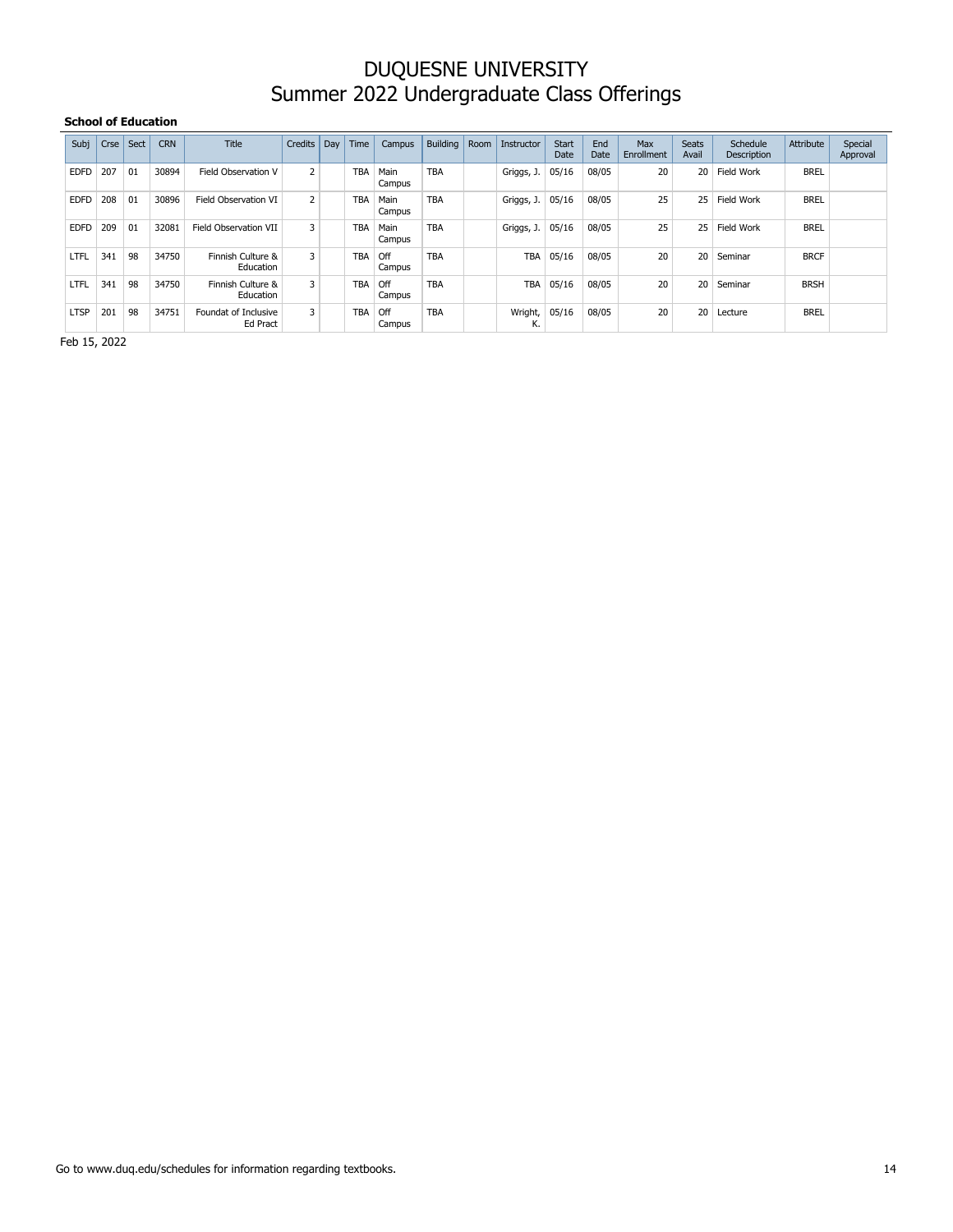# DUQUESNE UNIVERSITY
# Summer 2022 Undergraduate Class Offerings

**School of Education**

| Subj | Crse | Sect | CRN | Title | Credits | Day | Time | Campus | Building | Room | Instructor | Start Date | End Date | Max Enrollment | Seats Avail | Schedule Description | Attribute | Special Approval |
|---|---|---|---|---|---|---|---|---|---|---|---|---|---|---|---|---|---|---|
| EDFD | 207 | 01 | 30894 | Field Observation V | 2 | | TBA | Main Campus | TBA | | Griggs, J. | 05/16 | 08/05 | 20 | 20 | Field Work | BREL | |
| EDFD | 208 | 01 | 30896 | Field Observation VI | 2 | | TBA | Main Campus | TBA | | Griggs, J. | 05/16 | 08/05 | 25 | 25 | Field Work | BREL | |
| EDFD | 209 | 01 | 32081 | Field Observation VII | 3 | | TBA | Main Campus | TBA | | Griggs, J. | 05/16 | 08/05 | 25 | 25 | Field Work | BREL | |
| LTFL | 341 | 98 | 34750 | Finnish Culture & Education | 3 | | TBA | Off Campus | TBA | | TBA | 05/16 | 08/05 | 20 | 20 | Seminar | BRCF | |
| LTFL | 341 | 98 | 34750 | Finnish Culture & Education | 3 | | TBA | Off Campus | TBA | | TBA | 05/16 | 08/05 | 20 | 20 | Seminar | BRSH | |
| LTSP | 201 | 98 | 34751 | Foundat of Inclusive Ed Pract | 3 | | TBA | Off Campus | TBA | | Wright, K. | 05/16 | 08/05 | 20 | 20 | Lecture | BREL | |

Feb 15, 2022

Go to www.duq.edu/schedules for information regarding textbooks.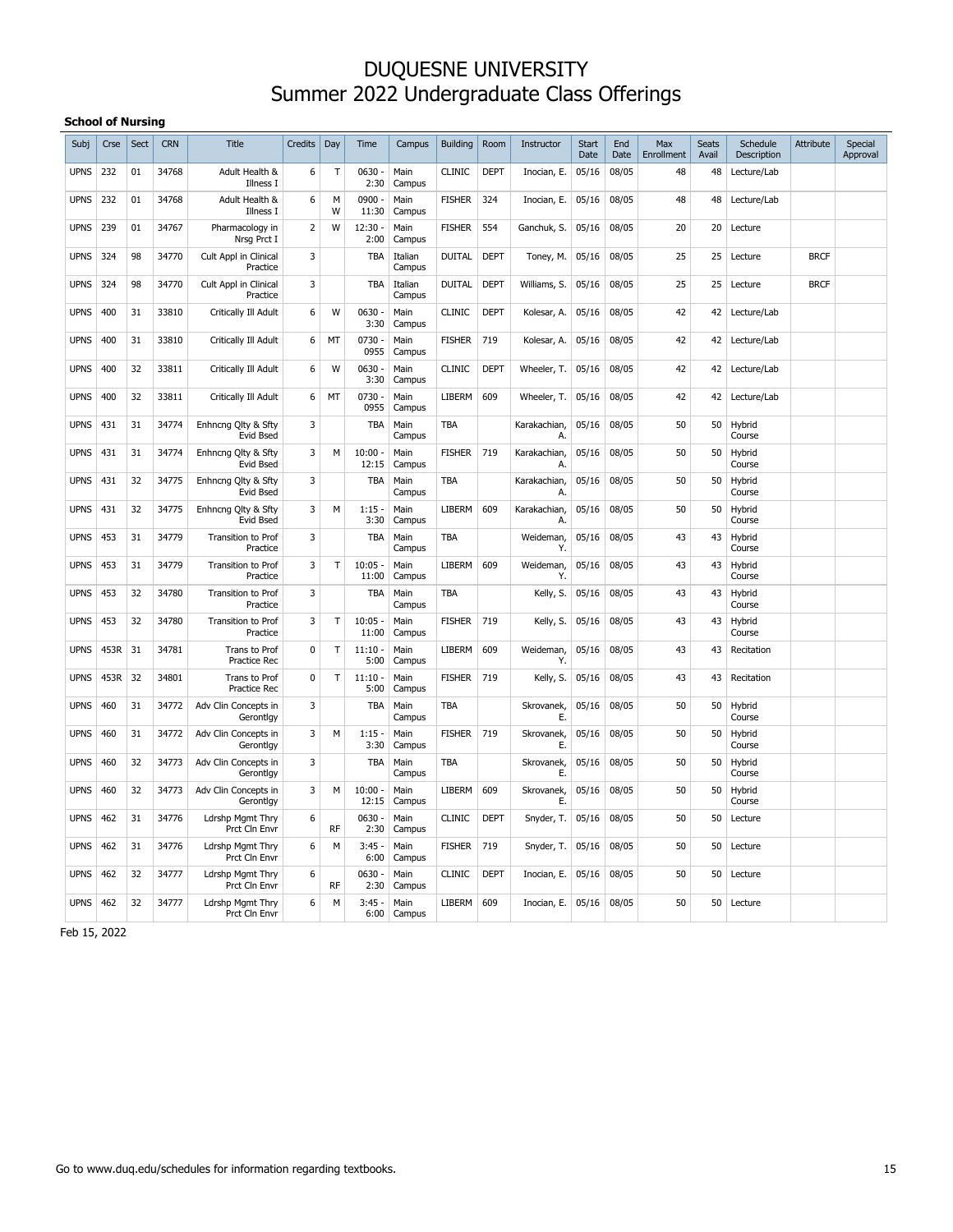# DUQUESNE UNIVERSITY
# Summer 2022 Undergraduate Class Offerings

### School of Nursing

| Subj | Crse | Sect | CRN | Title | Credits | Day | Time | Campus | Building | Room | Instructor | Start Date | End Date | Max Enrollment | Seats Avail | Schedule Description | Attribute | Special Approval |
|---|---|---|---|---|---|---|---|---|---|---|---|---|---|---|---|---|---|---|
| UPNS | 232 | 01 | 34768 | Adult Health & Illness I | 6 | T | 0630 - 2:30 | Main Campus | CLINIC | DEPT | Inocian, E. | 05/16 | 08/05 | 48 | 48 | Lecture/Lab | | |
| UPNS | 232 | 01 | 34768 | Adult Health & Illness I | 6 | M W | 0900 - 11:30 | Main Campus | FISHER | 324 | Inocian, E. | 05/16 | 08/05 | 48 | 48 | Lecture/Lab | | |
| UPNS | 239 | 01 | 34767 | Pharmacology in Nrsg Prct I | 2 | W | 12:30 - 2:00 | Main Campus | FISHER | 554 | Ganchuk, S. | 05/16 | 08/05 | 20 | 20 | Lecture | | |
| UPNS | 324 | 98 | 34770 | Cult Appl in Clinical Practice | 3 | | TBA | Italian Campus | DUITAL | DEPT | Toney, M. | 05/16 | 08/05 | 25 | 25 | Lecture | BRCF | |
| UPNS | 324 | 98 | 34770 | Cult Appl in Clinical Practice | 3 | | TBA | Italian Campus | DUITAL | DEPT | Williams, S. | 05/16 | 08/05 | 25 | 25 | Lecture | BRCF | |
| UPNS | 400 | 31 | 33810 | Critically Ill Adult | 6 | W | 0630 - 3:30 | Main Campus | CLINIC | DEPT | Kolesar, A. | 05/16 | 08/05 | 42 | 42 | Lecture/Lab | | |
| UPNS | 400 | 31 | 33810 | Critically Ill Adult | 6 | MT | 0730 - 0955 | Main Campus | FISHER | 719 | Kolesar, A. | 05/16 | 08/05 | 42 | 42 | Lecture/Lab | | |
| UPNS | 400 | 32 | 33811 | Critically Ill Adult | 6 | W | 0630 - 3:30 | Main Campus | CLINIC | DEPT | Wheeler, T. | 05/16 | 08/05 | 42 | 42 | Lecture/Lab | | |
| UPNS | 400 | 32 | 33811 | Critically Ill Adult | 6 | MT | 0730 - 0955 | Main Campus | LIBERM | 609 | Wheeler, T. | 05/16 | 08/05 | 42 | 42 | Lecture/Lab | | |
| UPNS | 431 | 31 | 34774 | Enhncng Qlty & Sfty Evid Bsed | 3 | | TBA | Main Campus | TBA | | Karakachian, A. | 05/16 | 08/05 | 50 | 50 | Hybrid Course | | |
| UPNS | 431 | 31 | 34774 | Enhncng Qlty & Sfty Evid Bsed | 3 | M | 10:00 - 12:15 | Main Campus | FISHER | 719 | Karakachian, A. | 05/16 | 08/05 | 50 | 50 | Hybrid Course | | |
| UPNS | 431 | 32 | 34775 | Enhncng Qlty & Sfty Evid Bsed | 3 | | TBA | Main Campus | TBA | | Karakachian, A. | 05/16 | 08/05 | 50 | 50 | Hybrid Course | | |
| UPNS | 431 | 32 | 34775 | Enhncng Qlty & Sfty Evid Bsed | 3 | M | 1:15 - 3:30 | Main Campus | LIBERM | 609 | Karakachian, A. | 05/16 | 08/05 | 50 | 50 | Hybrid Course | | |
| UPNS | 453 | 31 | 34779 | Transition to Prof Practice | 3 | | TBA | Main Campus | TBA | | Weideman, Y. | 05/16 | 08/05 | 43 | 43 | Hybrid Course | | |
| UPNS | 453 | 31 | 34779 | Transition to Prof Practice | 3 | T | 10:05 - 11:00 | Main Campus | LIBERM | 609 | Weideman, Y. | 05/16 | 08/05 | 43 | 43 | Hybrid Course | | |
| UPNS | 453 | 32 | 34780 | Transition to Prof Practice | 3 | | TBA | Main Campus | TBA | | Kelly, S. | 05/16 | 08/05 | 43 | 43 | Hybrid Course | | |
| UPNS | 453 | 32 | 34780 | Transition to Prof Practice | 3 | T | 10:05 - 11:00 | Main Campus | FISHER | 719 | Kelly, S. | 05/16 | 08/05 | 43 | 43 | Hybrid Course | | |
| UPNS | 453R | 31 | 34781 | Trans to Prof Practice Rec | 0 | T | 11:10 - 5:00 | Main Campus | LIBERM | 609 | Weideman, Y. | 05/16 | 08/05 | 43 | 43 | Recitation | | |
| UPNS | 453R | 32 | 34801 | Trans to Prof Practice Rec | 0 | T | 11:10 - 5:00 | Main Campus | FISHER | 719 | Kelly, S. | 05/16 | 08/05 | 43 | 43 | Recitation | | |
| UPNS | 460 | 31 | 34772 | Adv Clin Concepts in Gerontlgy | 3 | | TBA | Main Campus | TBA | | Skrovanek, E. | 05/16 | 08/05 | 50 | 50 | Hybrid Course | | |
| UPNS | 460 | 31 | 34772 | Adv Clin Concepts in Gerontlgy | 3 | M | 1:15 - 3:30 | Main Campus | FISHER | 719 | Skrovanek, E. | 05/16 | 08/05 | 50 | 50 | Hybrid Course | | |
| UPNS | 460 | 32 | 34773 | Adv Clin Concepts in Gerontlgy | 3 | | TBA | Main Campus | TBA | | Skrovanek, E. | 05/16 | 08/05 | 50 | 50 | Hybrid Course | | |
| UPNS | 460 | 32 | 34773 | Adv Clin Concepts in Gerontlgy | 3 | M | 10:00 - 12:15 | Main Campus | LIBERM | 609 | Skrovanek, E. | 05/16 | 08/05 | 50 | 50 | Hybrid Course | | |
| UPNS | 462 | 31 | 34776 | Ldrshp Mgmt Thry Prct Cln Envr | 6 | RF | 0630 - 2:30 | Main Campus | CLINIC | DEPT | Snyder, T. | 05/16 | 08/05 | 50 | 50 | Lecture | | |
| UPNS | 462 | 31 | 34776 | Ldrshp Mgmt Thry Prct Cln Envr | 6 | M | 3:45 - 6:00 | Main Campus | FISHER | 719 | Snyder, T. | 05/16 | 08/05 | 50 | 50 | Lecture | | |
| UPNS | 462 | 32 | 34777 | Ldrshp Mgmt Thry Prct Cln Envr | 6 | RF | 0630 - 2:30 | Main Campus | CLINIC | DEPT | Inocian, E. | 05/16 | 08/05 | 50 | 50 | Lecture | | |
| UPNS | 462 | 32 | 34777 | Ldrshp Mgmt Thry Prct Cln Envr | 6 | M | 3:45 - 6:00 | Main Campus | LIBERM | 609 | Inocian, E. | 05/16 | 08/05 | 50 | 50 | Lecture | | |

Feb 15, 2022

Go to www.duq.edu/schedules for information regarding textbooks.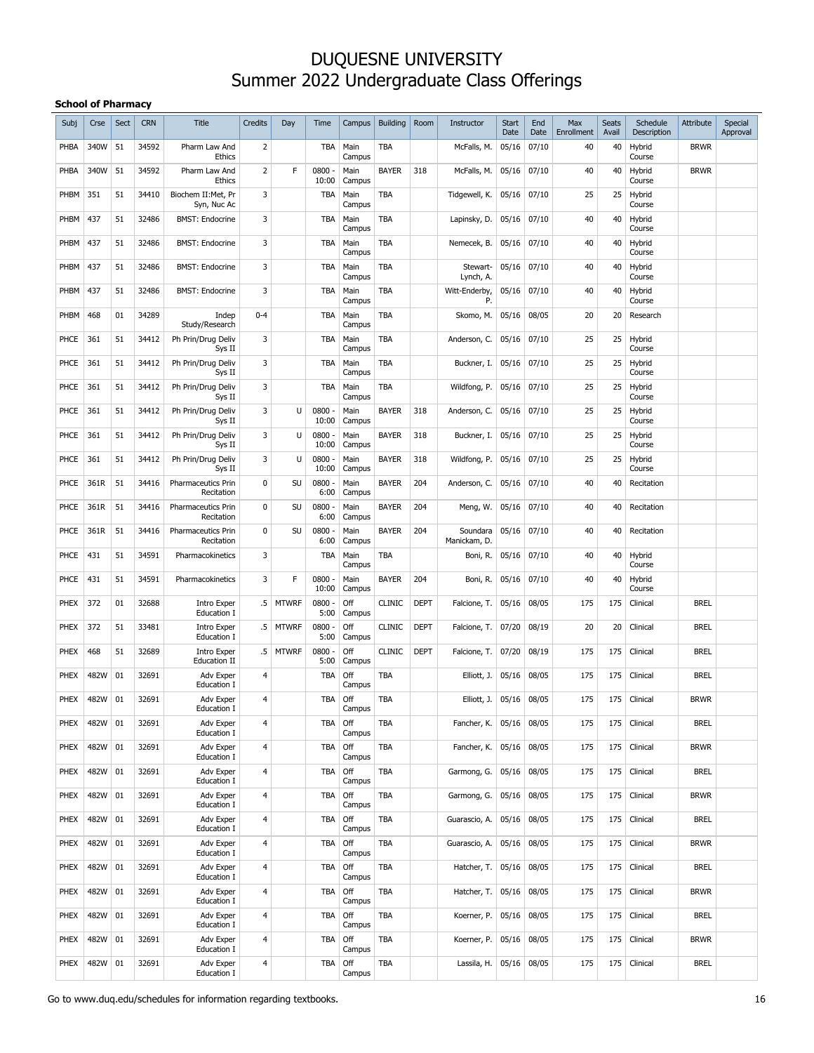# DUQUESNE UNIVERSITY
# Summer 2022 Undergraduate Class Offerings

**School of Pharmacy**

| Subj | Crse | Sect | CRN | Title | Credits | Day | Time | Campus | Building | Room | Instructor | Start Date | End Date | Max Enrollment | Seats Avail | Schedule Description | Attribute | Special Approval |
|---|---|---|---|---|---|---|---|---|---|---|---|---|---|---|---|---|---|---|
| PHBA | 340W | 51 | 34592 | Pharm Law And Ethics | 2 | | TBA | Main Campus | TBA | | McFalls, M. | 05/16 | 07/10 | 40 | 40 | Hybrid Course | BRWR | |
| PHBA | 340W | 51 | 34592 | Pharm Law And Ethics | 2 | F | 0800 - 10:00 | Main Campus | BAYER | 318 | McFalls, M. | 05/16 | 07/10 | 40 | 40 | Hybrid Course | BRWR | |
| PHBM | 351 | 51 | 34410 | Biochem II:Met, Pr Syn, Nuc Ac | 3 | | TBA | Main Campus | TBA | | Tidgewell, K. | 05/16 | 07/10 | 25 | 25 | Hybrid Course | | |
| PHBM | 437 | 51 | 32486 | BMST: Endocrine | 3 | | TBA | Main Campus | TBA | | Lapinsky, D. | 05/16 | 07/10 | 40 | 40 | Hybrid Course | | |
| PHBM | 437 | 51 | 32486 | BMST: Endocrine | 3 | | TBA | Main Campus | TBA | | Nemecek, B. | 05/16 | 07/10 | 40 | 40 | Hybrid Course | | |
| PHBM | 437 | 51 | 32486 | BMST: Endocrine | 3 | | TBA | Main Campus | TBA | | Stewart-Lynch, A. | 05/16 | 07/10 | 40 | 40 | Hybrid Course | | |
| PHBM | 437 | 51 | 32486 | BMST: Endocrine | 3 | | TBA | Main Campus | TBA | | Witt-Enderby, P. | 05/16 | 07/10 | 40 | 40 | Hybrid Course | | |
| PHBM | 468 | 01 | 34289 | Indep Study/Research | 0-4 | | TBA | Main Campus | TBA | | Skomo, M. | 05/16 | 08/05 | 20 | 20 | Research | | |
| PHCE | 361 | 51 | 34412 | Ph Prin/Drug Deliv Sys II | 3 | | TBA | Main Campus | TBA | | Anderson, C. | 05/16 | 07/10 | 25 | 25 | Hybrid Course | | |
| PHCE | 361 | 51 | 34412 | Ph Prin/Drug Deliv Sys II | 3 | | TBA | Main Campus | TBA | | Buckner, I. | 05/16 | 07/10 | 25 | 25 | Hybrid Course | | |
| PHCE | 361 | 51 | 34412 | Ph Prin/Drug Deliv Sys II | 3 | | TBA | Main Campus | TBA | | Wildfong, P. | 05/16 | 07/10 | 25 | 25 | Hybrid Course | | |
| PHCE | 361 | 51 | 34412 | Ph Prin/Drug Deliv Sys II | 3 | U | 0800 - 10:00 | Main Campus | BAYER | 318 | Anderson, C. | 05/16 | 07/10 | 25 | 25 | Hybrid Course | | |
| PHCE | 361 | 51 | 34412 | Ph Prin/Drug Deliv Sys II | 3 | U | 0800 - 10:00 | Main Campus | BAYER | 318 | Buckner, I. | 05/16 | 07/10 | 25 | 25 | Hybrid Course | | |
| PHCE | 361 | 51 | 34412 | Ph Prin/Drug Deliv Sys II | 3 | U | 0800 - 10:00 | Main Campus | BAYER | 318 | Wildfong, P. | 05/16 | 07/10 | 25 | 25 | Hybrid Course | | |
| PHCE | 361R | 51 | 34416 | Pharmaceutics Prin Recitation | 0 | SU | 0800 - 6:00 | Main Campus | BAYER | 204 | Anderson, C. | 05/16 | 07/10 | 40 | 40 | Recitation | | |
| PHCE | 361R | 51 | 34416 | Pharmaceutics Prin Recitation | 0 | SU | 0800 - 6:00 | Main Campus | BAYER | 204 | Meng, W. | 05/16 | 07/10 | 40 | 40 | Recitation | | |
| PHCE | 361R | 51 | 34416 | Pharmaceutics Prin Recitation | 0 | SU | 0800 - 6:00 | Main Campus | BAYER | 204 | Soundara Manickam, D. | 05/16 | 07/10 | 40 | 40 | Recitation | | |
| PHCE | 431 | 51 | 34591 | Pharmacokinetics | 3 | | TBA | Main Campus | TBA | | Boni, R. | 05/16 | 07/10 | 40 | 40 | Hybrid Course | | |
| PHCE | 431 | 51 | 34591 | Pharmacokinetics | 3 | F | 0800 - 10:00 | Main Campus | BAYER | 204 | Boni, R. | 05/16 | 07/10 | 40 | 40 | Hybrid Course | | |
| PHEX | 372 | 01 | 32688 | Intro Exper Education I | .5 | MTWRF | 0800 - 5:00 | Off Campus | CLINIC | DEPT | Falcione, T. | 05/16 | 08/05 | 175 | 175 | Clinical | BREL | |
| PHEX | 372 | 51 | 33481 | Intro Exper Education I | .5 | MTWRF | 0800 - 5:00 | Off Campus | CLINIC | DEPT | Falcione, T. | 07/20 | 08/19 | 20 | 20 | Clinical | BREL | |
| PHEX | 468 | 51 | 32689 | Intro Exper Education II | .5 | MTWRF | 0800 - 5:00 | Off Campus | CLINIC | DEPT | Falcione, T. | 07/20 | 08/19 | 175 | 175 | Clinical | BREL | |
| PHEX | 482W | 01 | 32691 | Adv Exper Education I | 4 | | TBA | Off Campus | TBA | | Elliott, J. | 05/16 | 08/05 | 175 | 175 | Clinical | BREL | |
| PHEX | 482W | 01 | 32691 | Adv Exper Education I | 4 | | TBA | Off Campus | TBA | | Elliott, J. | 05/16 | 08/05 | 175 | 175 | Clinical | BRWR | |
| PHEX | 482W | 01 | 32691 | Adv Exper Education I | 4 | | TBA | Off Campus | TBA | | Fancher, K. | 05/16 | 08/05 | 175 | 175 | Clinical | BREL | |
| PHEX | 482W | 01 | 32691 | Adv Exper Education I | 4 | | TBA | Off Campus | TBA | | Fancher, K. | 05/16 | 08/05 | 175 | 175 | Clinical | BRWR | |
| PHEX | 482W | 01 | 32691 | Adv Exper Education I | 4 | | TBA | Off Campus | TBA | | Garmong, G. | 05/16 | 08/05 | 175 | 175 | Clinical | BREL | |
| PHEX | 482W | 01 | 32691 | Adv Exper Education I | 4 | | TBA | Off Campus | TBA | | Garmong, G. | 05/16 | 08/05 | 175 | 175 | Clinical | BRWR | |
| PHEX | 482W | 01 | 32691 | Adv Exper Education I | 4 | | TBA | Off Campus | TBA | | Guarascio, A. | 05/16 | 08/05 | 175 | 175 | Clinical | BREL | |
| PHEX | 482W | 01 | 32691 | Adv Exper Education I | 4 | | TBA | Off Campus | TBA | | Guarascio, A. | 05/16 | 08/05 | 175 | 175 | Clinical | BRWR | |
| PHEX | 482W | 01 | 32691 | Adv Exper Education I | 4 | | TBA | Off Campus | TBA | | Hatcher, T. | 05/16 | 08/05 | 175 | 175 | Clinical | BREL | |
| PHEX | 482W | 01 | 32691 | Adv Exper Education I | 4 | | TBA | Off Campus | TBA | | Hatcher, T. | 05/16 | 08/05 | 175 | 175 | Clinical | BRWR | |
| PHEX | 482W | 01 | 32691 | Adv Exper Education I | 4 | | TBA | Off Campus | TBA | | Koerner, P. | 05/16 | 08/05 | 175 | 175 | Clinical | BREL | |
| PHEX | 482W | 01 | 32691 | Adv Exper Education I | 4 | | TBA | Off Campus | TBA | | Koerner, P. | 05/16 | 08/05 | 175 | 175 | Clinical | BRWR | |
| PHEX | 482W | 01 | 32691 | Adv Exper Education I | 4 | | TBA | Off Campus | TBA | | Lassila, H. | 05/16 | 08/05 | 175 | 175 | Clinical | BREL | |

Go to www.duq.edu/schedules for information regarding textbooks.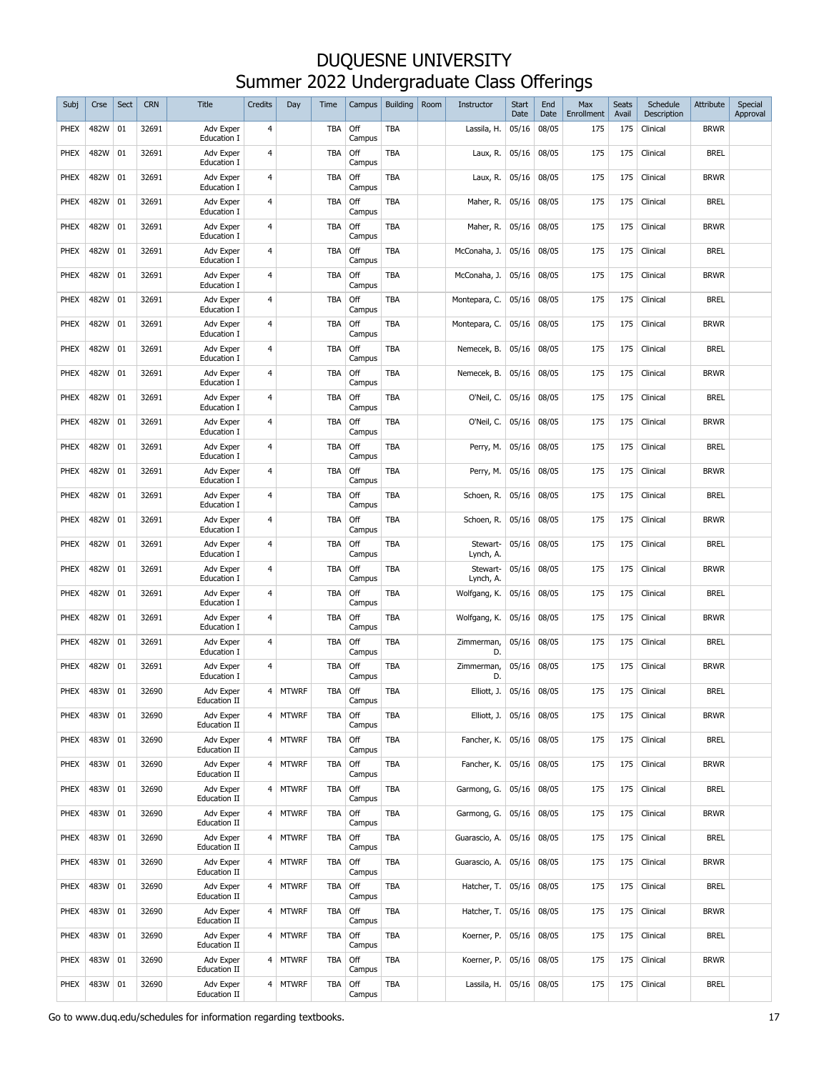# DUQUESNE UNIVERSITY
# Summer 2022 Undergraduate Class Offerings

| Subj | Crse | Sect | CRN | Title | Credits | Day | Time | Campus | Building | Room | Instructor | Start Date | End Date | Max Enrollment | Seats Avail | Schedule Description | Attribute | Special Approval |
|---|---|---|---|---|---|---|---|---|---|---|---|---|---|---|---|---|---|---|
| PHEX | 482W | 01 | 32691 | Adv Exper Education I | 4 | | TBA | Off Campus | TBA | | Lassila, H. | 05/16 | 08/05 | 175 | 175 | Clinical | BRWR | |
| PHEX | 482W | 01 | 32691 | Adv Exper Education I | 4 | | TBA | Off Campus | TBA | | Laux, R. | 05/16 | 08/05 | 175 | 175 | Clinical | BREL | |
| PHEX | 482W | 01 | 32691 | Adv Exper Education I | 4 | | TBA | Off Campus | TBA | | Laux, R. | 05/16 | 08/05 | 175 | 175 | Clinical | BRWR | |
| PHEX | 482W | 01 | 32691 | Adv Exper Education I | 4 | | TBA | Off Campus | TBA | | Maher, R. | 05/16 | 08/05 | 175 | 175 | Clinical | BREL | |
| PHEX | 482W | 01 | 32691 | Adv Exper Education I | 4 | | TBA | Off Campus | TBA | | Maher, R. | 05/16 | 08/05 | 175 | 175 | Clinical | BRWR | |
| PHEX | 482W | 01 | 32691 | Adv Exper Education I | 4 | | TBA | Off Campus | TBA | | McConaha, J. | 05/16 | 08/05 | 175 | 175 | Clinical | BREL | |
| PHEX | 482W | 01 | 32691 | Adv Exper Education I | 4 | | TBA | Off Campus | TBA | | McConaha, J. | 05/16 | 08/05 | 175 | 175 | Clinical | BRWR | |
| PHEX | 482W | 01 | 32691 | Adv Exper Education I | 4 | | TBA | Off Campus | TBA | | Montepara, C. | 05/16 | 08/05 | 175 | 175 | Clinical | BREL | |
| PHEX | 482W | 01 | 32691 | Adv Exper Education I | 4 | | TBA | Off Campus | TBA | | Montepara, C. | 05/16 | 08/05 | 175 | 175 | Clinical | BRWR | |
| PHEX | 482W | 01 | 32691 | Adv Exper Education I | 4 | | TBA | Off Campus | TBA | | Nemecek, B. | 05/16 | 08/05 | 175 | 175 | Clinical | BREL | |
| PHEX | 482W | 01 | 32691 | Adv Exper Education I | 4 | | TBA | Off Campus | TBA | | Nemecek, B. | 05/16 | 08/05 | 175 | 175 | Clinical | BRWR | |
| PHEX | 482W | 01 | 32691 | Adv Exper Education I | 4 | | TBA | Off Campus | TBA | | O'Neil, C. | 05/16 | 08/05 | 175 | 175 | Clinical | BREL | |
| PHEX | 482W | 01 | 32691 | Adv Exper Education I | 4 | | TBA | Off Campus | TBA | | O'Neil, C. | 05/16 | 08/05 | 175 | 175 | Clinical | BRWR | |
| PHEX | 482W | 01 | 32691 | Adv Exper Education I | 4 | | TBA | Off Campus | TBA | | Perry, M. | 05/16 | 08/05 | 175 | 175 | Clinical | BREL | |
| PHEX | 482W | 01 | 32691 | Adv Exper Education I | 4 | | TBA | Off Campus | TBA | | Perry, M. | 05/16 | 08/05 | 175 | 175 | Clinical | BRWR | |
| PHEX | 482W | 01 | 32691 | Adv Exper Education I | 4 | | TBA | Off Campus | TBA | | Schoen, R. | 05/16 | 08/05 | 175 | 175 | Clinical | BREL | |
| PHEX | 482W | 01 | 32691 | Adv Exper Education I | 4 | | TBA | Off Campus | TBA | | Schoen, R. | 05/16 | 08/05 | 175 | 175 | Clinical | BRWR | |
| PHEX | 482W | 01 | 32691 | Adv Exper Education I | 4 | | TBA | Off Campus | TBA | | Stewart-Lynch, A. | 05/16 | 08/05 | 175 | 175 | Clinical | BREL | |
| PHEX | 482W | 01 | 32691 | Adv Exper Education I | 4 | | TBA | Off Campus | TBA | | Stewart-Lynch, A. | 05/16 | 08/05 | 175 | 175 | Clinical | BRWR | |
| PHEX | 482W | 01 | 32691 | Adv Exper Education I | 4 | | TBA | Off Campus | TBA | | Wolfgang, K. | 05/16 | 08/05 | 175 | 175 | Clinical | BREL | |
| PHEX | 482W | 01 | 32691 | Adv Exper Education I | 4 | | TBA | Off Campus | TBA | | Wolfgang, K. | 05/16 | 08/05 | 175 | 175 | Clinical | BRWR | |
| PHEX | 482W | 01 | 32691 | Adv Exper Education I | 4 | | TBA | Off Campus | TBA | | Zimmerman, D. | 05/16 | 08/05 | 175 | 175 | Clinical | BREL | |
| PHEX | 482W | 01 | 32691 | Adv Exper Education I | 4 | | TBA | Off Campus | TBA | | Zimmerman, D. | 05/16 | 08/05 | 175 | 175 | Clinical | BRWR | |
| PHEX | 483W | 01 | 32690 | Adv Exper Education II | 4 | MTWRF | TBA | Off Campus | TBA | | Elliott, J. | 05/16 | 08/05 | 175 | 175 | Clinical | BREL | |
| PHEX | 483W | 01 | 32690 | Adv Exper Education II | 4 | MTWRF | TBA | Off Campus | TBA | | Elliott, J. | 05/16 | 08/05 | 175 | 175 | Clinical | BRWR | |
| PHEX | 483W | 01 | 32690 | Adv Exper Education II | 4 | MTWRF | TBA | Off Campus | TBA | | Fancher, K. | 05/16 | 08/05 | 175 | 175 | Clinical | BREL | |
| PHEX | 483W | 01 | 32690 | Adv Exper Education II | 4 | MTWRF | TBA | Off Campus | TBA | | Fancher, K. | 05/16 | 08/05 | 175 | 175 | Clinical | BRWR | |
| PHEX | 483W | 01 | 32690 | Adv Exper Education II | 4 | MTWRF | TBA | Off Campus | TBA | | Garmong, G. | 05/16 | 08/05 | 175 | 175 | Clinical | BREL | |
| PHEX | 483W | 01 | 32690 | Adv Exper Education II | 4 | MTWRF | TBA | Off Campus | TBA | | Garmong, G. | 05/16 | 08/05 | 175 | 175 | Clinical | BRWR | |
| PHEX | 483W | 01 | 32690 | Adv Exper Education II | 4 | MTWRF | TBA | Off Campus | TBA | | Guarascio, A. | 05/16 | 08/05 | 175 | 175 | Clinical | BREL | |
| PHEX | 483W | 01 | 32690 | Adv Exper Education II | 4 | MTWRF | TBA | Off Campus | TBA | | Guarascio, A. | 05/16 | 08/05 | 175 | 175 | Clinical | BRWR | |
| PHEX | 483W | 01 | 32690 | Adv Exper Education II | 4 | MTWRF | TBA | Off Campus | TBA | | Hatcher, T. | 05/16 | 08/05 | 175 | 175 | Clinical | BREL | |
| PHEX | 483W | 01 | 32690 | Adv Exper Education II | 4 | MTWRF | TBA | Off Campus | TBA | | Hatcher, T. | 05/16 | 08/05 | 175 | 175 | Clinical | BRWR | |
| PHEX | 483W | 01 | 32690 | Adv Exper Education II | 4 | MTWRF | TBA | Off Campus | TBA | | Koerner, P. | 05/16 | 08/05 | 175 | 175 | Clinical | BREL | |
| PHEX | 483W | 01 | 32690 | Adv Exper Education II | 4 | MTWRF | TBA | Off Campus | TBA | | Koerner, P. | 05/16 | 08/05 | 175 | 175 | Clinical | BRWR | |
| PHEX | 483W | 01 | 32690 | Adv Exper Education II | 4 | MTWRF | TBA | Off Campus | TBA | | Lassila, H. | 05/16 | 08/05 | 175 | 175 | Clinical | BREL | |

Go to www.duq.edu/schedules for information regarding textbooks.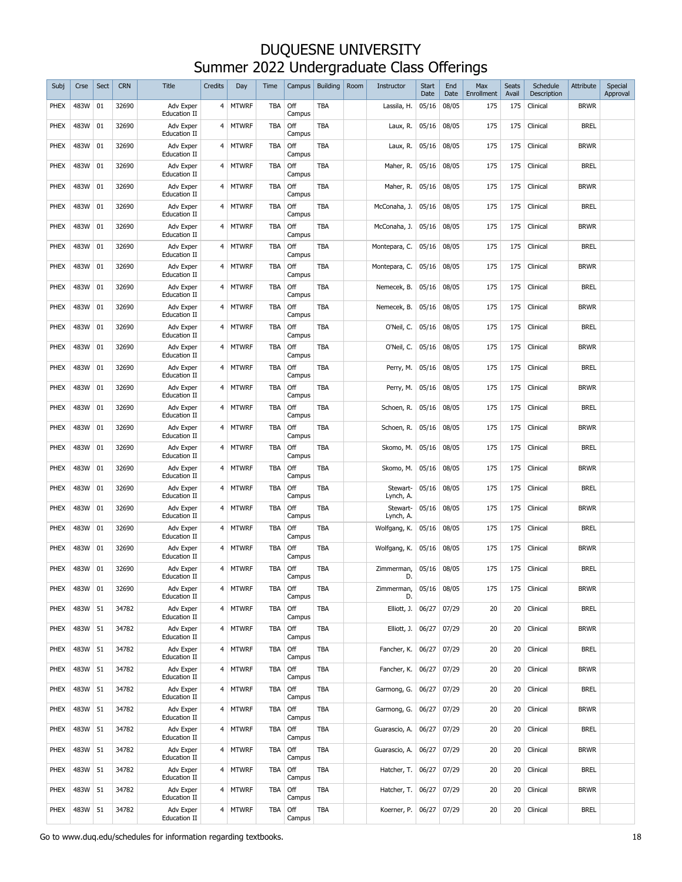# DUQUESNE UNIVERSITY
## Summer 2022 Undergraduate Class Offerings

| Subj | Crse | Sect | CRN | Title | Credits | Day | Time | Campus | Building | Room | Instructor | Start Date | End Date | Max Enrollment | Seats Avail | Schedule Description | Attribute | Special Approval |
|---|---|---|---|---|---|---|---|---|---|---|---|---|---|---|---|---|---|---|
| PHEX | 483W | 01 | 32690 | Adv Exper Education II | 4 | MTWRF | TBA | Off Campus | TBA | | Lassila, H. | 05/16 | 08/05 | 175 | 175 | Clinical | BRWR | |
| PHEX | 483W | 01 | 32690 | Adv Exper Education II | 4 | MTWRF | TBA | Off Campus | TBA | | Laux, R. | 05/16 | 08/05 | 175 | 175 | Clinical | BREL | |
| PHEX | 483W | 01 | 32690 | Adv Exper Education II | 4 | MTWRF | TBA | Off Campus | TBA | | Laux, R. | 05/16 | 08/05 | 175 | 175 | Clinical | BRWR | |
| PHEX | 483W | 01 | 32690 | Adv Exper Education II | 4 | MTWRF | TBA | Off Campus | TBA | | Maher, R. | 05/16 | 08/05 | 175 | 175 | Clinical | BREL | |
| PHEX | 483W | 01 | 32690 | Adv Exper Education II | 4 | MTWRF | TBA | Off Campus | TBA | | Maher, R. | 05/16 | 08/05 | 175 | 175 | Clinical | BRWR | |
| PHEX | 483W | 01 | 32690 | Adv Exper Education II | 4 | MTWRF | TBA | Off Campus | TBA | | McConaha, J. | 05/16 | 08/05 | 175 | 175 | Clinical | BREL | |
| PHEX | 483W | 01 | 32690 | Adv Exper Education II | 4 | MTWRF | TBA | Off Campus | TBA | | McConaha, J. | 05/16 | 08/05 | 175 | 175 | Clinical | BRWR | |
| PHEX | 483W | 01 | 32690 | Adv Exper Education II | 4 | MTWRF | TBA | Off Campus | TBA | | Montepara, C. | 05/16 | 08/05 | 175 | 175 | Clinical | BREL | |
| PHEX | 483W | 01 | 32690 | Adv Exper Education II | 4 | MTWRF | TBA | Off Campus | TBA | | Montepara, C. | 05/16 | 08/05 | 175 | 175 | Clinical | BRWR | |
| PHEX | 483W | 01 | 32690 | Adv Exper Education II | 4 | MTWRF | TBA | Off Campus | TBA | | Nemecek, B. | 05/16 | 08/05 | 175 | 175 | Clinical | BREL | |
| PHEX | 483W | 01 | 32690 | Adv Exper Education II | 4 | MTWRF | TBA | Off Campus | TBA | | Nemecek, B. | 05/16 | 08/05 | 175 | 175 | Clinical | BRWR | |
| PHEX | 483W | 01 | 32690 | Adv Exper Education II | 4 | MTWRF | TBA | Off Campus | TBA | | O'Neil, C. | 05/16 | 08/05 | 175 | 175 | Clinical | BREL | |
| PHEX | 483W | 01 | 32690 | Adv Exper Education II | 4 | MTWRF | TBA | Off Campus | TBA | | O'Neil, C. | 05/16 | 08/05 | 175 | 175 | Clinical | BRWR | |
| PHEX | 483W | 01 | 32690 | Adv Exper Education II | 4 | MTWRF | TBA | Off Campus | TBA | | Perry, M. | 05/16 | 08/05 | 175 | 175 | Clinical | BREL | |
| PHEX | 483W | 01 | 32690 | Adv Exper Education II | 4 | MTWRF | TBA | Off Campus | TBA | | Perry, M. | 05/16 | 08/05 | 175 | 175 | Clinical | BRWR | |
| PHEX | 483W | 01 | 32690 | Adv Exper Education II | 4 | MTWRF | TBA | Off Campus | TBA | | Schoen, R. | 05/16 | 08/05 | 175 | 175 | Clinical | BREL | |
| PHEX | 483W | 01 | 32690 | Adv Exper Education II | 4 | MTWRF | TBA | Off Campus | TBA | | Schoen, R. | 05/16 | 08/05 | 175 | 175 | Clinical | BRWR | |
| PHEX | 483W | 01 | 32690 | Adv Exper Education II | 4 | MTWRF | TBA | Off Campus | TBA | | Skomo, M. | 05/16 | 08/05 | 175 | 175 | Clinical | BREL | |
| PHEX | 483W | 01 | 32690 | Adv Exper Education II | 4 | MTWRF | TBA | Off Campus | TBA | | Skomo, M. | 05/16 | 08/05 | 175 | 175 | Clinical | BRWR | |
| PHEX | 483W | 01 | 32690 | Adv Exper Education II | 4 | MTWRF | TBA | Off Campus | TBA | | Stewart-Lynch, A. | 05/16 | 08/05 | 175 | 175 | Clinical | BREL | |
| PHEX | 483W | 01 | 32690 | Adv Exper Education II | 4 | MTWRF | TBA | Off Campus | TBA | | Stewart-Lynch, A. | 05/16 | 08/05 | 175 | 175 | Clinical | BRWR | |
| PHEX | 483W | 01 | 32690 | Adv Exper Education II | 4 | MTWRF | TBA | Off Campus | TBA | | Wolfgang, K. | 05/16 | 08/05 | 175 | 175 | Clinical | BREL | |
| PHEX | 483W | 01 | 32690 | Adv Exper Education II | 4 | MTWRF | TBA | Off Campus | TBA | | Wolfgang, K. | 05/16 | 08/05 | 175 | 175 | Clinical | BRWR | |
| PHEX | 483W | 01 | 32690 | Adv Exper Education II | 4 | MTWRF | TBA | Off Campus | TBA | | Zimmerman, D. | 05/16 | 08/05 | 175 | 175 | Clinical | BREL | |
| PHEX | 483W | 01 | 32690 | Adv Exper Education II | 4 | MTWRF | TBA | Off Campus | TBA | | Zimmerman, D. | 05/16 | 08/05 | 175 | 175 | Clinical | BRWR | |
| PHEX | 483W | 51 | 34782 | Adv Exper Education II | 4 | MTWRF | TBA | Off Campus | TBA | | Elliott, J. | 06/27 | 07/29 | 20 | 20 | Clinical | BREL | |
| PHEX | 483W | 51 | 34782 | Adv Exper Education II | 4 | MTWRF | TBA | Off Campus | TBA | | Elliott, J. | 06/27 | 07/29 | 20 | 20 | Clinical | BRWR | |
| PHEX | 483W | 51 | 34782 | Adv Exper Education II | 4 | MTWRF | TBA | Off Campus | TBA | | Fancher, K. | 06/27 | 07/29 | 20 | 20 | Clinical | BREL | |
| PHEX | 483W | 51 | 34782 | Adv Exper Education II | 4 | MTWRF | TBA | Off Campus | TBA | | Fancher, K. | 06/27 | 07/29 | 20 | 20 | Clinical | BRWR | |
| PHEX | 483W | 51 | 34782 | Adv Exper Education II | 4 | MTWRF | TBA | Off Campus | TBA | | Garmong, G. | 06/27 | 07/29 | 20 | 20 | Clinical | BREL | |
| PHEX | 483W | 51 | 34782 | Adv Exper Education II | 4 | MTWRF | TBA | Off Campus | TBA | | Garmong, G. | 06/27 | 07/29 | 20 | 20 | Clinical | BRWR | |
| PHEX | 483W | 51 | 34782 | Adv Exper Education II | 4 | MTWRF | TBA | Off Campus | TBA | | Guarascio, A. | 06/27 | 07/29 | 20 | 20 | Clinical | BREL | |
| PHEX | 483W | 51 | 34782 | Adv Exper Education II | 4 | MTWRF | TBA | Off Campus | TBA | | Guarascio, A. | 06/27 | 07/29 | 20 | 20 | Clinical | BRWR | |
| PHEX | 483W | 51 | 34782 | Adv Exper Education II | 4 | MTWRF | TBA | Off Campus | TBA | | Hatcher, T. | 06/27 | 07/29 | 20 | 20 | Clinical | BREL | |
| PHEX | 483W | 51 | 34782 | Adv Exper Education II | 4 | MTWRF | TBA | Off Campus | TBA | | Hatcher, T. | 06/27 | 07/29 | 20 | 20 | Clinical | BRWR | |
| PHEX | 483W | 51 | 34782 | Adv Exper Education II | 4 | MTWRF | TBA | Off Campus | TBA | | Koerner, P. | 06/27 | 07/29 | 20 | 20 | Clinical | BREL | |

Go to www.duq.edu/schedules for information regarding textbooks.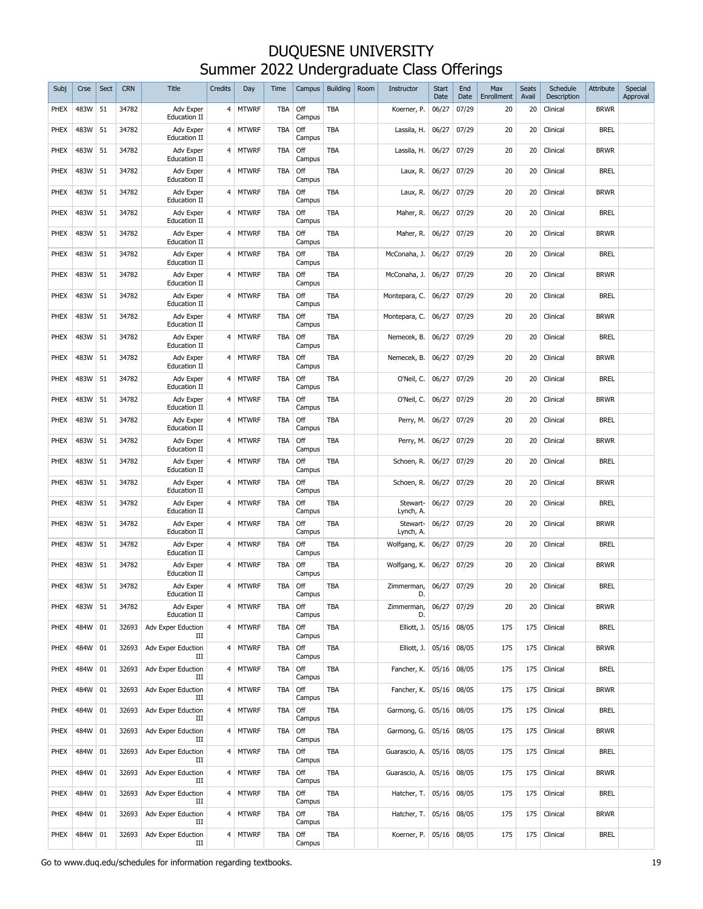# DUQUESNE UNIVERSITY
## Summer 2022 Undergraduate Class Offerings

| Subj | Crse | Sect | CRN | Title | Credits | Day | Time | Campus | Building | Room | Instructor | Start Date | End Date | Max Enrollment | Seats Avail | Schedule Description | Attribute | Special Approval |
|---|---|---|---|---|---|---|---|---|---|---|---|---|---|---|---|---|---|---|
| PHEX | 483W | 51 | 34782 | Adv Exper Education II | 4 | MTWRF | TBA | Off Campus | TBA | | Koerner, P. | 06/27 | 07/29 | 20 | 20 | Clinical | BRWR | |
| PHEX | 483W | 51 | 34782 | Adv Exper Education II | 4 | MTWRF | TBA | Off Campus | TBA | | Lassila, H. | 06/27 | 07/29 | 20 | 20 | Clinical | BREL | |
| PHEX | 483W | 51 | 34782 | Adv Exper Education II | 4 | MTWRF | TBA | Off Campus | TBA | | Lassila, H. | 06/27 | 07/29 | 20 | 20 | Clinical | BRWR | |
| PHEX | 483W | 51 | 34782 | Adv Exper Education II | 4 | MTWRF | TBA | Off Campus | TBA | | Laux, R. | 06/27 | 07/29 | 20 | 20 | Clinical | BREL | |
| PHEX | 483W | 51 | 34782 | Adv Exper Education II | 4 | MTWRF | TBA | Off Campus | TBA | | Laux, R. | 06/27 | 07/29 | 20 | 20 | Clinical | BRWR | |
| PHEX | 483W | 51 | 34782 | Adv Exper Education II | 4 | MTWRF | TBA | Off Campus | TBA | | Maher, R. | 06/27 | 07/29 | 20 | 20 | Clinical | BREL | |
| PHEX | 483W | 51 | 34782 | Adv Exper Education II | 4 | MTWRF | TBA | Off Campus | TBA | | Maher, R. | 06/27 | 07/29 | 20 | 20 | Clinical | BRWR | |
| PHEX | 483W | 51 | 34782 | Adv Exper Education II | 4 | MTWRF | TBA | Off Campus | TBA | | McConaha, J. | 06/27 | 07/29 | 20 | 20 | Clinical | BREL | |
| PHEX | 483W | 51 | 34782 | Adv Exper Education II | 4 | MTWRF | TBA | Off Campus | TBA | | McConaha, J. | 06/27 | 07/29 | 20 | 20 | Clinical | BRWR | |
| PHEX | 483W | 51 | 34782 | Adv Exper Education II | 4 | MTWRF | TBA | Off Campus | TBA | | Montepara, C. | 06/27 | 07/29 | 20 | 20 | Clinical | BREL | |
| PHEX | 483W | 51 | 34782 | Adv Exper Education II | 4 | MTWRF | TBA | Off Campus | TBA | | Montepara, C. | 06/27 | 07/29 | 20 | 20 | Clinical | BRWR | |
| PHEX | 483W | 51 | 34782 | Adv Exper Education II | 4 | MTWRF | TBA | Off Campus | TBA | | Nemecek, B. | 06/27 | 07/29 | 20 | 20 | Clinical | BREL | |
| PHEX | 483W | 51 | 34782 | Adv Exper Education II | 4 | MTWRF | TBA | Off Campus | TBA | | Nemecek, B. | 06/27 | 07/29 | 20 | 20 | Clinical | BRWR | |
| PHEX | 483W | 51 | 34782 | Adv Exper Education II | 4 | MTWRF | TBA | Off Campus | TBA | | O'Neil, C. | 06/27 | 07/29 | 20 | 20 | Clinical | BREL | |
| PHEX | 483W | 51 | 34782 | Adv Exper Education II | 4 | MTWRF | TBA | Off Campus | TBA | | O'Neil, C. | 06/27 | 07/29 | 20 | 20 | Clinical | BRWR | |
| PHEX | 483W | 51 | 34782 | Adv Exper Education II | 4 | MTWRF | TBA | Off Campus | TBA | | Perry, M. | 06/27 | 07/29 | 20 | 20 | Clinical | BREL | |
| PHEX | 483W | 51 | 34782 | Adv Exper Education II | 4 | MTWRF | TBA | Off Campus | TBA | | Perry, M. | 06/27 | 07/29 | 20 | 20 | Clinical | BRWR | |
| PHEX | 483W | 51 | 34782 | Adv Exper Education II | 4 | MTWRF | TBA | Off Campus | TBA | | Schoen, R. | 06/27 | 07/29 | 20 | 20 | Clinical | BREL | |
| PHEX | 483W | 51 | 34782 | Adv Exper Education II | 4 | MTWRF | TBA | Off Campus | TBA | | Schoen, R. | 06/27 | 07/29 | 20 | 20 | Clinical | BRWR | |
| PHEX | 483W | 51 | 34782 | Adv Exper Education II | 4 | MTWRF | TBA | Off Campus | TBA | | Stewart-Lynch, A. | 06/27 | 07/29 | 20 | 20 | Clinical | BREL | |
| PHEX | 483W | 51 | 34782 | Adv Exper Education II | 4 | MTWRF | TBA | Off Campus | TBA | | Stewart-Lynch, A. | 06/27 | 07/29 | 20 | 20 | Clinical | BRWR | |
| PHEX | 483W | 51 | 34782 | Adv Exper Education II | 4 | MTWRF | TBA | Off Campus | TBA | | Wolfgang, K. | 06/27 | 07/29 | 20 | 20 | Clinical | BREL | |
| PHEX | 483W | 51 | 34782 | Adv Exper Education II | 4 | MTWRF | TBA | Off Campus | TBA | | Wolfgang, K. | 06/27 | 07/29 | 20 | 20 | Clinical | BRWR | |
| PHEX | 483W | 51 | 34782 | Adv Exper Education II | 4 | MTWRF | TBA | Off Campus | TBA | | Zimmerman, D. | 06/27 | 07/29 | 20 | 20 | Clinical | BREL | |
| PHEX | 483W | 51 | 34782 | Adv Exper Education II | 4 | MTWRF | TBA | Off Campus | TBA | | Zimmerman, D. | 06/27 | 07/29 | 20 | 20 | Clinical | BRWR | |
| PHEX | 484W | 01 | 32693 | Adv Exper Eduction III | 4 | MTWRF | TBA | Off Campus | TBA | | Elliott, J. | 05/16 | 08/05 | 175 | 175 | Clinical | BREL | |
| PHEX | 484W | 01 | 32693 | Adv Exper Eduction III | 4 | MTWRF | TBA | Off Campus | TBA | | Elliott, J. | 05/16 | 08/05 | 175 | 175 | Clinical | BRWR | |
| PHEX | 484W | 01 | 32693 | Adv Exper Eduction III | 4 | MTWRF | TBA | Off Campus | TBA | | Fancher, K. | 05/16 | 08/05 | 175 | 175 | Clinical | BREL | |
| PHEX | 484W | 01 | 32693 | Adv Exper Eduction III | 4 | MTWRF | TBA | Off Campus | TBA | | Fancher, K. | 05/16 | 08/05 | 175 | 175 | Clinical | BRWR | |
| PHEX | 484W | 01 | 32693 | Adv Exper Eduction III | 4 | MTWRF | TBA | Off Campus | TBA | | Garmong, G. | 05/16 | 08/05 | 175 | 175 | Clinical | BREL | |
| PHEX | 484W | 01 | 32693 | Adv Exper Eduction III | 4 | MTWRF | TBA | Off Campus | TBA | | Garmong, G. | 05/16 | 08/05 | 175 | 175 | Clinical | BRWR | |
| PHEX | 484W | 01 | 32693 | Adv Exper Eduction III | 4 | MTWRF | TBA | Off Campus | TBA | | Guarascio, A. | 05/16 | 08/05 | 175 | 175 | Clinical | BREL | |
| PHEX | 484W | 01 | 32693 | Adv Exper Eduction III | 4 | MTWRF | TBA | Off Campus | TBA | | Guarascio, A. | 05/16 | 08/05 | 175 | 175 | Clinical | BRWR | |
| PHEX | 484W | 01 | 32693 | Adv Exper Eduction III | 4 | MTWRF | TBA | Off Campus | TBA | | Hatcher, T. | 05/16 | 08/05 | 175 | 175 | Clinical | BREL | |
| PHEX | 484W | 01 | 32693 | Adv Exper Eduction III | 4 | MTWRF | TBA | Off Campus | TBA | | Hatcher, T. | 05/16 | 08/05 | 175 | 175 | Clinical | BRWR | |
| PHEX | 484W | 01 | 32693 | Adv Exper Eduction III | 4 | MTWRF | TBA | Off Campus | TBA | | Koerner, P. | 05/16 | 08/05 | 175 | 175 | Clinical | BREL | |

Go to www.duq.edu/schedules for information regarding textbooks.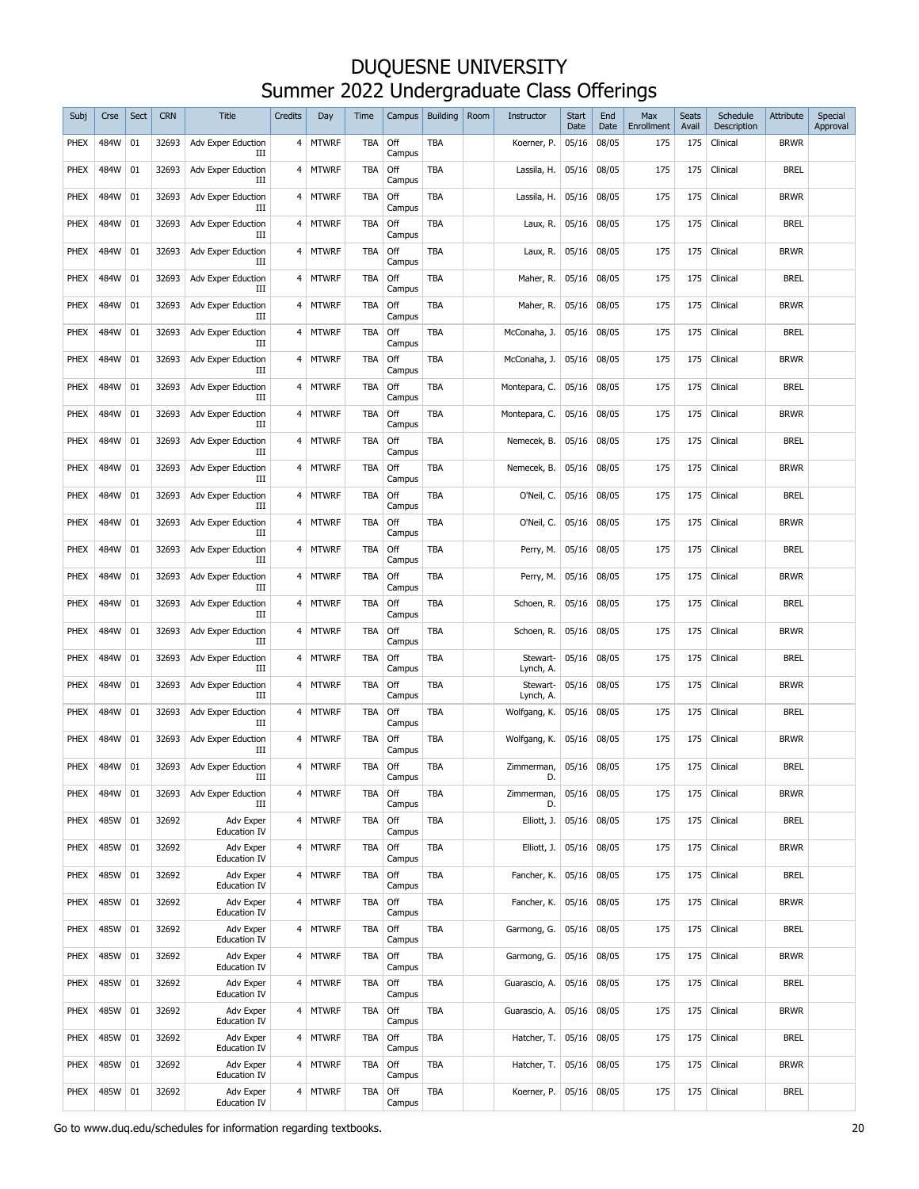# DUQUESNE UNIVERSITY
## Summer 2022 Undergraduate Class Offerings

| Subj | Crse | Sect | CRN | Title | Credits | Day | Time | Campus | Building | Room | Instructor | Start Date | End Date | Max Enrollment | Seats Avail | Schedule Description | Attribute | Special Approval |
|---|---|---|---|---|---|---|---|---|---|---|---|---|---|---|---|---|---|---|
| PHEX | 484W | 01 | 32693 | Adv Exper Eduction III | 4 | MTWRF | TBA | Off Campus | TBA | | Koerner, P. | 05/16 | 08/05 | 175 | 175 | Clinical | BRWR | |
| PHEX | 484W | 01 | 32693 | Adv Exper Eduction III | 4 | MTWRF | TBA | Off Campus | TBA | | Lassila, H. | 05/16 | 08/05 | 175 | 175 | Clinical | BREL | |
| PHEX | 484W | 01 | 32693 | Adv Exper Eduction III | 4 | MTWRF | TBA | Off Campus | TBA | | Lassila, H. | 05/16 | 08/05 | 175 | 175 | Clinical | BRWR | |
| PHEX | 484W | 01 | 32693 | Adv Exper Eduction III | 4 | MTWRF | TBA | Off Campus | TBA | | Laux, R. | 05/16 | 08/05 | 175 | 175 | Clinical | BREL | |
| PHEX | 484W | 01 | 32693 | Adv Exper Eduction III | 4 | MTWRF | TBA | Off Campus | TBA | | Laux, R. | 05/16 | 08/05 | 175 | 175 | Clinical | BRWR | |
| PHEX | 484W | 01 | 32693 | Adv Exper Eduction III | 4 | MTWRF | TBA | Off Campus | TBA | | Maher, R. | 05/16 | 08/05 | 175 | 175 | Clinical | BREL | |
| PHEX | 484W | 01 | 32693 | Adv Exper Eduction III | 4 | MTWRF | TBA | Off Campus | TBA | | Maher, R. | 05/16 | 08/05 | 175 | 175 | Clinical | BRWR | |
| PHEX | 484W | 01 | 32693 | Adv Exper Eduction III | 4 | MTWRF | TBA | Off Campus | TBA | | McConaha, J. | 05/16 | 08/05 | 175 | 175 | Clinical | BREL | |
| PHEX | 484W | 01 | 32693 | Adv Exper Eduction III | 4 | MTWRF | TBA | Off Campus | TBA | | McConaha, J. | 05/16 | 08/05 | 175 | 175 | Clinical | BRWR | |
| PHEX | 484W | 01 | 32693 | Adv Exper Eduction III | 4 | MTWRF | TBA | Off Campus | TBA | | Montepara, C. | 05/16 | 08/05 | 175 | 175 | Clinical | BREL | |
| PHEX | 484W | 01 | 32693 | Adv Exper Eduction III | 4 | MTWRF | TBA | Off Campus | TBA | | Montepara, C. | 05/16 | 08/05 | 175 | 175 | Clinical | BRWR | |
| PHEX | 484W | 01 | 32693 | Adv Exper Eduction III | 4 | MTWRF | TBA | Off Campus | TBA | | Nemecek, B. | 05/16 | 08/05 | 175 | 175 | Clinical | BREL | |
| PHEX | 484W | 01 | 32693 | Adv Exper Eduction III | 4 | MTWRF | TBA | Off Campus | TBA | | Nemecek, B. | 05/16 | 08/05 | 175 | 175 | Clinical | BRWR | |
| PHEX | 484W | 01 | 32693 | Adv Exper Eduction III | 4 | MTWRF | TBA | Off Campus | TBA | | O'Neil, C. | 05/16 | 08/05 | 175 | 175 | Clinical | BREL | |
| PHEX | 484W | 01 | 32693 | Adv Exper Eduction III | 4 | MTWRF | TBA | Off Campus | TBA | | O'Neil, C. | 05/16 | 08/05 | 175 | 175 | Clinical | BRWR | |
| PHEX | 484W | 01 | 32693 | Adv Exper Eduction III | 4 | MTWRF | TBA | Off Campus | TBA | | Perry, M. | 05/16 | 08/05 | 175 | 175 | Clinical | BREL | |
| PHEX | 484W | 01 | 32693 | Adv Exper Eduction III | 4 | MTWRF | TBA | Off Campus | TBA | | Perry, M. | 05/16 | 08/05 | 175 | 175 | Clinical | BRWR | |
| PHEX | 484W | 01 | 32693 | Adv Exper Eduction III | 4 | MTWRF | TBA | Off Campus | TBA | | Schoen, R. | 05/16 | 08/05 | 175 | 175 | Clinical | BREL | |
| PHEX | 484W | 01 | 32693 | Adv Exper Eduction III | 4 | MTWRF | TBA | Off Campus | TBA | | Schoen, R. | 05/16 | 08/05 | 175 | 175 | Clinical | BRWR | |
| PHEX | 484W | 01 | 32693 | Adv Exper Eduction III | 4 | MTWRF | TBA | Off Campus | TBA | | Stewart-Lynch, A. | 05/16 | 08/05 | 175 | 175 | Clinical | BREL | |
| PHEX | 484W | 01 | 32693 | Adv Exper Eduction III | 4 | MTWRF | TBA | Off Campus | TBA | | Stewart-Lynch, A. | 05/16 | 08/05 | 175 | 175 | Clinical | BRWR | |
| PHEX | 484W | 01 | 32693 | Adv Exper Eduction III | 4 | MTWRF | TBA | Off Campus | TBA | | Wolfgang, K. | 05/16 | 08/05 | 175 | 175 | Clinical | BREL | |
| PHEX | 484W | 01 | 32693 | Adv Exper Eduction III | 4 | MTWRF | TBA | Off Campus | TBA | | Wolfgang, K. | 05/16 | 08/05 | 175 | 175 | Clinical | BRWR | |
| PHEX | 484W | 01 | 32693 | Adv Exper Eduction III | 4 | MTWRF | TBA | Off Campus | TBA | | Zimmerman, D. | 05/16 | 08/05 | 175 | 175 | Clinical | BREL | |
| PHEX | 484W | 01 | 32693 | Adv Exper Eduction III | 4 | MTWRF | TBA | Off Campus | TBA | | Zimmerman, D. | 05/16 | 08/05 | 175 | 175 | Clinical | BRWR | |
| PHEX | 485W | 01 | 32692 | Adv Exper Education IV | 4 | MTWRF | TBA | Off Campus | TBA | | Elliott, J. | 05/16 | 08/05 | 175 | 175 | Clinical | BREL | |
| PHEX | 485W | 01 | 32692 | Adv Exper Education IV | 4 | MTWRF | TBA | Off Campus | TBA | | Elliott, J. | 05/16 | 08/05 | 175 | 175 | Clinical | BRWR | |
| PHEX | 485W | 01 | 32692 | Adv Exper Education IV | 4 | MTWRF | TBA | Off Campus | TBA | | Fancher, K. | 05/16 | 08/05 | 175 | 175 | Clinical | BREL | |
| PHEX | 485W | 01 | 32692 | Adv Exper Education IV | 4 | MTWRF | TBA | Off Campus | TBA | | Fancher, K. | 05/16 | 08/05 | 175 | 175 | Clinical | BRWR | |
| PHEX | 485W | 01 | 32692 | Adv Exper Education IV | 4 | MTWRF | TBA | Off Campus | TBA | | Garmong, G. | 05/16 | 08/05 | 175 | 175 | Clinical | BREL | |
| PHEX | 485W | 01 | 32692 | Adv Exper Education IV | 4 | MTWRF | TBA | Off Campus | TBA | | Garmong, G. | 05/16 | 08/05 | 175 | 175 | Clinical | BRWR | |
| PHEX | 485W | 01 | 32692 | Adv Exper Education IV | 4 | MTWRF | TBA | Off Campus | TBA | | Guarascio, A. | 05/16 | 08/05 | 175 | 175 | Clinical | BREL | |
| PHEX | 485W | 01 | 32692 | Adv Exper Education IV | 4 | MTWRF | TBA | Off Campus | TBA | | Guarascio, A. | 05/16 | 08/05 | 175 | 175 | Clinical | BRWR | |
| PHEX | 485W | 01 | 32692 | Adv Exper Education IV | 4 | MTWRF | TBA | Off Campus | TBA | | Hatcher, T. | 05/16 | 08/05 | 175 | 175 | Clinical | BREL | |
| PHEX | 485W | 01 | 32692 | Adv Exper Education IV | 4 | MTWRF | TBA | Off Campus | TBA | | Hatcher, T. | 05/16 | 08/05 | 175 | 175 | Clinical | BRWR | |
| PHEX | 485W | 01 | 32692 | Adv Exper Education IV | 4 | MTWRF | TBA | Off Campus | TBA | | Koerner, P. | 05/16 | 08/05 | 175 | 175 | Clinical | BREL | |

Go to www.duq.edu/schedules for information regarding textbooks.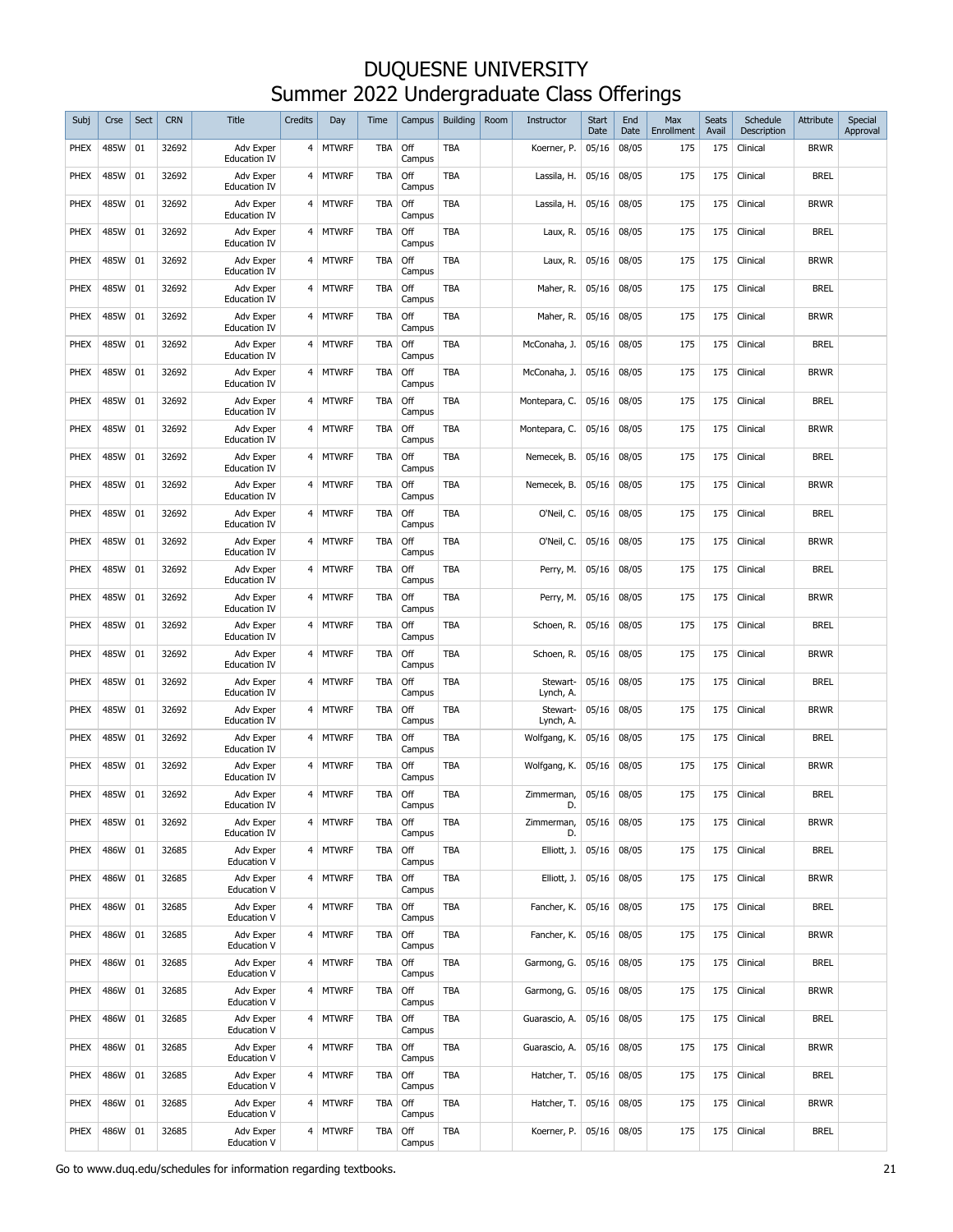# DUQUESNE UNIVERSITY
## Summer 2022 Undergraduate Class Offerings

| Subj | Crse | Sect | CRN | Title | Credits | Day | Time | Campus | Building | Room | Instructor | Start Date | End Date | Max Enrollment | Seats Avail | Schedule Description | Attribute | Special Approval |
|---|---|---|---|---|---|---|---|---|---|---|---|---|---|---|---|---|---|---|
| PHEX | 485W | 01 | 32692 | Adv Exper Education IV | 4 | MTWRF | TBA | Off Campus | TBA | | Koerner, P. | 05/16 | 08/05 | 175 | 175 | Clinical | BRWR | |
| PHEX | 485W | 01 | 32692 | Adv Exper Education IV | 4 | MTWRF | TBA | Off Campus | TBA | | Lassila, H. | 05/16 | 08/05 | 175 | 175 | Clinical | BREL | |
| PHEX | 485W | 01 | 32692 | Adv Exper Education IV | 4 | MTWRF | TBA | Off Campus | TBA | | Lassila, H. | 05/16 | 08/05 | 175 | 175 | Clinical | BRWR | |
| PHEX | 485W | 01 | 32692 | Adv Exper Education IV | 4 | MTWRF | TBA | Off Campus | TBA | | Laux, R. | 05/16 | 08/05 | 175 | 175 | Clinical | BREL | |
| PHEX | 485W | 01 | 32692 | Adv Exper Education IV | 4 | MTWRF | TBA | Off Campus | TBA | | Laux, R. | 05/16 | 08/05 | 175 | 175 | Clinical | BRWR | |
| PHEX | 485W | 01 | 32692 | Adv Exper Education IV | 4 | MTWRF | TBA | Off Campus | TBA | | Maher, R. | 05/16 | 08/05 | 175 | 175 | Clinical | BREL | |
| PHEX | 485W | 01 | 32692 | Adv Exper Education IV | 4 | MTWRF | TBA | Off Campus | TBA | | Maher, R. | 05/16 | 08/05 | 175 | 175 | Clinical | BRWR | |
| PHEX | 485W | 01 | 32692 | Adv Exper Education IV | 4 | MTWRF | TBA | Off Campus | TBA | | McConaha, J. | 05/16 | 08/05 | 175 | 175 | Clinical | BREL | |
| PHEX | 485W | 01 | 32692 | Adv Exper Education IV | 4 | MTWRF | TBA | Off Campus | TBA | | McConaha, J. | 05/16 | 08/05 | 175 | 175 | Clinical | BRWR | |
| PHEX | 485W | 01 | 32692 | Adv Exper Education IV | 4 | MTWRF | TBA | Off Campus | TBA | | Montepara, C. | 05/16 | 08/05 | 175 | 175 | Clinical | BREL | |
| PHEX | 485W | 01 | 32692 | Adv Exper Education IV | 4 | MTWRF | TBA | Off Campus | TBA | | Montepara, C. | 05/16 | 08/05 | 175 | 175 | Clinical | BRWR | |
| PHEX | 485W | 01 | 32692 | Adv Exper Education IV | 4 | MTWRF | TBA | Off Campus | TBA | | Nemecek, B. | 05/16 | 08/05 | 175 | 175 | Clinical | BREL | |
| PHEX | 485W | 01 | 32692 | Adv Exper Education IV | 4 | MTWRF | TBA | Off Campus | TBA | | Nemecek, B. | 05/16 | 08/05 | 175 | 175 | Clinical | BRWR | |
| PHEX | 485W | 01 | 32692 | Adv Exper Education IV | 4 | MTWRF | TBA | Off Campus | TBA | | O'Neil, C. | 05/16 | 08/05 | 175 | 175 | Clinical | BREL | |
| PHEX | 485W | 01 | 32692 | Adv Exper Education IV | 4 | MTWRF | TBA | Off Campus | TBA | | O'Neil, C. | 05/16 | 08/05 | 175 | 175 | Clinical | BRWR | |
| PHEX | 485W | 01 | 32692 | Adv Exper Education IV | 4 | MTWRF | TBA | Off Campus | TBA | | Perry, M. | 05/16 | 08/05 | 175 | 175 | Clinical | BREL | |
| PHEX | 485W | 01 | 32692 | Adv Exper Education IV | 4 | MTWRF | TBA | Off Campus | TBA | | Perry, M. | 05/16 | 08/05 | 175 | 175 | Clinical | BRWR | |
| PHEX | 485W | 01 | 32692 | Adv Exper Education IV | 4 | MTWRF | TBA | Off Campus | TBA | | Schoen, R. | 05/16 | 08/05 | 175 | 175 | Clinical | BREL | |
| PHEX | 485W | 01 | 32692 | Adv Exper Education IV | 4 | MTWRF | TBA | Off Campus | TBA | | Schoen, R. | 05/16 | 08/05 | 175 | 175 | Clinical | BRWR | |
| PHEX | 485W | 01 | 32692 | Adv Exper Education IV | 4 | MTWRF | TBA | Off Campus | TBA | | Stewart-Lynch, A. | 05/16 | 08/05 | 175 | 175 | Clinical | BREL | |
| PHEX | 485W | 01 | 32692 | Adv Exper Education IV | 4 | MTWRF | TBA | Off Campus | TBA | | Stewart-Lynch, A. | 05/16 | 08/05 | 175 | 175 | Clinical | BRWR | |
| PHEX | 485W | 01 | 32692 | Adv Exper Education IV | 4 | MTWRF | TBA | Off Campus | TBA | | Wolfgang, K. | 05/16 | 08/05 | 175 | 175 | Clinical | BREL | |
| PHEX | 485W | 01 | 32692 | Adv Exper Education IV | 4 | MTWRF | TBA | Off Campus | TBA | | Wolfgang, K. | 05/16 | 08/05 | 175 | 175 | Clinical | BRWR | |
| PHEX | 485W | 01 | 32692 | Adv Exper Education IV | 4 | MTWRF | TBA | Off Campus | TBA | | Zimmerman, D. | 05/16 | 08/05 | 175 | 175 | Clinical | BREL | |
| PHEX | 485W | 01 | 32692 | Adv Exper Education IV | 4 | MTWRF | TBA | Off Campus | TBA | | Zimmerman, D. | 05/16 | 08/05 | 175 | 175 | Clinical | BRWR | |
| PHEX | 486W | 01 | 32685 | Adv Exper Education V | 4 | MTWRF | TBA | Off Campus | TBA | | Elliott, J. | 05/16 | 08/05 | 175 | 175 | Clinical | BREL | |
| PHEX | 486W | 01 | 32685 | Adv Exper Education V | 4 | MTWRF | TBA | Off Campus | TBA | | Elliott, J. | 05/16 | 08/05 | 175 | 175 | Clinical | BRWR | |
| PHEX | 486W | 01 | 32685 | Adv Exper Education V | 4 | MTWRF | TBA | Off Campus | TBA | | Fancher, K. | 05/16 | 08/05 | 175 | 175 | Clinical | BREL | |
| PHEX | 486W | 01 | 32685 | Adv Exper Education V | 4 | MTWRF | TBA | Off Campus | TBA | | Fancher, K. | 05/16 | 08/05 | 175 | 175 | Clinical | BRWR | |
| PHEX | 486W | 01 | 32685 | Adv Exper Education V | 4 | MTWRF | TBA | Off Campus | TBA | | Garmong, G. | 05/16 | 08/05 | 175 | 175 | Clinical | BREL | |
| PHEX | 486W | 01 | 32685 | Adv Exper Education V | 4 | MTWRF | TBA | Off Campus | TBA | | Garmong, G. | 05/16 | 08/05 | 175 | 175 | Clinical | BRWR | |
| PHEX | 486W | 01 | 32685 | Adv Exper Education V | 4 | MTWRF | TBA | Off Campus | TBA | | Guarascio, A. | 05/16 | 08/05 | 175 | 175 | Clinical | BREL | |
| PHEX | 486W | 01 | 32685 | Adv Exper Education V | 4 | MTWRF | TBA | Off Campus | TBA | | Guarascio, A. | 05/16 | 08/05 | 175 | 175 | Clinical | BRWR | |
| PHEX | 486W | 01 | 32685 | Adv Exper Education V | 4 | MTWRF | TBA | Off Campus | TBA | | Hatcher, T. | 05/16 | 08/05 | 175 | 175 | Clinical | BREL | |
| PHEX | 486W | 01 | 32685 | Adv Exper Education V | 4 | MTWRF | TBA | Off Campus | TBA | | Hatcher, T. | 05/16 | 08/05 | 175 | 175 | Clinical | BRWR | |
| PHEX | 486W | 01 | 32685 | Adv Exper Education V | 4 | MTWRF | TBA | Off Campus | TBA | | Koerner, P. | 05/16 | 08/05 | 175 | 175 | Clinical | BREL | |

Go to www.duq.edu/schedules for information regarding textbooks.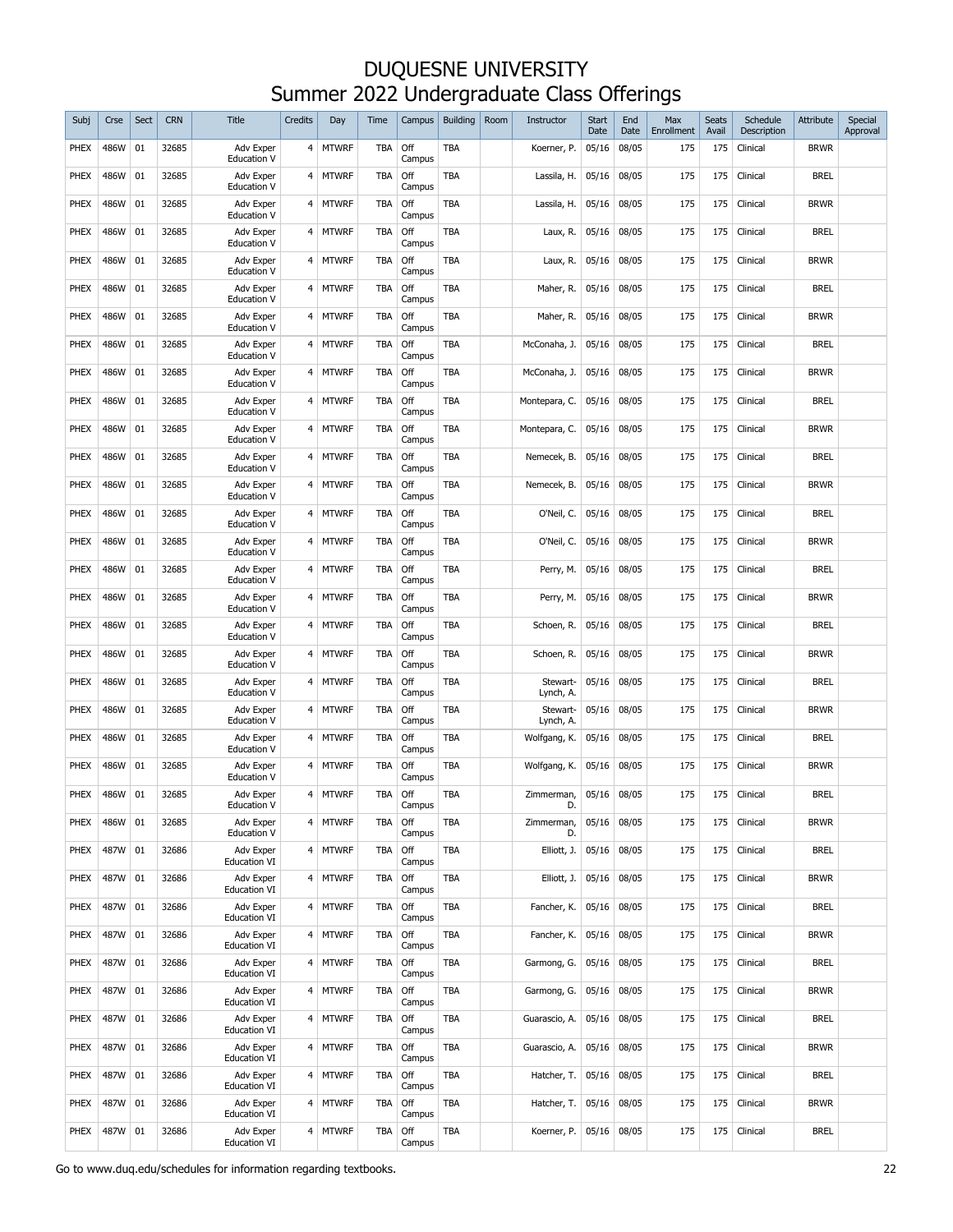# DUQUESNE UNIVERSITY
## Summer 2022 Undergraduate Class Offerings

| Subj | Crse | Sect | CRN | Title | Credits | Day | Time | Campus | Building | Room | Instructor | Start Date | End Date | Max Enrollment | Seats Avail | Schedule Description | Attribute | Special Approval |
|---|---|---|---|---|---|---|---|---|---|---|---|---|---|---|---|---|---|---|
| PHEX | 486W | 01 | 32685 | Adv Exper Education V | 4 | MTWRF | TBA | Off Campus | TBA | | Koerner, P. | 05/16 | 08/05 | 175 | 175 | Clinical | BRWR | |
| PHEX | 486W | 01 | 32685 | Adv Exper Education V | 4 | MTWRF | TBA | Off Campus | TBA | | Lassila, H. | 05/16 | 08/05 | 175 | 175 | Clinical | BREL | |
| PHEX | 486W | 01 | 32685 | Adv Exper Education V | 4 | MTWRF | TBA | Off Campus | TBA | | Lassila, H. | 05/16 | 08/05 | 175 | 175 | Clinical | BRWR | |
| PHEX | 486W | 01 | 32685 | Adv Exper Education V | 4 | MTWRF | TBA | Off Campus | TBA | | Laux, R. | 05/16 | 08/05 | 175 | 175 | Clinical | BREL | |
| PHEX | 486W | 01 | 32685 | Adv Exper Education V | 4 | MTWRF | TBA | Off Campus | TBA | | Laux, R. | 05/16 | 08/05 | 175 | 175 | Clinical | BRWR | |
| PHEX | 486W | 01 | 32685 | Adv Exper Education V | 4 | MTWRF | TBA | Off Campus | TBA | | Maher, R. | 05/16 | 08/05 | 175 | 175 | Clinical | BREL | |
| PHEX | 486W | 01 | 32685 | Adv Exper Education V | 4 | MTWRF | TBA | Off Campus | TBA | | Maher, R. | 05/16 | 08/05 | 175 | 175 | Clinical | BRWR | |
| PHEX | 486W | 01 | 32685 | Adv Exper Education V | 4 | MTWRF | TBA | Off Campus | TBA | | McConaha, J. | 05/16 | 08/05 | 175 | 175 | Clinical | BREL | |
| PHEX | 486W | 01 | 32685 | Adv Exper Education V | 4 | MTWRF | TBA | Off Campus | TBA | | McConaha, J. | 05/16 | 08/05 | 175 | 175 | Clinical | BRWR | |
| PHEX | 486W | 01 | 32685 | Adv Exper Education V | 4 | MTWRF | TBA | Off Campus | TBA | | Montepara, C. | 05/16 | 08/05 | 175 | 175 | Clinical | BREL | |
| PHEX | 486W | 01 | 32685 | Adv Exper Education V | 4 | MTWRF | TBA | Off Campus | TBA | | Montepara, C. | 05/16 | 08/05 | 175 | 175 | Clinical | BRWR | |
| PHEX | 486W | 01 | 32685 | Adv Exper Education V | 4 | MTWRF | TBA | Off Campus | TBA | | Nemecek, B. | 05/16 | 08/05 | 175 | 175 | Clinical | BREL | |
| PHEX | 486W | 01 | 32685 | Adv Exper Education V | 4 | MTWRF | TBA | Off Campus | TBA | | Nemecek, B. | 05/16 | 08/05 | 175 | 175 | Clinical | BRWR | |
| PHEX | 486W | 01 | 32685 | Adv Exper Education V | 4 | MTWRF | TBA | Off Campus | TBA | | O'Neil, C. | 05/16 | 08/05 | 175 | 175 | Clinical | BREL | |
| PHEX | 486W | 01 | 32685 | Adv Exper Education V | 4 | MTWRF | TBA | Off Campus | TBA | | O'Neil, C. | 05/16 | 08/05 | 175 | 175 | Clinical | BRWR | |
| PHEX | 486W | 01 | 32685 | Adv Exper Education V | 4 | MTWRF | TBA | Off Campus | TBA | | Perry, M. | 05/16 | 08/05 | 175 | 175 | Clinical | BREL | |
| PHEX | 486W | 01 | 32685 | Adv Exper Education V | 4 | MTWRF | TBA | Off Campus | TBA | | Perry, M. | 05/16 | 08/05 | 175 | 175 | Clinical | BRWR | |
| PHEX | 486W | 01 | 32685 | Adv Exper Education V | 4 | MTWRF | TBA | Off Campus | TBA | | Schoen, R. | 05/16 | 08/05 | 175 | 175 | Clinical | BREL | |
| PHEX | 486W | 01 | 32685 | Adv Exper Education V | 4 | MTWRF | TBA | Off Campus | TBA | | Schoen, R. | 05/16 | 08/05 | 175 | 175 | Clinical | BRWR | |
| PHEX | 486W | 01 | 32685 | Adv Exper Education V | 4 | MTWRF | TBA | Off Campus | TBA | | Stewart-Lynch, A. | 05/16 | 08/05 | 175 | 175 | Clinical | BREL | |
| PHEX | 486W | 01 | 32685 | Adv Exper Education V | 4 | MTWRF | TBA | Off Campus | TBA | | Stewart-Lynch, A. | 05/16 | 08/05 | 175 | 175 | Clinical | BRWR | |
| PHEX | 486W | 01 | 32685 | Adv Exper Education V | 4 | MTWRF | TBA | Off Campus | TBA | | Wolfgang, K. | 05/16 | 08/05 | 175 | 175 | Clinical | BREL | |
| PHEX | 486W | 01 | 32685 | Adv Exper Education V | 4 | MTWRF | TBA | Off Campus | TBA | | Wolfgang, K. | 05/16 | 08/05 | 175 | 175 | Clinical | BRWR | |
| PHEX | 486W | 01 | 32685 | Adv Exper Education V | 4 | MTWRF | TBA | Off Campus | TBA | | Zimmerman, D. | 05/16 | 08/05 | 175 | 175 | Clinical | BREL | |
| PHEX | 486W | 01 | 32685 | Adv Exper Education V | 4 | MTWRF | TBA | Off Campus | TBA | | Zimmerman, D. | 05/16 | 08/05 | 175 | 175 | Clinical | BRWR | |
| PHEX | 487W | 01 | 32686 | Adv Exper Education VI | 4 | MTWRF | TBA | Off Campus | TBA | | Elliott, J. | 05/16 | 08/05 | 175 | 175 | Clinical | BREL | |
| PHEX | 487W | 01 | 32686 | Adv Exper Education VI | 4 | MTWRF | TBA | Off Campus | TBA | | Elliott, J. | 05/16 | 08/05 | 175 | 175 | Clinical | BRWR | |
| PHEX | 487W | 01 | 32686 | Adv Exper Education VI | 4 | MTWRF | TBA | Off Campus | TBA | | Fancher, K. | 05/16 | 08/05 | 175 | 175 | Clinical | BREL | |
| PHEX | 487W | 01 | 32686 | Adv Exper Education VI | 4 | MTWRF | TBA | Off Campus | TBA | | Fancher, K. | 05/16 | 08/05 | 175 | 175 | Clinical | BRWR | |
| PHEX | 487W | 01 | 32686 | Adv Exper Education VI | 4 | MTWRF | TBA | Off Campus | TBA | | Garmong, G. | 05/16 | 08/05 | 175 | 175 | Clinical | BREL | |
| PHEX | 487W | 01 | 32686 | Adv Exper Education VI | 4 | MTWRF | TBA | Off Campus | TBA | | Garmong, G. | 05/16 | 08/05 | 175 | 175 | Clinical | BRWR | |
| PHEX | 487W | 01 | 32686 | Adv Exper Education VI | 4 | MTWRF | TBA | Off Campus | TBA | | Guarascio, A. | 05/16 | 08/05 | 175 | 175 | Clinical | BREL | |
| PHEX | 487W | 01 | 32686 | Adv Exper Education VI | 4 | MTWRF | TBA | Off Campus | TBA | | Guarascio, A. | 05/16 | 08/05 | 175 | 175 | Clinical | BRWR | |
| PHEX | 487W | 01 | 32686 | Adv Exper Education VI | 4 | MTWRF | TBA | Off Campus | TBA | | Hatcher, T. | 05/16 | 08/05 | 175 | 175 | Clinical | BREL | |
| PHEX | 487W | 01 | 32686 | Adv Exper Education VI | 4 | MTWRF | TBA | Off Campus | TBA | | Hatcher, T. | 05/16 | 08/05 | 175 | 175 | Clinical | BRWR | |
| PHEX | 487W | 01 | 32686 | Adv Exper Education VI | 4 | MTWRF | TBA | Off Campus | TBA | | Koerner, P. | 05/16 | 08/05 | 175 | 175 | Clinical | BREL | |

Go to www.duq.edu/schedules for information regarding textbooks.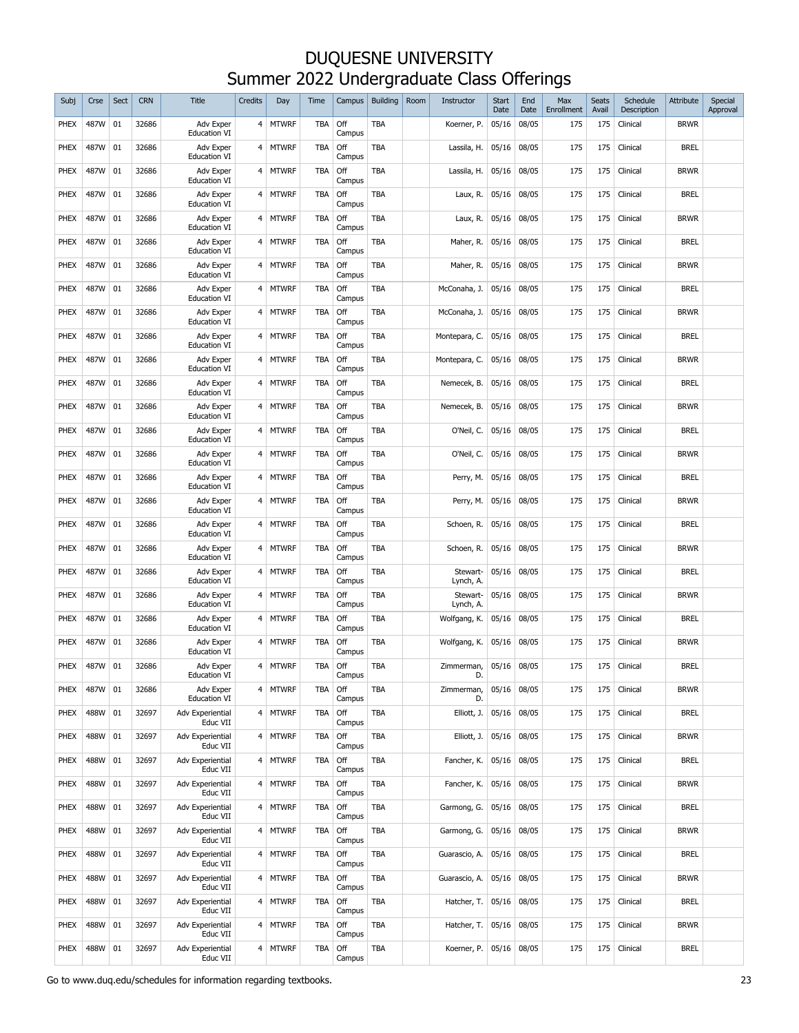# DUQUESNE UNIVERSITY
## Summer 2022 Undergraduate Class Offerings

| Subj | Crse | Sect | CRN | Title | Credits | Day | Time | Campus | Building | Room | Instructor | Start Date | End Date | Max Enrollment | Seats Avail | Schedule Description | Attribute | Special Approval |
|---|---|---|---|---|---|---|---|---|---|---|---|---|---|---|---|---|---|---|
| PHEX | 487W | 01 | 32686 | Adv Exper Education VI | 4 | MTWRF | TBA | Off Campus | TBA | | Koerner, P. | 05/16 | 08/05 | 175 | 175 | Clinical | BRWR | |
| PHEX | 487W | 01 | 32686 | Adv Exper Education VI | 4 | MTWRF | TBA | Off Campus | TBA | | Lassila, H. | 05/16 | 08/05 | 175 | 175 | Clinical | BREL | |
| PHEX | 487W | 01 | 32686 | Adv Exper Education VI | 4 | MTWRF | TBA | Off Campus | TBA | | Lassila, H. | 05/16 | 08/05 | 175 | 175 | Clinical | BRWR | |
| PHEX | 487W | 01 | 32686 | Adv Exper Education VI | 4 | MTWRF | TBA | Off Campus | TBA | | Laux, R. | 05/16 | 08/05 | 175 | 175 | Clinical | BREL | |
| PHEX | 487W | 01 | 32686 | Adv Exper Education VI | 4 | MTWRF | TBA | Off Campus | TBA | | Laux, R. | 05/16 | 08/05 | 175 | 175 | Clinical | BRWR | |
| PHEX | 487W | 01 | 32686 | Adv Exper Education VI | 4 | MTWRF | TBA | Off Campus | TBA | | Maher, R. | 05/16 | 08/05 | 175 | 175 | Clinical | BREL | |
| PHEX | 487W | 01 | 32686 | Adv Exper Education VI | 4 | MTWRF | TBA | Off Campus | TBA | | Maher, R. | 05/16 | 08/05 | 175 | 175 | Clinical | BRWR | |
| PHEX | 487W | 01 | 32686 | Adv Exper Education VI | 4 | MTWRF | TBA | Off Campus | TBA | | McConaha, J. | 05/16 | 08/05 | 175 | 175 | Clinical | BREL | |
| PHEX | 487W | 01 | 32686 | Adv Exper Education VI | 4 | MTWRF | TBA | Off Campus | TBA | | McConaha, J. | 05/16 | 08/05 | 175 | 175 | Clinical | BRWR | |
| PHEX | 487W | 01 | 32686 | Adv Exper Education VI | 4 | MTWRF | TBA | Off Campus | TBA | | Montepara, C. | 05/16 | 08/05 | 175 | 175 | Clinical | BREL | |
| PHEX | 487W | 01 | 32686 | Adv Exper Education VI | 4 | MTWRF | TBA | Off Campus | TBA | | Montepara, C. | 05/16 | 08/05 | 175 | 175 | Clinical | BRWR | |
| PHEX | 487W | 01 | 32686 | Adv Exper Education VI | 4 | MTWRF | TBA | Off Campus | TBA | | Nemecek, B. | 05/16 | 08/05 | 175 | 175 | Clinical | BREL | |
| PHEX | 487W | 01 | 32686 | Adv Exper Education VI | 4 | MTWRF | TBA | Off Campus | TBA | | Nemecek, B. | 05/16 | 08/05 | 175 | 175 | Clinical | BRWR | |
| PHEX | 487W | 01 | 32686 | Adv Exper Education VI | 4 | MTWRF | TBA | Off Campus | TBA | | O'Neil, C. | 05/16 | 08/05 | 175 | 175 | Clinical | BREL | |
| PHEX | 487W | 01 | 32686 | Adv Exper Education VI | 4 | MTWRF | TBA | Off Campus | TBA | | O'Neil, C. | 05/16 | 08/05 | 175 | 175 | Clinical | BRWR | |
| PHEX | 487W | 01 | 32686 | Adv Exper Education VI | 4 | MTWRF | TBA | Off Campus | TBA | | Perry, M. | 05/16 | 08/05 | 175 | 175 | Clinical | BREL | |
| PHEX | 487W | 01 | 32686 | Adv Exper Education VI | 4 | MTWRF | TBA | Off Campus | TBA | | Perry, M. | 05/16 | 08/05 | 175 | 175 | Clinical | BRWR | |
| PHEX | 487W | 01 | 32686 | Adv Exper Education VI | 4 | MTWRF | TBA | Off Campus | TBA | | Schoen, R. | 05/16 | 08/05 | 175 | 175 | Clinical | BREL | |
| PHEX | 487W | 01 | 32686 | Adv Exper Education VI | 4 | MTWRF | TBA | Off Campus | TBA | | Schoen, R. | 05/16 | 08/05 | 175 | 175 | Clinical | BRWR | |
| PHEX | 487W | 01 | 32686 | Adv Exper Education VI | 4 | MTWRF | TBA | Off Campus | TBA | | Stewart-Lynch, A. | 05/16 | 08/05 | 175 | 175 | Clinical | BREL | |
| PHEX | 487W | 01 | 32686 | Adv Exper Education VI | 4 | MTWRF | TBA | Off Campus | TBA | | Stewart-Lynch, A. | 05/16 | 08/05 | 175 | 175 | Clinical | BRWR | |
| PHEX | 487W | 01 | 32686 | Adv Exper Education VI | 4 | MTWRF | TBA | Off Campus | TBA | | Wolfgang, K. | 05/16 | 08/05 | 175 | 175 | Clinical | BREL | |
| PHEX | 487W | 01 | 32686 | Adv Exper Education VI | 4 | MTWRF | TBA | Off Campus | TBA | | Wolfgang, K. | 05/16 | 08/05 | 175 | 175 | Clinical | BRWR | |
| PHEX | 487W | 01 | 32686 | Adv Exper Education VI | 4 | MTWRF | TBA | Off Campus | TBA | | Zimmerman, D. | 05/16 | 08/05 | 175 | 175 | Clinical | BREL | |
| PHEX | 487W | 01 | 32686 | Adv Exper Education VI | 4 | MTWRF | TBA | Off Campus | TBA | | Zimmerman, D. | 05/16 | 08/05 | 175 | 175 | Clinical | BRWR | |
| PHEX | 488W | 01 | 32697 | Adv Experiential Educ VII | 4 | MTWRF | TBA | Off Campus | TBA | | Elliott, J. | 05/16 | 08/05 | 175 | 175 | Clinical | BREL | |
| PHEX | 488W | 01 | 32697 | Adv Experiential Educ VII | 4 | MTWRF | TBA | Off Campus | TBA | | Elliott, J. | 05/16 | 08/05 | 175 | 175 | Clinical | BRWR | |
| PHEX | 488W | 01 | 32697 | Adv Experiential Educ VII | 4 | MTWRF | TBA | Off Campus | TBA | | Fancher, K. | 05/16 | 08/05 | 175 | 175 | Clinical | BREL | |
| PHEX | 488W | 01 | 32697 | Adv Experiential Educ VII | 4 | MTWRF | TBA | Off Campus | TBA | | Fancher, K. | 05/16 | 08/05 | 175 | 175 | Clinical | BRWR | |
| PHEX | 488W | 01 | 32697 | Adv Experiential Educ VII | 4 | MTWRF | TBA | Off Campus | TBA | | Garmong, G. | 05/16 | 08/05 | 175 | 175 | Clinical | BREL | |
| PHEX | 488W | 01 | 32697 | Adv Experiential Educ VII | 4 | MTWRF | TBA | Off Campus | TBA | | Garmong, G. | 05/16 | 08/05 | 175 | 175 | Clinical | BRWR | |
| PHEX | 488W | 01 | 32697 | Adv Experiential Educ VII | 4 | MTWRF | TBA | Off Campus | TBA | | Guarascio, A. | 05/16 | 08/05 | 175 | 175 | Clinical | BREL | |
| PHEX | 488W | 01 | 32697 | Adv Experiential Educ VII | 4 | MTWRF | TBA | Off Campus | TBA | | Guarascio, A. | 05/16 | 08/05 | 175 | 175 | Clinical | BRWR | |
| PHEX | 488W | 01 | 32697 | Adv Experiential Educ VII | 4 | MTWRF | TBA | Off Campus | TBA | | Hatcher, T. | 05/16 | 08/05 | 175 | 175 | Clinical | BREL | |
| PHEX | 488W | 01 | 32697 | Adv Experiential Educ VII | 4 | MTWRF | TBA | Off Campus | TBA | | Hatcher, T. | 05/16 | 08/05 | 175 | 175 | Clinical | BRWR | |
| PHEX | 488W | 01 | 32697 | Adv Experiential Educ VII | 4 | MTWRF | TBA | Off Campus | TBA | | Koerner, P. | 05/16 | 08/05 | 175 | 175 | Clinical | BREL | |

Go to www.duq.edu/schedules for information regarding textbooks.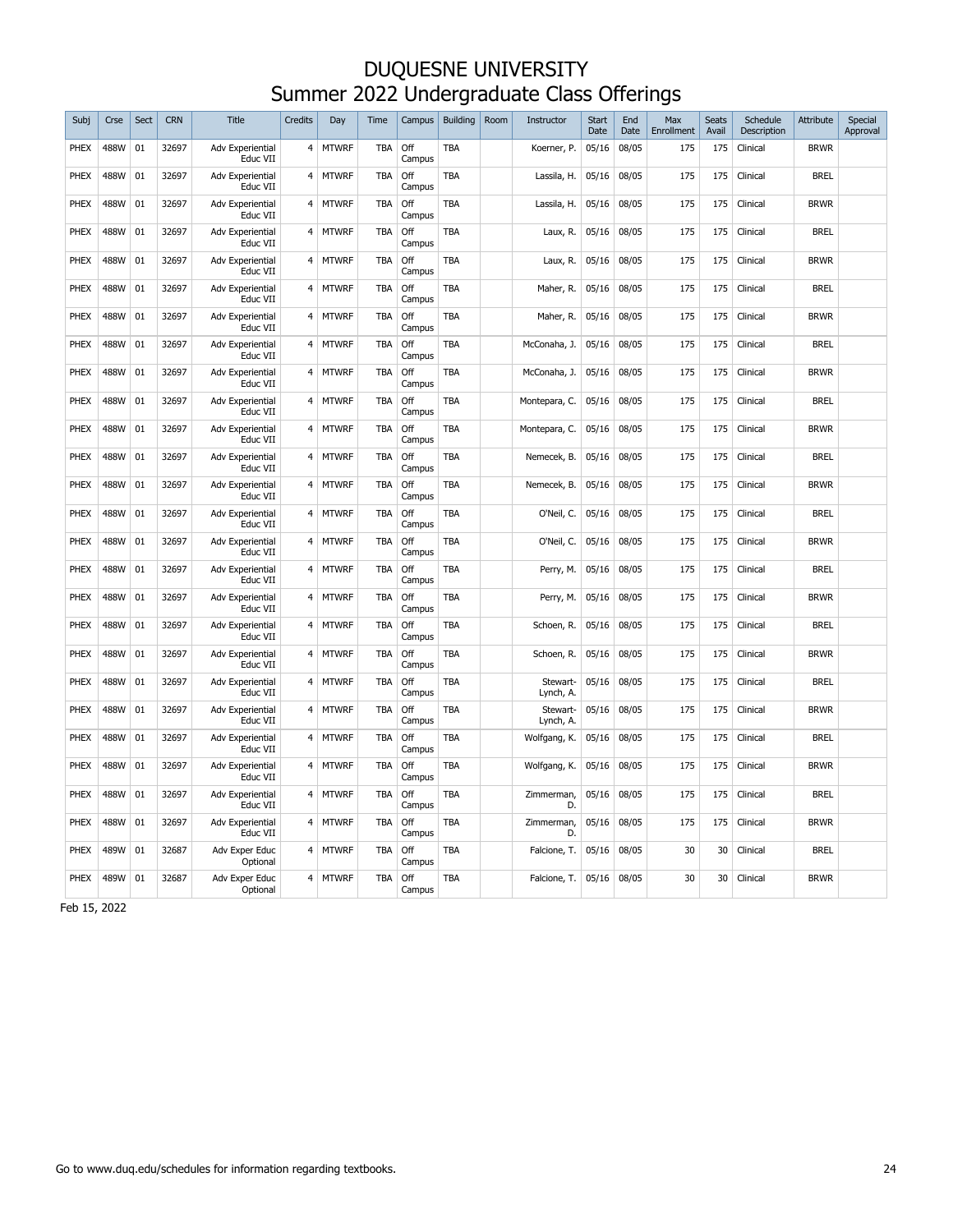# DUQUESNE UNIVERSITY
## Summer 2022 Undergraduate Class Offerings

| Subj | Crse | Sect | CRN | Title | Credits | Day | Time | Campus | Building | Room | Instructor | Start Date | End Date | Max Enrollment | Seats Avail | Schedule Description | Attribute | Special Approval |
|---|---|---|---|---|---|---|---|---|---|---|---|---|---|---|---|---|---|---|
| PHEX | 488W | 01 | 32697 | Adv Experiential Educ VII | 4 | MTWRF | TBA | Off Campus | TBA | | Koerner, P. | 05/16 | 08/05 | 175 | 175 | Clinical | BRWR | |
| PHEX | 488W | 01 | 32697 | Adv Experiential Educ VII | 4 | MTWRF | TBA | Off Campus | TBA | | Lassila, H. | 05/16 | 08/05 | 175 | 175 | Clinical | BREL | |
| PHEX | 488W | 01 | 32697 | Adv Experiential Educ VII | 4 | MTWRF | TBA | Off Campus | TBA | | Lassila, H. | 05/16 | 08/05 | 175 | 175 | Clinical | BRWR | |
| PHEX | 488W | 01 | 32697 | Adv Experiential Educ VII | 4 | MTWRF | TBA | Off Campus | TBA | | Laux, R. | 05/16 | 08/05 | 175 | 175 | Clinical | BREL | |
| PHEX | 488W | 01 | 32697 | Adv Experiential Educ VII | 4 | MTWRF | TBA | Off Campus | TBA | | Laux, R. | 05/16 | 08/05 | 175 | 175 | Clinical | BRWR | |
| PHEX | 488W | 01 | 32697 | Adv Experiential Educ VII | 4 | MTWRF | TBA | Off Campus | TBA | | Maher, R. | 05/16 | 08/05 | 175 | 175 | Clinical | BREL | |
| PHEX | 488W | 01 | 32697 | Adv Experiential Educ VII | 4 | MTWRF | TBA | Off Campus | TBA | | Maher, R. | 05/16 | 08/05 | 175 | 175 | Clinical | BRWR | |
| PHEX | 488W | 01 | 32697 | Adv Experiential Educ VII | 4 | MTWRF | TBA | Off Campus | TBA | | McConaha, J. | 05/16 | 08/05 | 175 | 175 | Clinical | BREL | |
| PHEX | 488W | 01 | 32697 | Adv Experiential Educ VII | 4 | MTWRF | TBA | Off Campus | TBA | | McConaha, J. | 05/16 | 08/05 | 175 | 175 | Clinical | BRWR | |
| PHEX | 488W | 01 | 32697 | Adv Experiential Educ VII | 4 | MTWRF | TBA | Off Campus | TBA | | Montepara, C. | 05/16 | 08/05 | 175 | 175 | Clinical | BREL | |
| PHEX | 488W | 01 | 32697 | Adv Experiential Educ VII | 4 | MTWRF | TBA | Off Campus | TBA | | Montepara, C. | 05/16 | 08/05 | 175 | 175 | Clinical | BRWR | |
| PHEX | 488W | 01 | 32697 | Adv Experiential Educ VII | 4 | MTWRF | TBA | Off Campus | TBA | | Nemecek, B. | 05/16 | 08/05 | 175 | 175 | Clinical | BREL | |
| PHEX | 488W | 01 | 32697 | Adv Experiential Educ VII | 4 | MTWRF | TBA | Off Campus | TBA | | Nemecek, B. | 05/16 | 08/05 | 175 | 175 | Clinical | BRWR | |
| PHEX | 488W | 01 | 32697 | Adv Experiential Educ VII | 4 | MTWRF | TBA | Off Campus | TBA | | O'Neil, C. | 05/16 | 08/05 | 175 | 175 | Clinical | BREL | |
| PHEX | 488W | 01 | 32697 | Adv Experiential Educ VII | 4 | MTWRF | TBA | Off Campus | TBA | | O'Neil, C. | 05/16 | 08/05 | 175 | 175 | Clinical | BRWR | |
| PHEX | 488W | 01 | 32697 | Adv Experiential Educ VII | 4 | MTWRF | TBA | Off Campus | TBA | | Perry, M. | 05/16 | 08/05 | 175 | 175 | Clinical | BREL | |
| PHEX | 488W | 01 | 32697 | Adv Experiential Educ VII | 4 | MTWRF | TBA | Off Campus | TBA | | Perry, M. | 05/16 | 08/05 | 175 | 175 | Clinical | BRWR | |
| PHEX | 488W | 01 | 32697 | Adv Experiential Educ VII | 4 | MTWRF | TBA | Off Campus | TBA | | Schoen, R. | 05/16 | 08/05 | 175 | 175 | Clinical | BREL | |
| PHEX | 488W | 01 | 32697 | Adv Experiential Educ VII | 4 | MTWRF | TBA | Off Campus | TBA | | Schoen, R. | 05/16 | 08/05 | 175 | 175 | Clinical | BRWR | |
| PHEX | 488W | 01 | 32697 | Adv Experiential Educ VII | 4 | MTWRF | TBA | Off Campus | TBA | | Stewart-Lynch, A. | 05/16 | 08/05 | 175 | 175 | Clinical | BREL | |
| PHEX | 488W | 01 | 32697 | Adv Experiential Educ VII | 4 | MTWRF | TBA | Off Campus | TBA | | Stewart-Lynch, A. | 05/16 | 08/05 | 175 | 175 | Clinical | BRWR | |
| PHEX | 488W | 01 | 32697 | Adv Experiential Educ VII | 4 | MTWRF | TBA | Off Campus | TBA | | Wolfgang, K. | 05/16 | 08/05 | 175 | 175 | Clinical | BREL | |
| PHEX | 488W | 01 | 32697 | Adv Experiential Educ VII | 4 | MTWRF | TBA | Off Campus | TBA | | Wolfgang, K. | 05/16 | 08/05 | 175 | 175 | Clinical | BRWR | |
| PHEX | 488W | 01 | 32697 | Adv Experiential Educ VII | 4 | MTWRF | TBA | Off Campus | TBA | | Zimmerman, D. | 05/16 | 08/05 | 175 | 175 | Clinical | BREL | |
| PHEX | 488W | 01 | 32697 | Adv Experiential Educ VII | 4 | MTWRF | TBA | Off Campus | TBA | | Zimmerman, D. | 05/16 | 08/05 | 175 | 175 | Clinical | BRWR | |
| PHEX | 489W | 01 | 32687 | Adv Exper Educ Optional | 4 | MTWRF | TBA | Off Campus | TBA | | Falcione, T. | 05/16 | 08/05 | 30 | 30 | Clinical | BREL | |
| PHEX | 489W | 01 | 32687 | Adv Exper Educ Optional | 4 | MTWRF | TBA | Off Campus | TBA | | Falcione, T. | 05/16 | 08/05 | 30 | 30 | Clinical | BRWR | |

Feb 15, 2022

Go to www.duq.edu/schedules for information regarding textbooks.